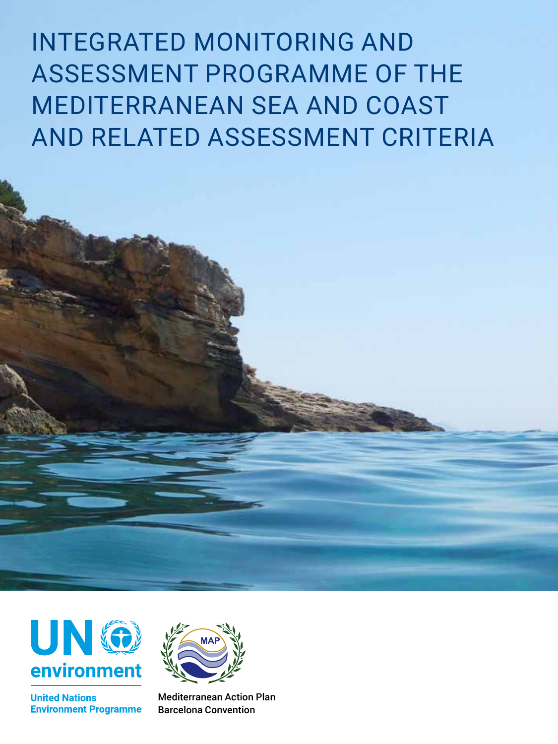# INTEGRATED MONITORING AND ASSESSMENT PROGRAMME OF THE MEDITERRANEAN SEA AND COAST AND RELATED ASSESSMENT CRITERIA

UN environment

United Nations Environment Programme

MAP

Mediterranean Action Plan
Barcelona Convention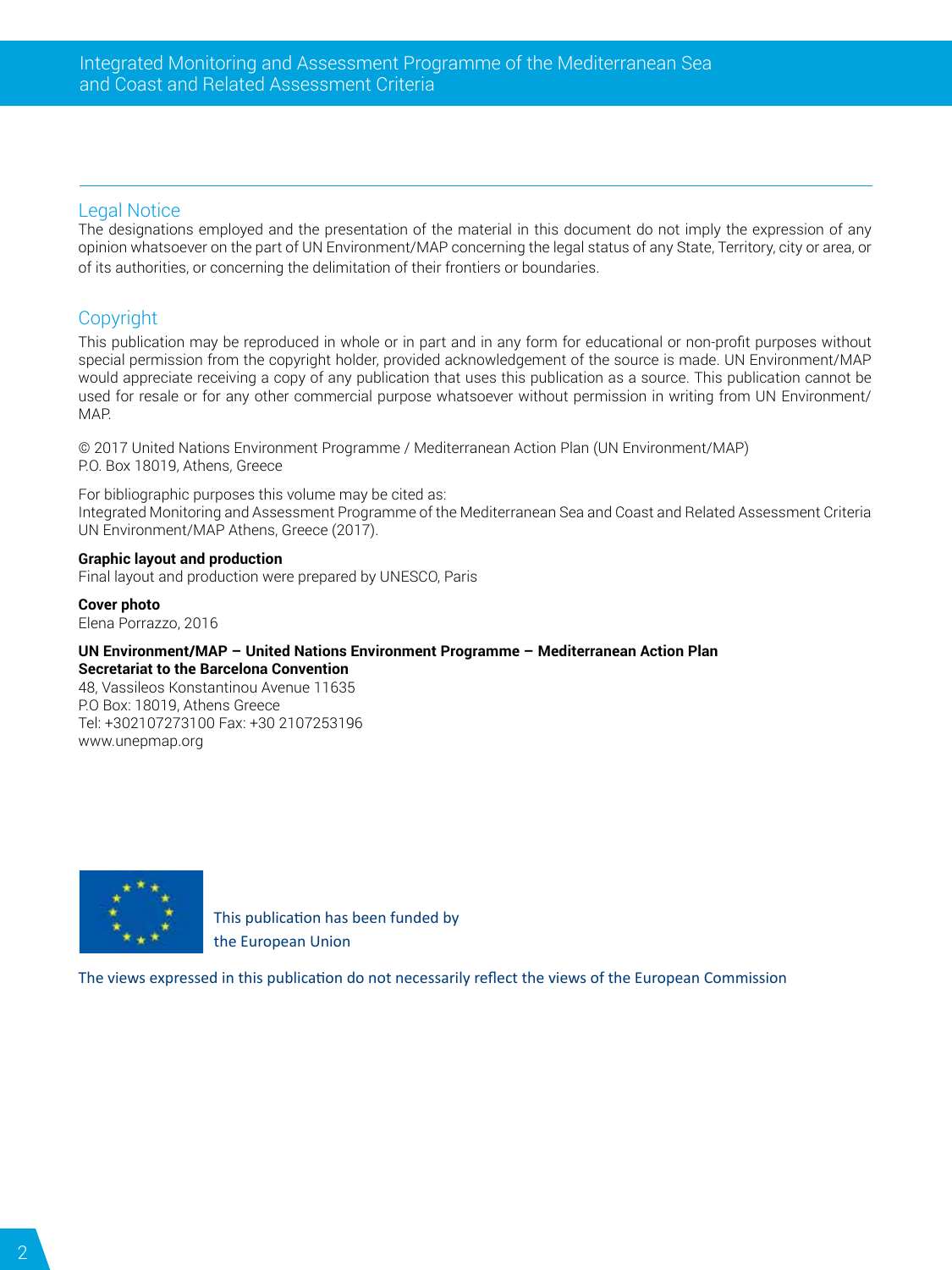## Legal Notice

The designations employed and the presentation of the material in this document do not imply the expression of any opinion whatsoever on the part of UN Environment/MAP concerning the legal status of any State, Territory, city or area, or of its authorities, or concerning the delimitation of their frontiers or boundaries.

## Copyright

This publication may be reproduced in whole or in part and in any form for educational or non-profit purposes without special permission from the copyright holder, provided acknowledgement of the source is made. UN Environment/MAP would appreciate receiving a copy of any publication that uses this publication as a source. This publication cannot be used for resale or for any other commercial purpose whatsoever without permission in writing from UN Environment/MAP.

© 2017 United Nations Environment Programme / Mediterranean Action Plan (UN Environment/MAP)
P.O. Box 18019, Athens, Greece

For bibliographic purposes this volume may be cited as:
Integrated Monitoring and Assessment Programme of the Mediterranean Sea and Coast and Related Assessment Criteria UN Environment/MAP Athens, Greece (2017).

**Graphic layout and production**
Final layout and production were prepared by UNESCO, Paris

**Cover photo**
Elena Porrazzo, 2016

**UN Environment/MAP – United Nations Environment Programme – Mediterranean Action Plan**
**Secretariat to the Barcelona Convention**
48, Vassileos Konstantinou Avenue 11635
P.O Box: 18019, Athens Greece
Tel: +302107273100 Fax: +30 2107253196
www.unepmap.org

This publication has been funded by the European Union

The views expressed in this publication do not necessarily reflect the views of the European Commission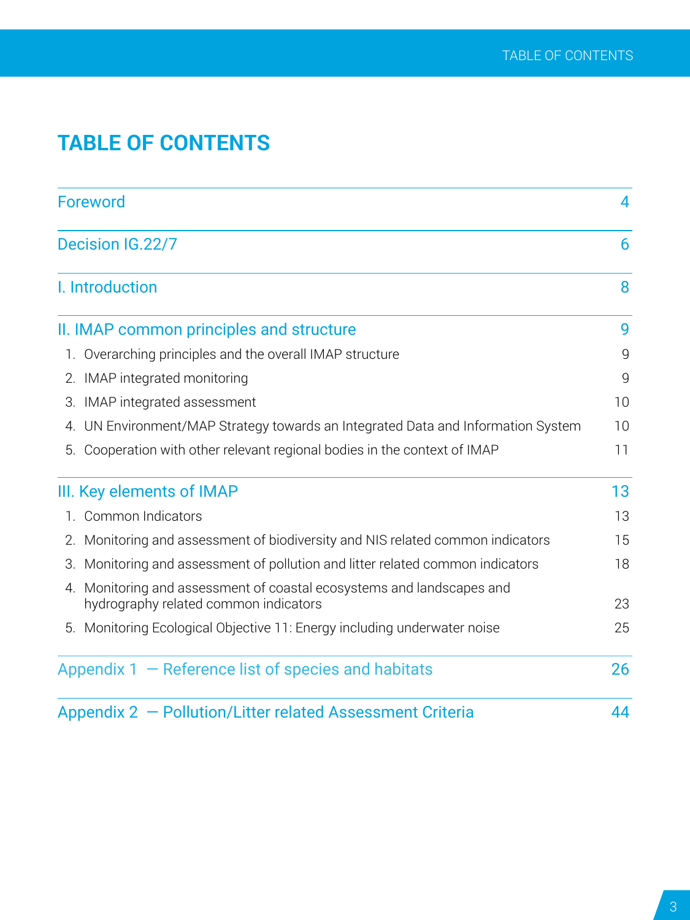# TABLE OF CONTENTS

| | |
|---|---|
| Foreword | 4 |
| Decision IG.22/7 | 6 |
| I. Introduction | 8 |
| II. IMAP common principles and structure | 9 |
| 1. Overarching principles and the overall IMAP structure | 9 |
| 2. IMAP integrated monitoring | 9 |
| 3. IMAP integrated assessment | 10 |
| 4. UN Environment/MAP Strategy towards an Integrated Data and Information System | 10 |
| 5. Cooperation with other relevant regional bodies in the context of IMAP | 11 |
| III. Key elements of IMAP | 13 |
| 1. Common Indicators | 13 |
| 2. Monitoring and assessment of biodiversity and NIS related common indicators | 15 |
| 3. Monitoring and assessment of pollution and litter related common indicators | 18 |
| 4. Monitoring and assessment of coastal ecosystems and landscapes and hydrography related common indicators | 23 |
| 5. Monitoring Ecological Objective 11: Energy including underwater noise | 25 |
| Appendix 1 — Reference list of species and habitats | 26 |
| Appendix 2 — Pollution/Litter related Assessment Criteria | 44 |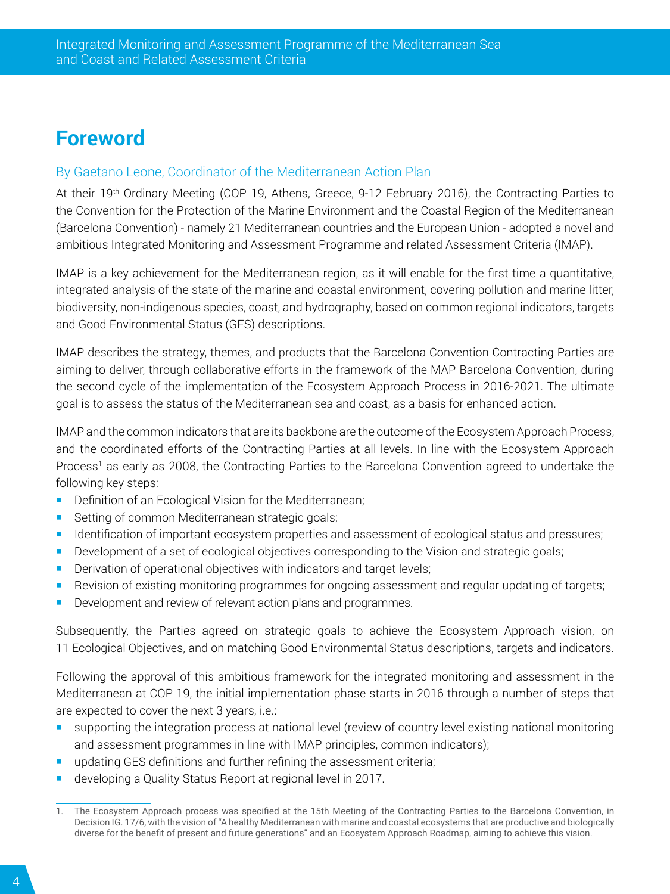# Foreword

By Gaetano Leone, Coordinator of the Mediterranean Action Plan

At their 19th Ordinary Meeting (COP 19, Athens, Greece, 9-12 February 2016), the Contracting Parties to the Convention for the Protection of the Marine Environment and the Coastal Region of the Mediterranean (Barcelona Convention) - namely 21 Mediterranean countries and the European Union - adopted a novel and ambitious Integrated Monitoring and Assessment Programme and related Assessment Criteria (IMAP).

IMAP is a key achievement for the Mediterranean region, as it will enable for the first time a quantitative, integrated analysis of the state of the marine and coastal environment, covering pollution and marine litter, biodiversity, non-indigenous species, coast, and hydrography, based on common regional indicators, targets and Good Environmental Status (GES) descriptions.

IMAP describes the strategy, themes, and products that the Barcelona Convention Contracting Parties are aiming to deliver, through collaborative efforts in the framework of the MAP Barcelona Convention, during the second cycle of the implementation of the Ecosystem Approach Process in 2016-2021. The ultimate goal is to assess the status of the Mediterranean sea and coast, as a basis for enhanced action.

IMAP and the common indicators that are its backbone are the outcome of the Ecosystem Approach Process, and the coordinated efforts of the Contracting Parties at all levels. In line with the Ecosystem Approach Process[1] as early as 2008, the Contracting Parties to the Barcelona Convention agreed to undertake the following key steps:

- Definition of an Ecological Vision for the Mediterranean;
- Setting of common Mediterranean strategic goals;
- Identification of important ecosystem properties and assessment of ecological status and pressures;
- Development of a set of ecological objectives corresponding to the Vision and strategic goals;
- Derivation of operational objectives with indicators and target levels;
- Revision of existing monitoring programmes for ongoing assessment and regular updating of targets;
- Development and review of relevant action plans and programmes.

Subsequently, the Parties agreed on strategic goals to achieve the Ecosystem Approach vision, on 11 Ecological Objectives, and on matching Good Environmental Status descriptions, targets and indicators.

Following the approval of this ambitious framework for the integrated monitoring and assessment in the Mediterranean at COP 19, the initial implementation phase starts in 2016 through a number of steps that are expected to cover the next 3 years, i.e.:

- supporting the integration process at national level (review of country level existing national monitoring and assessment programmes in line with IMAP principles, common indicators);
- updating GES definitions and further refining the assessment criteria;
- developing a Quality Status Report at regional level in 2017.

1. The Ecosystem Approach process was specified at the 15th Meeting of the Contracting Parties to the Barcelona Convention, in Decision IG. 17/6, with the vision of "A healthy Mediterranean with marine and coastal ecosystems that are productive and biologically diverse for the benefit of present and future generations" and an Ecosystem Approach Roadmap, aiming to achieve this vision.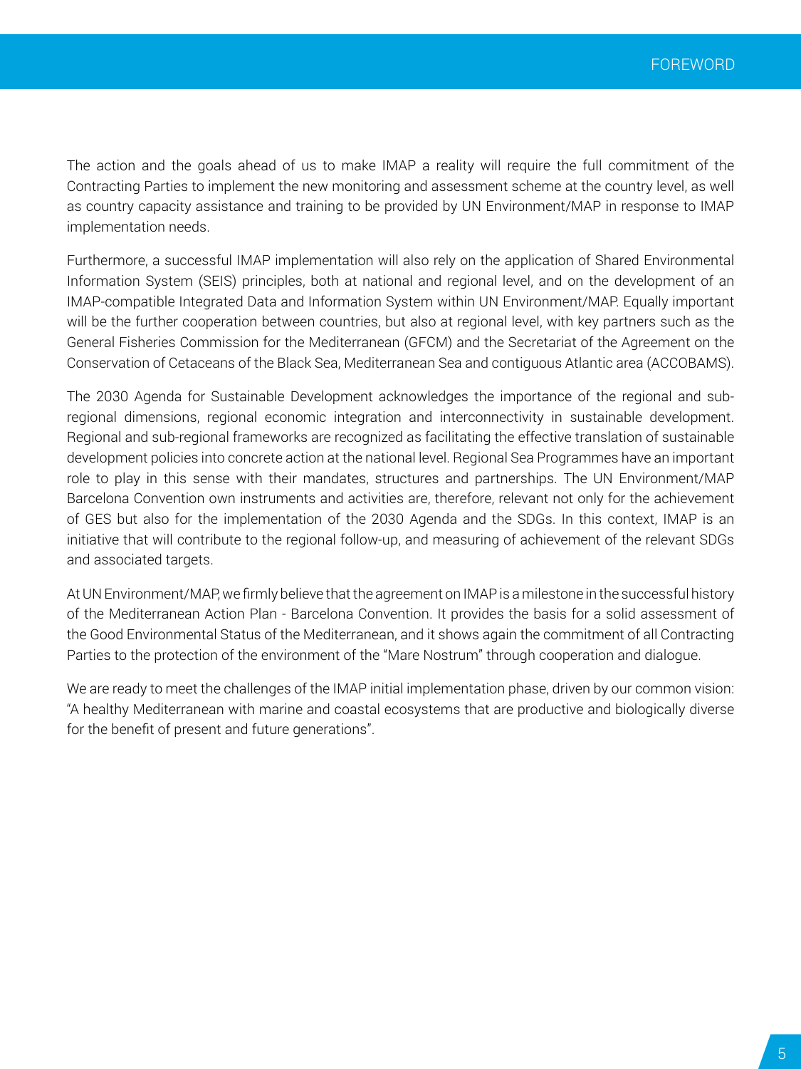The action and the goals ahead of us to make IMAP a reality will require the full commitment of the Contracting Parties to implement the new monitoring and assessment scheme at the country level, as well as country capacity assistance and training to be provided by UN Environment/MAP in response to IMAP implementation needs.

Furthermore, a successful IMAP implementation will also rely on the application of Shared Environmental Information System (SEIS) principles, both at national and regional level, and on the development of an IMAP-compatible Integrated Data and Information System within UN Environment/MAP. Equally important will be the further cooperation between countries, but also at regional level, with key partners such as the General Fisheries Commission for the Mediterranean (GFCM) and the Secretariat of the Agreement on the Conservation of Cetaceans of the Black Sea, Mediterranean Sea and contiguous Atlantic area (ACCOBAMS).

The 2030 Agenda for Sustainable Development acknowledges the importance of the regional and sub-regional dimensions, regional economic integration and interconnectivity in sustainable development. Regional and sub-regional frameworks are recognized as facilitating the effective translation of sustainable development policies into concrete action at the national level. Regional Sea Programmes have an important role to play in this sense with their mandates, structures and partnerships. The UN Environment/MAP Barcelona Convention own instruments and activities are, therefore, relevant not only for the achievement of GES but also for the implementation of the 2030 Agenda and the SDGs. In this context, IMAP is an initiative that will contribute to the regional follow-up, and measuring of achievement of the relevant SDGs and associated targets.

At UN Environment/MAP, we firmly believe that the agreement on IMAP is a milestone in the successful history of the Mediterranean Action Plan - Barcelona Convention. It provides the basis for a solid assessment of the Good Environmental Status of the Mediterranean, and it shows again the commitment of all Contracting Parties to the protection of the environment of the "Mare Nostrum" through cooperation and dialogue.

We are ready to meet the challenges of the IMAP initial implementation phase, driven by our common vision: "A healthy Mediterranean with marine and coastal ecosystems that are productive and biologically diverse for the benefit of present and future generations".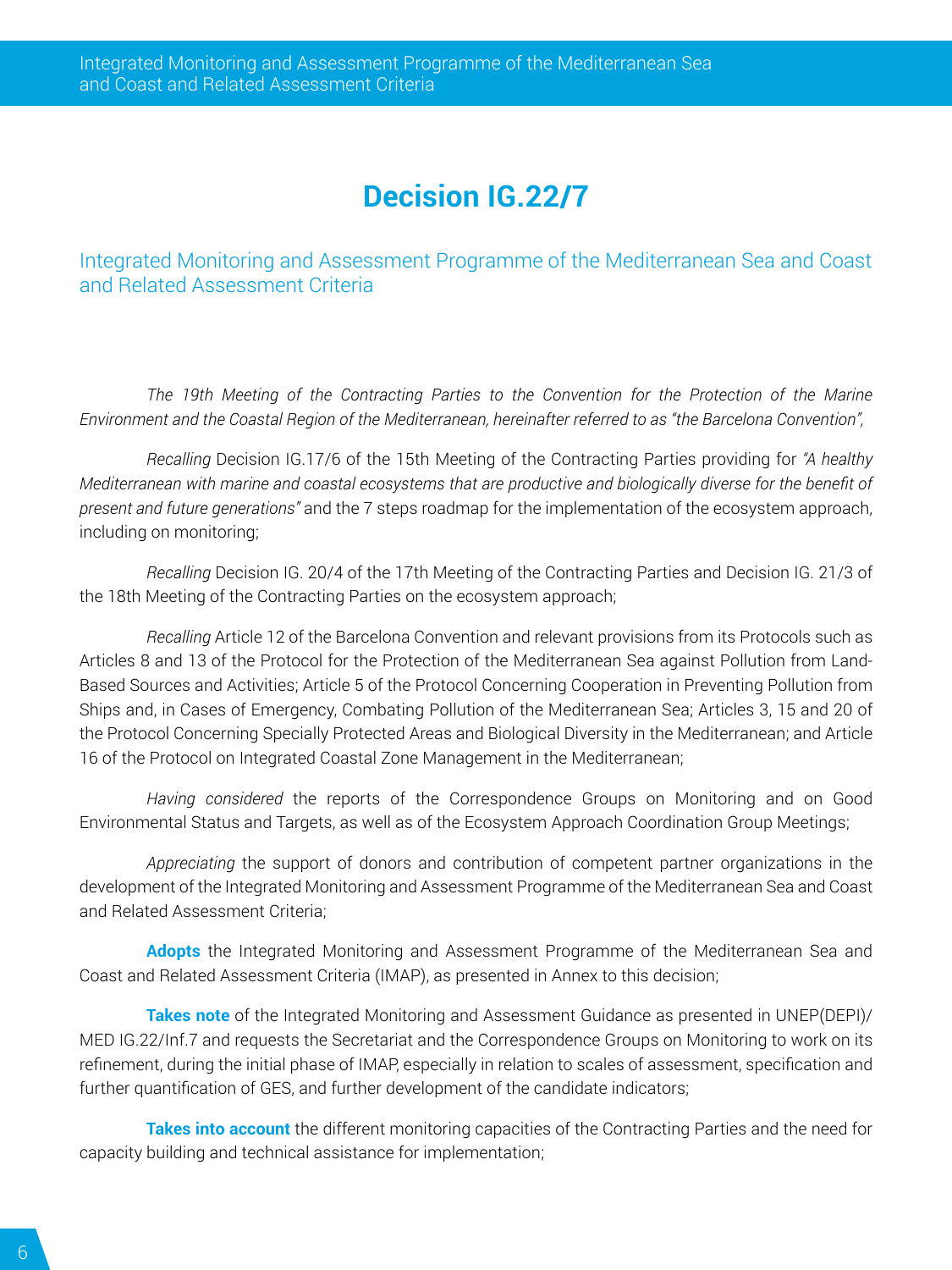# Decision IG.22/7

## Integrated Monitoring and Assessment Programme of the Mediterranean Sea and Coast and Related Assessment Criteria

*The 19th Meeting of the Contracting Parties to the Convention for the Protection of the Marine Environment and the Coastal Region of the Mediterranean, hereinafter referred to as "the Barcelona Convention",*

*Recalling* Decision IG.17/6 of the 15th Meeting of the Contracting Parties providing for *"A healthy Mediterranean with marine and coastal ecosystems that are productive and biologically diverse for the benefit of present and future generations"* and the 7 steps roadmap for the implementation of the ecosystem approach, including on monitoring;

*Recalling* Decision IG. 20/4 of the 17th Meeting of the Contracting Parties and Decision IG. 21/3 of the 18th Meeting of the Contracting Parties on the ecosystem approach;

*Recalling* Article 12 of the Barcelona Convention and relevant provisions from its Protocols such as Articles 8 and 13 of the Protocol for the Protection of the Mediterranean Sea against Pollution from Land-Based Sources and Activities; Article 5 of the Protocol Concerning Cooperation in Preventing Pollution from Ships and, in Cases of Emergency, Combating Pollution of the Mediterranean Sea; Articles 3, 15 and 20 of the Protocol Concerning Specially Protected Areas and Biological Diversity in the Mediterranean; and Article 16 of the Protocol on Integrated Coastal Zone Management in the Mediterranean;

*Having considered* the reports of the Correspondence Groups on Monitoring and on Good Environmental Status and Targets, as well as of the Ecosystem Approach Coordination Group Meetings;

*Appreciating* the support of donors and contribution of competent partner organizations in the development of the Integrated Monitoring and Assessment Programme of the Mediterranean Sea and Coast and Related Assessment Criteria;

**Adopts** the Integrated Monitoring and Assessment Programme of the Mediterranean Sea and Coast and Related Assessment Criteria (IMAP), as presented in Annex to this decision;

**Takes note** of the Integrated Monitoring and Assessment Guidance as presented in UNEP(DEPI)/MED IG.22/Inf.7 and requests the Secretariat and the Correspondence Groups on Monitoring to work on its refinement, during the initial phase of IMAP, especially in relation to scales of assessment, specification and further quantification of GES, and further development of the candidate indicators;

**Takes into account** the different monitoring capacities of the Contracting Parties and the need for capacity building and technical assistance for implementation;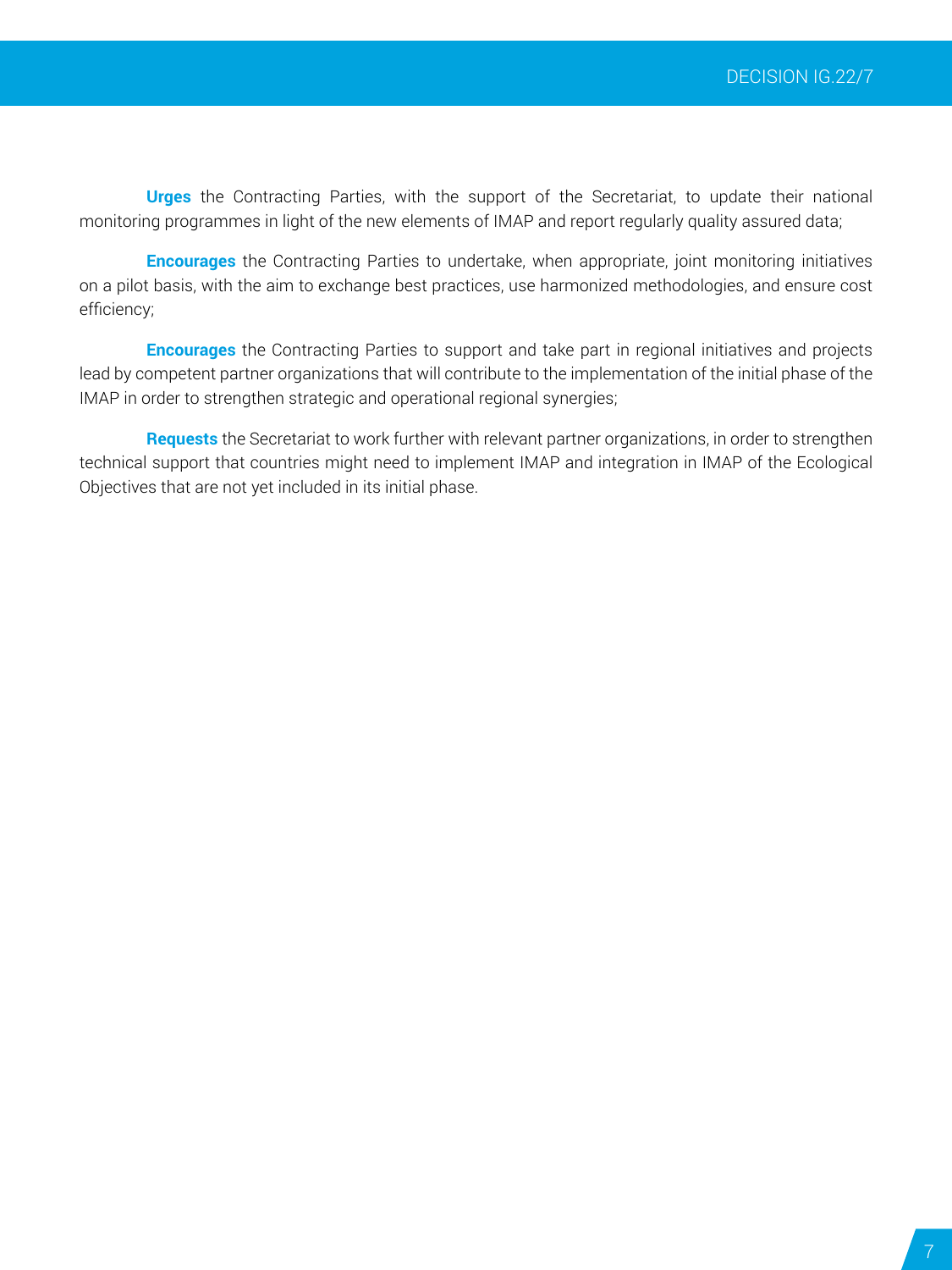**Urges** the Contracting Parties, with the support of the Secretariat, to update their national monitoring programmes in light of the new elements of IMAP and report regularly quality assured data;

**Encourages** the Contracting Parties to undertake, when appropriate, joint monitoring initiatives on a pilot basis, with the aim to exchange best practices, use harmonized methodologies, and ensure cost efficiency;

**Encourages** the Contracting Parties to support and take part in regional initiatives and projects lead by competent partner organizations that will contribute to the implementation of the initial phase of the IMAP in order to strengthen strategic and operational regional synergies;

**Requests** the Secretariat to work further with relevant partner organizations, in order to strengthen technical support that countries might need to implement IMAP and integration in IMAP of the Ecological Objectives that are not yet included in its initial phase.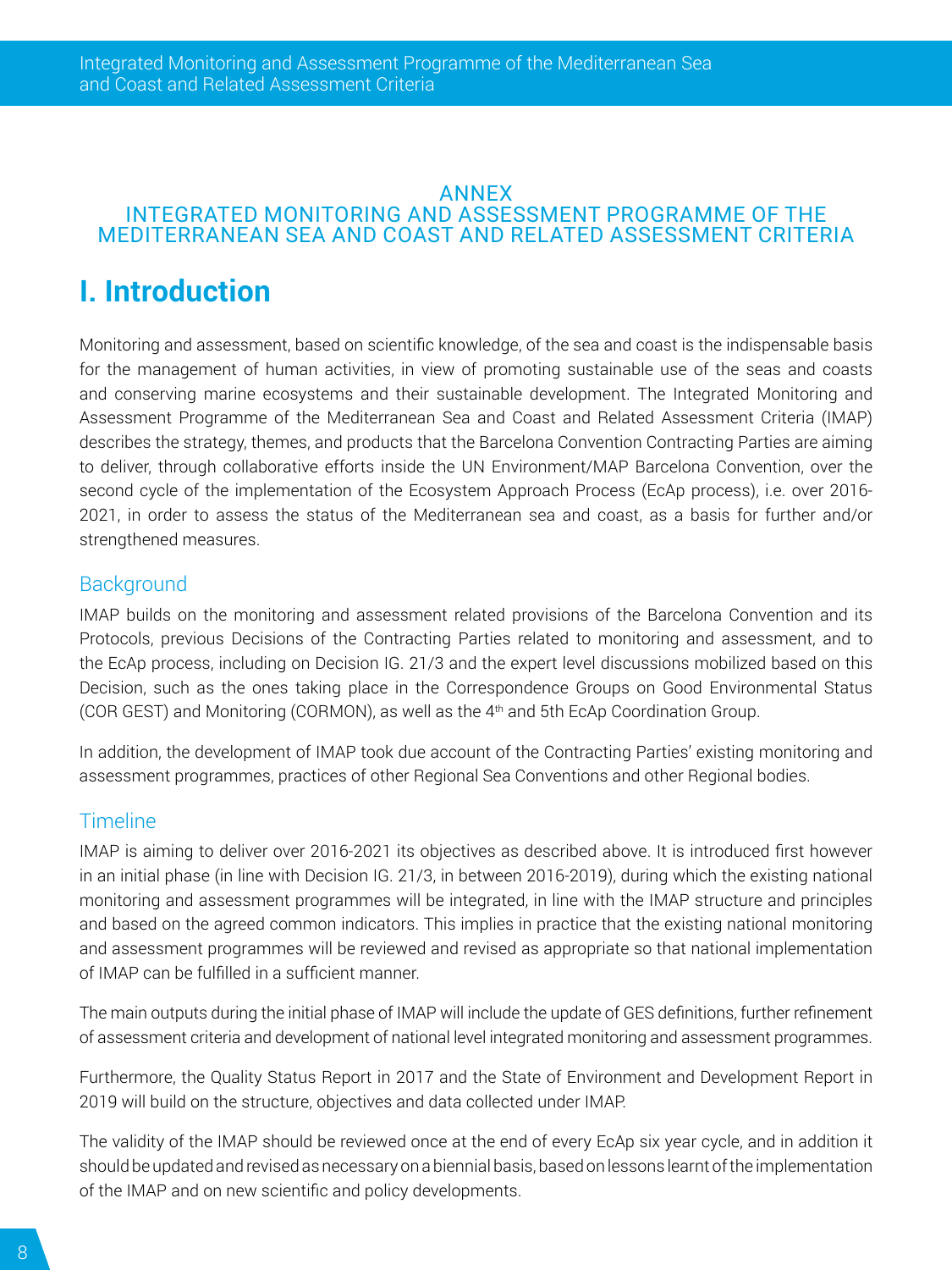## ANNEX
## INTEGRATED MONITORING AND ASSESSMENT PROGRAMME OF THE MEDITERRANEAN SEA AND COAST AND RELATED ASSESSMENT CRITERIA

# I. Introduction

Monitoring and assessment, based on scientific knowledge, of the sea and coast is the indispensable basis for the management of human activities, in view of promoting sustainable use of the seas and coasts and conserving marine ecosystems and their sustainable development. The Integrated Monitoring and Assessment Programme of the Mediterranean Sea and Coast and Related Assessment Criteria (IMAP) describes the strategy, themes, and products that the Barcelona Convention Contracting Parties are aiming to deliver, through collaborative efforts inside the UN Environment/MAP Barcelona Convention, over the second cycle of the implementation of the Ecosystem Approach Process (EcAp process), i.e. over 2016-2021, in order to assess the status of the Mediterranean sea and coast, as a basis for further and/or strengthened measures.

## Background

IMAP builds on the monitoring and assessment related provisions of the Barcelona Convention and its Protocols, previous Decisions of the Contracting Parties related to monitoring and assessment, and to the EcAp process, including on Decision IG. 21/3 and the expert level discussions mobilized based on this Decision, such as the ones taking place in the Correspondence Groups on Good Environmental Status (COR GEST) and Monitoring (CORMON), as well as the 4th and 5th EcAp Coordination Group.

In addition, the development of IMAP took due account of the Contracting Parties' existing monitoring and assessment programmes, practices of other Regional Sea Conventions and other Regional bodies.

## Timeline

IMAP is aiming to deliver over 2016-2021 its objectives as described above. It is introduced first however in an initial phase (in line with Decision IG. 21/3, in between 2016-2019), during which the existing national monitoring and assessment programmes will be integrated, in line with the IMAP structure and principles and based on the agreed common indicators. This implies in practice that the existing national monitoring and assessment programmes will be reviewed and revised as appropriate so that national implementation of IMAP can be fulfilled in a sufficient manner.

The main outputs during the initial phase of IMAP will include the update of GES definitions, further refinement of assessment criteria and development of national level integrated monitoring and assessment programmes.

Furthermore, the Quality Status Report in 2017 and the State of Environment and Development Report in 2019 will build on the structure, objectives and data collected under IMAP.

The validity of the IMAP should be reviewed once at the end of every EcAp six year cycle, and in addition it should be updated and revised as necessary on a biennial basis, based on lessons learnt of the implementation of the IMAP and on new scientific and policy developments.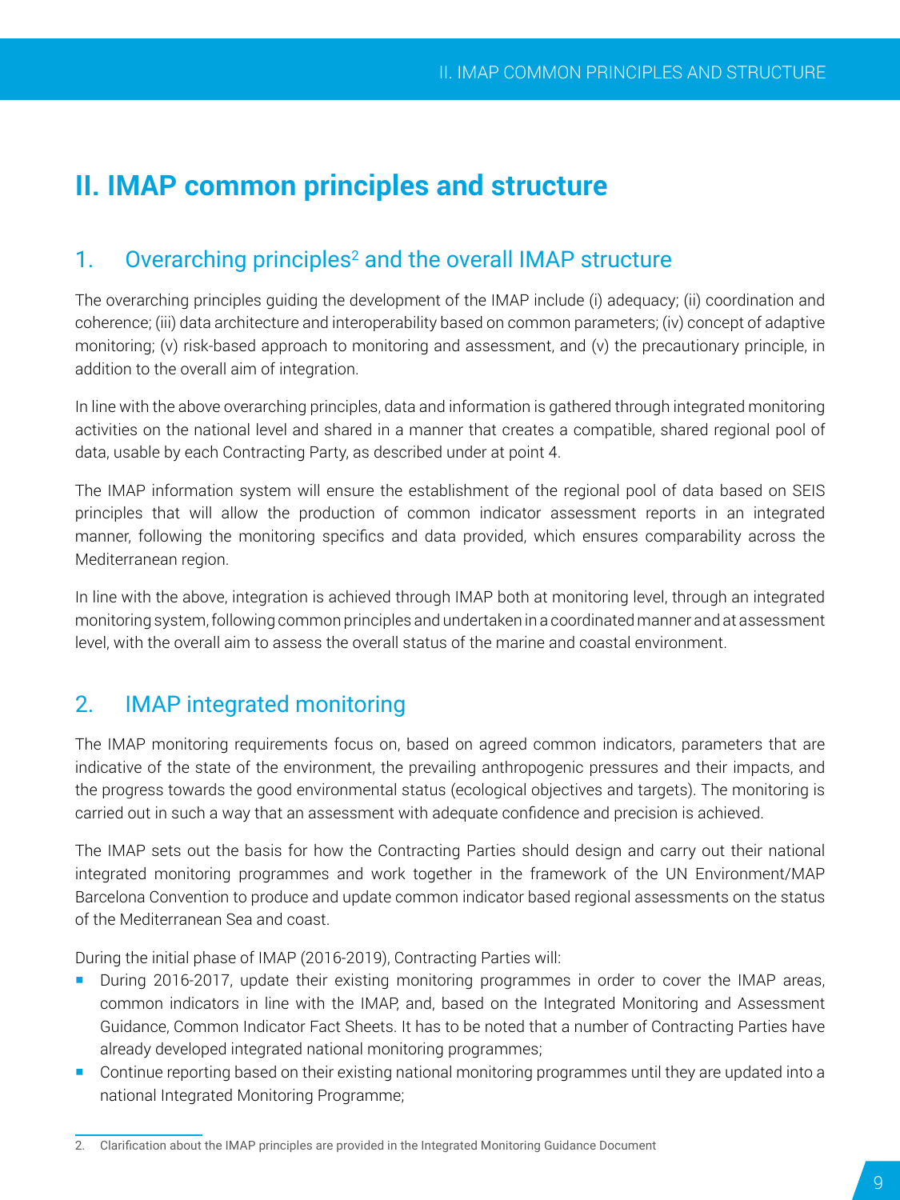# II. IMAP common principles and structure

## 1. Overarching principles[2] and the overall IMAP structure

The overarching principles guiding the development of the IMAP include (i) adequacy; (ii) coordination and coherence; (iii) data architecture and interoperability based on common parameters; (iv) concept of adaptive monitoring; (v) risk-based approach to monitoring and assessment, and (v) the precautionary principle, in addition to the overall aim of integration.

In line with the above overarching principles, data and information is gathered through integrated monitoring activities on the national level and shared in a manner that creates a compatible, shared regional pool of data, usable by each Contracting Party, as described under at point 4.

The IMAP information system will ensure the establishment of the regional pool of data based on SEIS principles that will allow the production of common indicator assessment reports in an integrated manner, following the monitoring specifics and data provided, which ensures comparability across the Mediterranean region.

In line with the above, integration is achieved through IMAP both at monitoring level, through an integrated monitoring system, following common principles and undertaken in a coordinated manner and at assessment level, with the overall aim to assess the overall status of the marine and coastal environment.

## 2. IMAP integrated monitoring

The IMAP monitoring requirements focus on, based on agreed common indicators, parameters that are indicative of the state of the environment, the prevailing anthropogenic pressures and their impacts, and the progress towards the good environmental status (ecological objectives and targets). The monitoring is carried out in such a way that an assessment with adequate confidence and precision is achieved.

The IMAP sets out the basis for how the Contracting Parties should design and carry out their national integrated monitoring programmes and work together in the framework of the UN Environment/MAP Barcelona Convention to produce and update common indicator based regional assessments on the status of the Mediterranean Sea and coast.

During the initial phase of IMAP (2016-2019), Contracting Parties will:

- During 2016-2017, update their existing monitoring programmes in order to cover the IMAP areas, common indicators in line with the IMAP, and, based on the Integrated Monitoring and Assessment Guidance, Common Indicator Fact Sheets. It has to be noted that a number of Contracting Parties have already developed integrated national monitoring programmes;
- Continue reporting based on their existing national monitoring programmes until they are updated into a national Integrated Monitoring Programme;

2. Clarification about the IMAP principles are provided in the Integrated Monitoring Guidance Document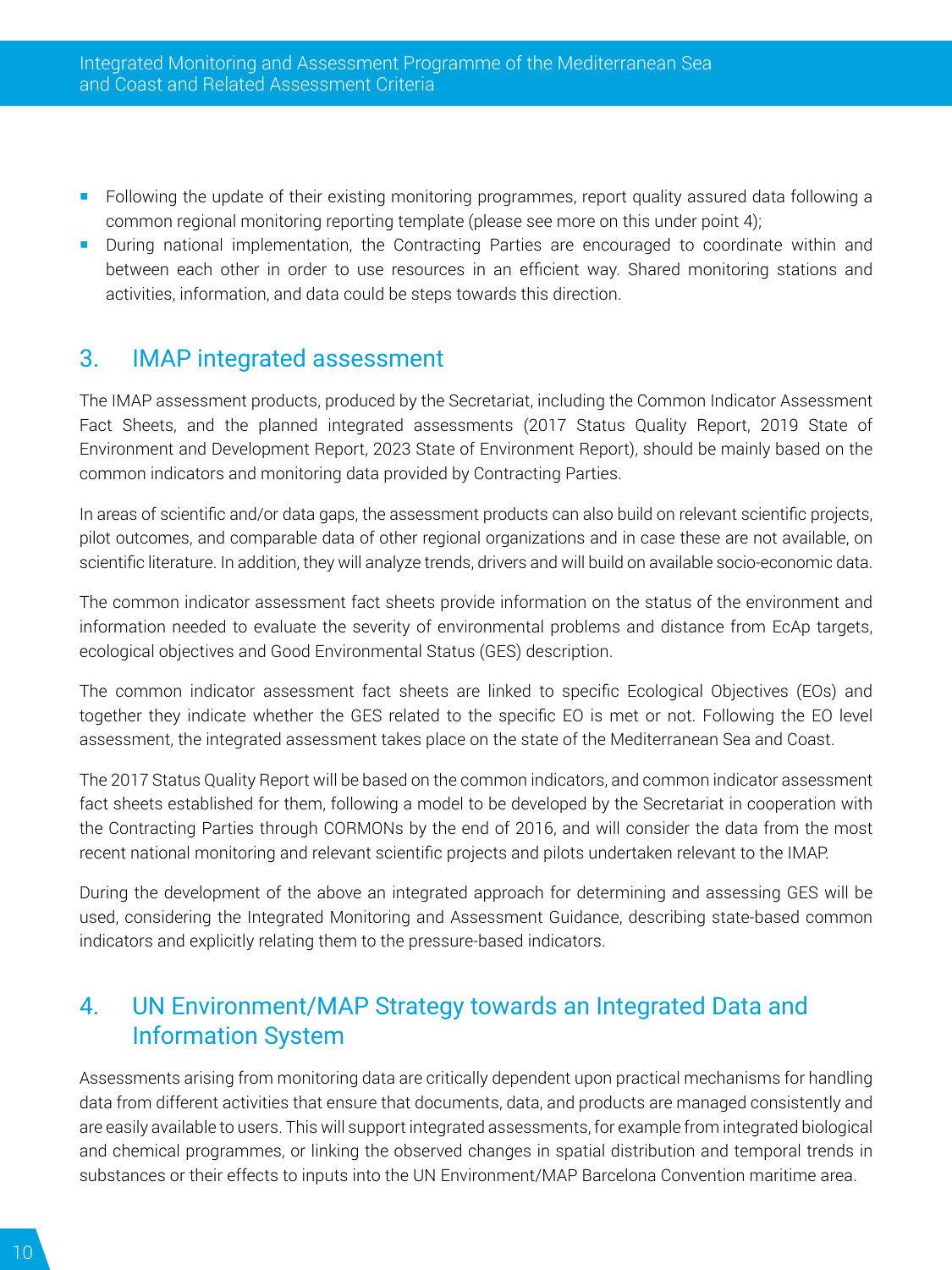- Following the update of their existing monitoring programmes, report quality assured data following a common regional monitoring reporting template (please see more on this under point 4);
- During national implementation, the Contracting Parties are encouraged to coordinate within and between each other in order to use resources in an efficient way. Shared monitoring stations and activities, information, and data could be steps towards this direction.

## 3. IMAP integrated assessment

The IMAP assessment products, produced by the Secretariat, including the Common Indicator Assessment Fact Sheets, and the planned integrated assessments (2017 Status Quality Report, 2019 State of Environment and Development Report, 2023 State of Environment Report), should be mainly based on the common indicators and monitoring data provided by Contracting Parties.

In areas of scientific and/or data gaps, the assessment products can also build on relevant scientific projects, pilot outcomes, and comparable data of other regional organizations and in case these are not available, on scientific literature. In addition, they will analyze trends, drivers and will build on available socio-economic data.

The common indicator assessment fact sheets provide information on the status of the environment and information needed to evaluate the severity of environmental problems and distance from EcAp targets, ecological objectives and Good Environmental Status (GES) description.

The common indicator assessment fact sheets are linked to specific Ecological Objectives (EOs) and together they indicate whether the GES related to the specific EO is met or not. Following the EO level assessment, the integrated assessment takes place on the state of the Mediterranean Sea and Coast.

The 2017 Status Quality Report will be based on the common indicators, and common indicator assessment fact sheets established for them, following a model to be developed by the Secretariat in cooperation with the Contracting Parties through CORMONs by the end of 2016, and will consider the data from the most recent national monitoring and relevant scientific projects and pilots undertaken relevant to the IMAP.

During the development of the above an integrated approach for determining and assessing GES will be used, considering the Integrated Monitoring and Assessment Guidance, describing state-based common indicators and explicitly relating them to the pressure-based indicators.

## 4. UN Environment/MAP Strategy towards an Integrated Data and Information System

Assessments arising from monitoring data are critically dependent upon practical mechanisms for handling data from different activities that ensure that documents, data, and products are managed consistently and are easily available to users. This will support integrated assessments, for example from integrated biological and chemical programmes, or linking the observed changes in spatial distribution and temporal trends in substances or their effects to inputs into the UN Environment/MAP Barcelona Convention maritime area.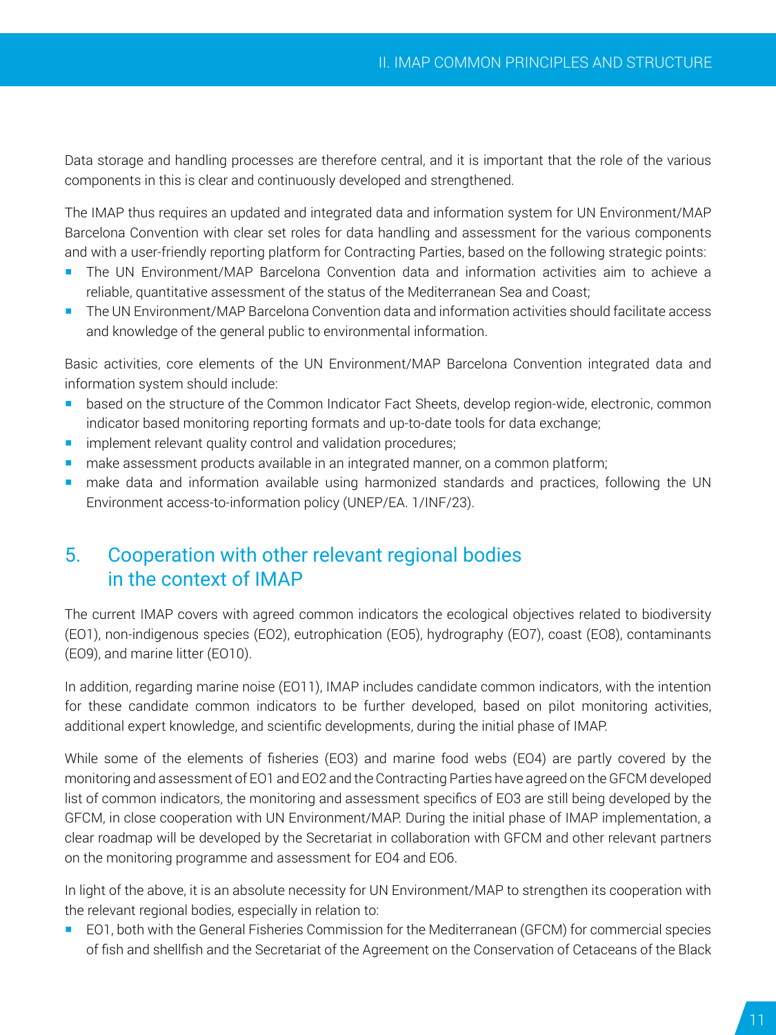Data storage and handling processes are therefore central, and it is important that the role of the various components in this is clear and continuously developed and strengthened.

The IMAP thus requires an updated and integrated data and information system for UN Environment/MAP Barcelona Convention with clear set roles for data handling and assessment for the various components and with a user-friendly reporting platform for Contracting Parties, based on the following strategic points:

- The UN Environment/MAP Barcelona Convention data and information activities aim to achieve a reliable, quantitative assessment of the status of the Mediterranean Sea and Coast;
- The UN Environment/MAP Barcelona Convention data and information activities should facilitate access and knowledge of the general public to environmental information.

Basic activities, core elements of the UN Environment/MAP Barcelona Convention integrated data and information system should include:

- based on the structure of the Common Indicator Fact Sheets, develop region-wide, electronic, common indicator based monitoring reporting formats and up-to-date tools for data exchange;
- implement relevant quality control and validation procedures;
- make assessment products available in an integrated manner, on a common platform;
- make data and information available using harmonized standards and practices, following the UN Environment access-to-information policy (UNEP/EA. 1/INF/23).

## 5. Cooperation with other relevant regional bodies in the context of IMAP

The current IMAP covers with agreed common indicators the ecological objectives related to biodiversity (EO1), non-indigenous species (EO2), eutrophication (EO5), hydrography (EO7), coast (EO8), contaminants (EO9), and marine litter (EO10).

In addition, regarding marine noise (EO11), IMAP includes candidate common indicators, with the intention for these candidate common indicators to be further developed, based on pilot monitoring activities, additional expert knowledge, and scientific developments, during the initial phase of IMAP.

While some of the elements of fisheries (EO3) and marine food webs (EO4) are partly covered by the monitoring and assessment of EO1 and EO2 and the Contracting Parties have agreed on the GFCM developed list of common indicators, the monitoring and assessment specifics of EO3 are still being developed by the GFCM, in close cooperation with UN Environment/MAP. During the initial phase of IMAP implementation, a clear roadmap will be developed by the Secretariat in collaboration with GFCM and other relevant partners on the monitoring programme and assessment for EO4 and EO6.

In light of the above, it is an absolute necessity for UN Environment/MAP to strengthen its cooperation with the relevant regional bodies, especially in relation to:

- EO1, both with the General Fisheries Commission for the Mediterranean (GFCM) for commercial species of fish and shellfish and the Secretariat of the Agreement on the Conservation of Cetaceans of the Black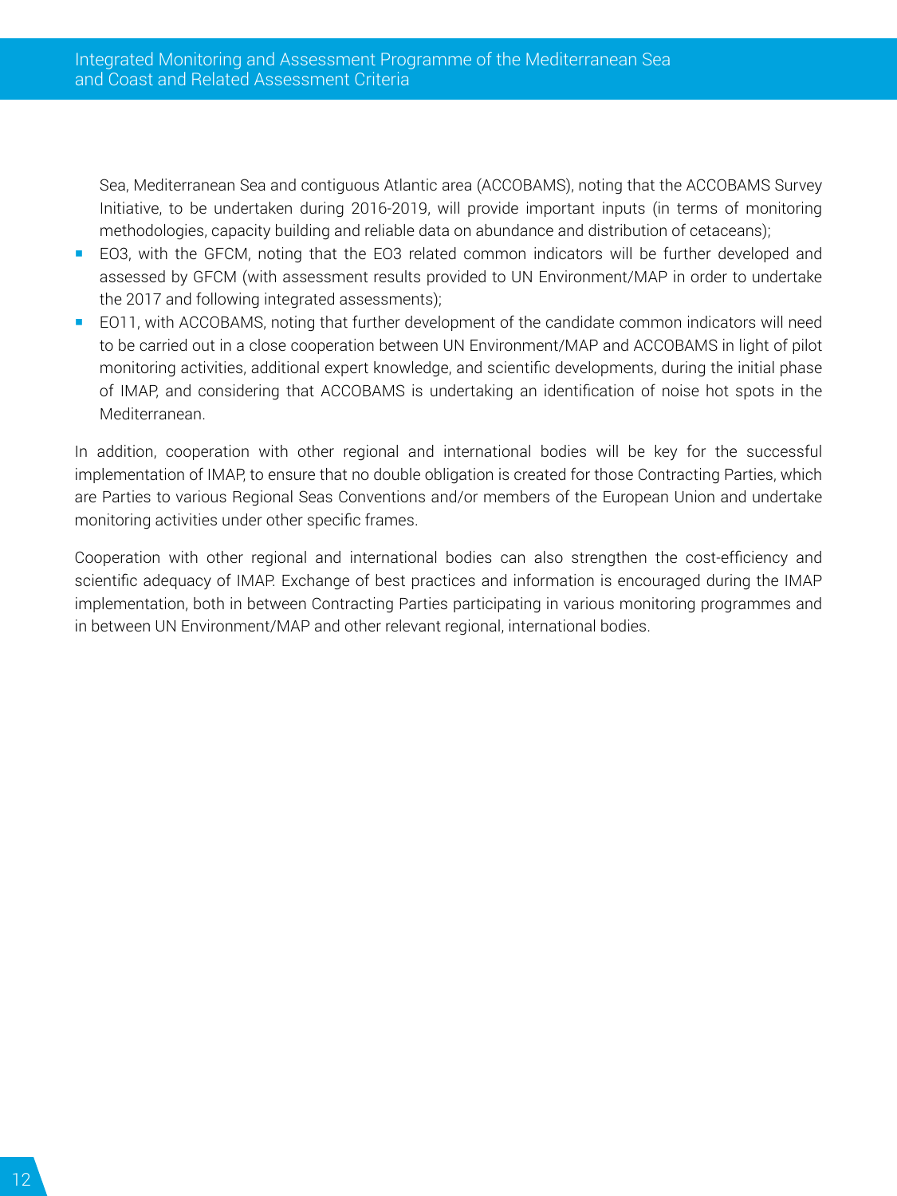Sea, Mediterranean Sea and contiguous Atlantic area (ACCOBAMS), noting that the ACCOBAMS Survey Initiative, to be undertaken during 2016-2019, will provide important inputs (in terms of monitoring methodologies, capacity building and reliable data on abundance and distribution of cetaceans);

- EO3, with the GFCM, noting that the EO3 related common indicators will be further developed and assessed by GFCM (with assessment results provided to UN Environment/MAP in order to undertake the 2017 and following integrated assessments);
- EO11, with ACCOBAMS, noting that further development of the candidate common indicators will need to be carried out in a close cooperation between UN Environment/MAP and ACCOBAMS in light of pilot monitoring activities, additional expert knowledge, and scientific developments, during the initial phase of IMAP, and considering that ACCOBAMS is undertaking an identification of noise hot spots in the Mediterranean.

In addition, cooperation with other regional and international bodies will be key for the successful implementation of IMAP, to ensure that no double obligation is created for those Contracting Parties, which are Parties to various Regional Seas Conventions and/or members of the European Union and undertake monitoring activities under other specific frames.

Cooperation with other regional and international bodies can also strengthen the cost-efficiency and scientific adequacy of IMAP. Exchange of best practices and information is encouraged during the IMAP implementation, both in between Contracting Parties participating in various monitoring programmes and in between UN Environment/MAP and other relevant regional, international bodies.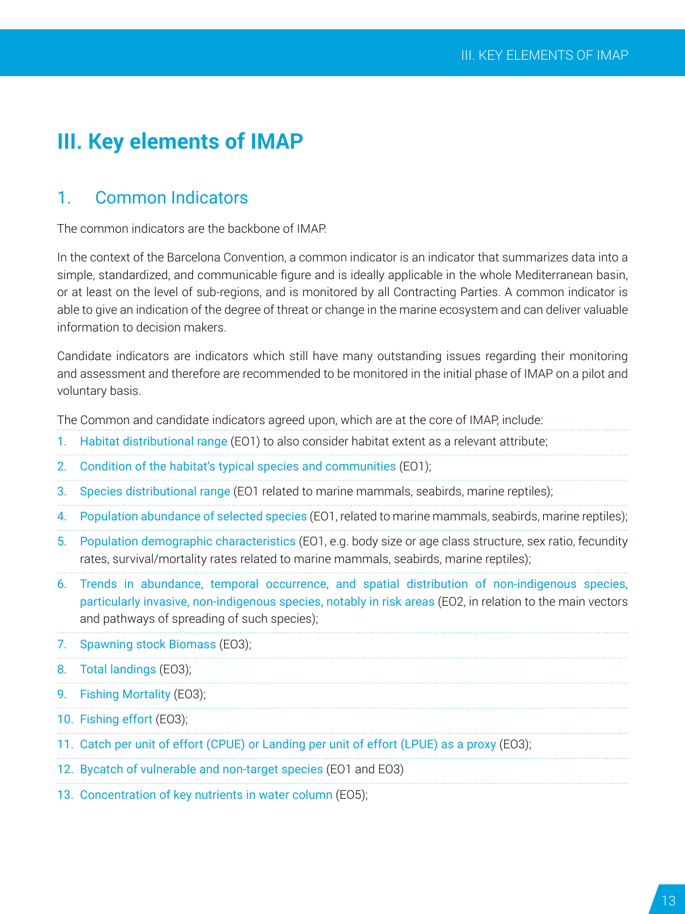# III. Key elements of IMAP

## 1. Common Indicators

The common indicators are the backbone of IMAP.

In the context of the Barcelona Convention, a common indicator is an indicator that summarizes data into a simple, standardized, and communicable figure and is ideally applicable in the whole Mediterranean basin, or at least on the level of sub-regions, and is monitored by all Contracting Parties. A common indicator is able to give an indication of the degree of threat or change in the marine ecosystem and can deliver valuable information to decision makers.

Candidate indicators are indicators which still have many outstanding issues regarding their monitoring and assessment and therefore are recommended to be monitored in the initial phase of IMAP on a pilot and voluntary basis.

The Common and candidate indicators agreed upon, which are at the core of IMAP, include:

1. Habitat distributional range (EO1) to also consider habitat extent as a relevant attribute;
2. Condition of the habitat's typical species and communities (EO1);
3. Species distributional range (EO1 related to marine mammals, seabirds, marine reptiles);
4. Population abundance of selected species (EO1, related to marine mammals, seabirds, marine reptiles);
5. Population demographic characteristics (EO1, e.g. body size or age class structure, sex ratio, fecundity rates, survival/mortality rates related to marine mammals, seabirds, marine reptiles);
6. Trends in abundance, temporal occurrence, and spatial distribution of non-indigenous species, particularly invasive, non-indigenous species, notably in risk areas (EO2, in relation to the main vectors and pathways of spreading of such species);
7. Spawning stock Biomass (EO3);
8. Total landings (EO3);
9. Fishing Mortality (EO3);
10. Fishing effort (EO3);
11. Catch per unit of effort (CPUE) or Landing per unit of effort (LPUE) as a proxy (EO3);
12. Bycatch of vulnerable and non-target species (EO1 and EO3)
13. Concentration of key nutrients in water column (EO5);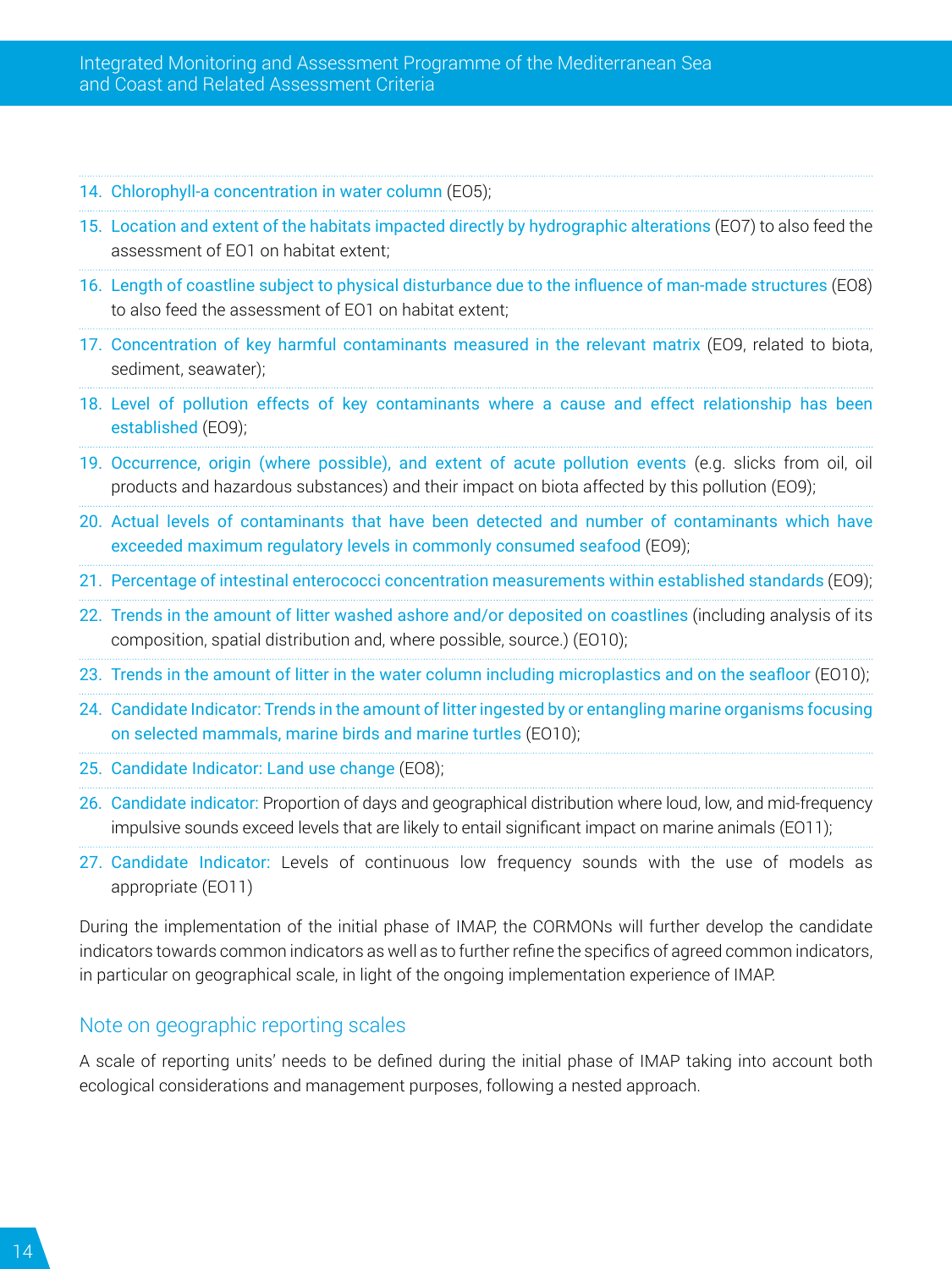14. Chlorophyll-a concentration in water column (EO5);
15. Location and extent of the habitats impacted directly by hydrographic alterations (EO7) to also feed the assessment of EO1 on habitat extent;
16. Length of coastline subject to physical disturbance due to the influence of man-made structures (EO8) to also feed the assessment of EO1 on habitat extent;
17. Concentration of key harmful contaminants measured in the relevant matrix (EO9, related to biota, sediment, seawater);
18. Level of pollution effects of key contaminants where a cause and effect relationship has been established (EO9);
19. Occurrence, origin (where possible), and extent of acute pollution events (e.g. slicks from oil, oil products and hazardous substances) and their impact on biota affected by this pollution (EO9);
20. Actual levels of contaminants that have been detected and number of contaminants which have exceeded maximum regulatory levels in commonly consumed seafood (EO9);
21. Percentage of intestinal enterococci concentration measurements within established standards (EO9);
22. Trends in the amount of litter washed ashore and/or deposited on coastlines (including analysis of its composition, spatial distribution and, where possible, source.) (EO10);
23. Trends in the amount of litter in the water column including microplastics and on the seafloor (EO10);
24. Candidate Indicator: Trends in the amount of litter ingested by or entangling marine organisms focusing on selected mammals, marine birds and marine turtles (EO10);
25. Candidate Indicator: Land use change (EO8);
26. Candidate indicator: Proportion of days and geographical distribution where loud, low, and mid-frequency impulsive sounds exceed levels that are likely to entail significant impact on marine animals (EO11);
27. Candidate Indicator: Levels of continuous low frequency sounds with the use of models as appropriate (EO11)

During the implementation of the initial phase of IMAP, the CORMONs will further develop the candidate indicators towards common indicators as well as to further refine the specifics of agreed common indicators, in particular on geographical scale, in light of the ongoing implementation experience of IMAP.

## Note on geographic reporting scales

A scale of reporting units' needs to be defined during the initial phase of IMAP taking into account both ecological considerations and management purposes, following a nested approach.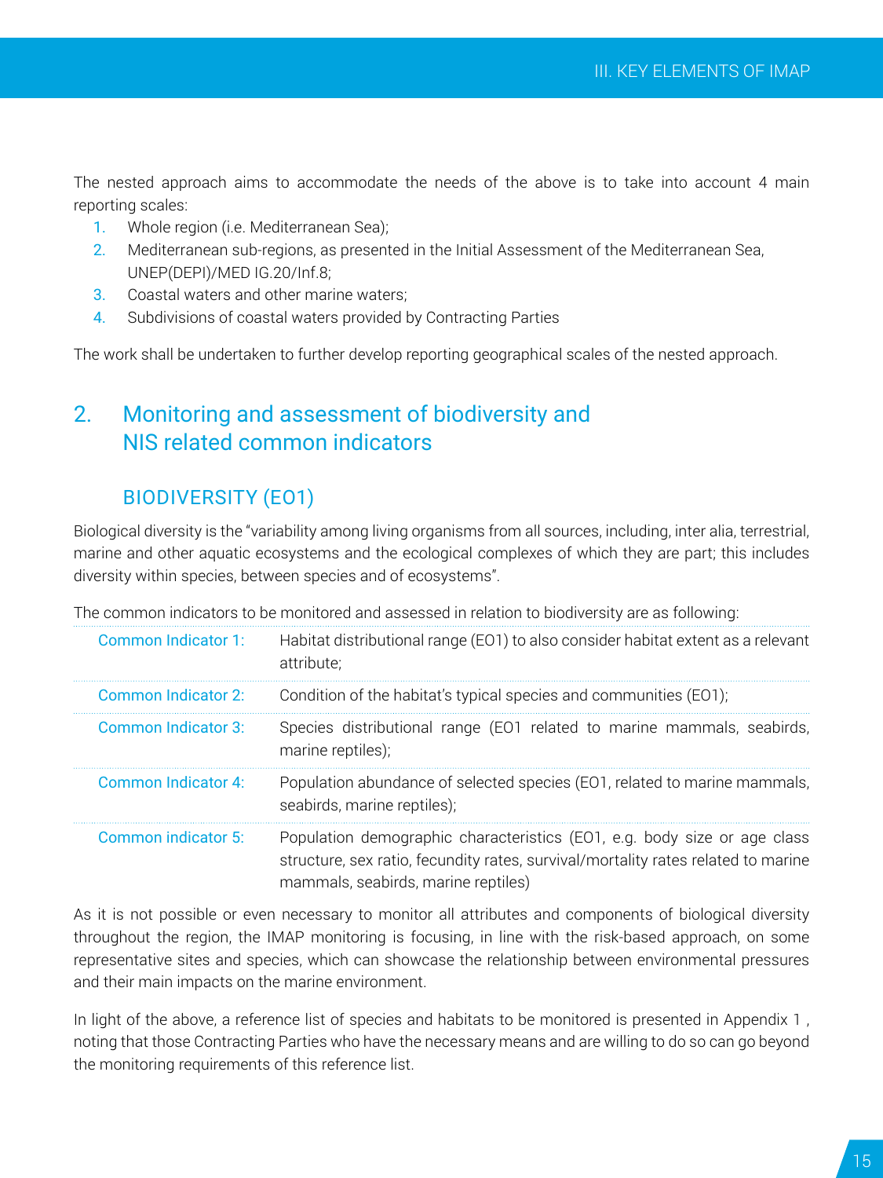The nested approach aims to accommodate the needs of the above is to take into account 4 main reporting scales:

1. Whole region (i.e. Mediterranean Sea);
2. Mediterranean sub-regions, as presented in the Initial Assessment of the Mediterranean Sea, UNEP(DEPI)/MED IG.20/Inf.8;
3. Coastal waters and other marine waters;
4. Subdivisions of coastal waters provided by Contracting Parties

The work shall be undertaken to further develop reporting geographical scales of the nested approach.

## 2. Monitoring and assessment of biodiversity and NIS related common indicators

### BIODIVERSITY (EO1)

Biological diversity is the "variability among living organisms from all sources, including, inter alia, terrestrial, marine and other aquatic ecosystems and the ecological complexes of which they are part; this includes diversity within species, between species and of ecosystems".

The common indicators to be monitored and assessed in relation to biodiversity are as following:

| | |
|---|---|
| Common Indicator 1: | Habitat distributional range (EO1) to also consider habitat extent as a relevant attribute; |
| Common Indicator 2: | Condition of the habitat's typical species and communities (EO1); |
| Common Indicator 3: | Species distributional range (EO1 related to marine mammals, seabirds, marine reptiles); |
| Common Indicator 4: | Population abundance of selected species (EO1, related to marine mammals, seabirds, marine reptiles); |
| Common indicator 5: | Population demographic characteristics (EO1, e.g. body size or age class structure, sex ratio, fecundity rates, survival/mortality rates related to marine mammals, seabirds, marine reptiles) |

As it is not possible or even necessary to monitor all attributes and components of biological diversity throughout the region, the IMAP monitoring is focusing, in line with the risk-based approach, on some representative sites and species, which can showcase the relationship between environmental pressures and their main impacts on the marine environment.

In light of the above, a reference list of species and habitats to be monitored is presented in Appendix 1 , noting that those Contracting Parties who have the necessary means and are willing to do so can go beyond the monitoring requirements of this reference list.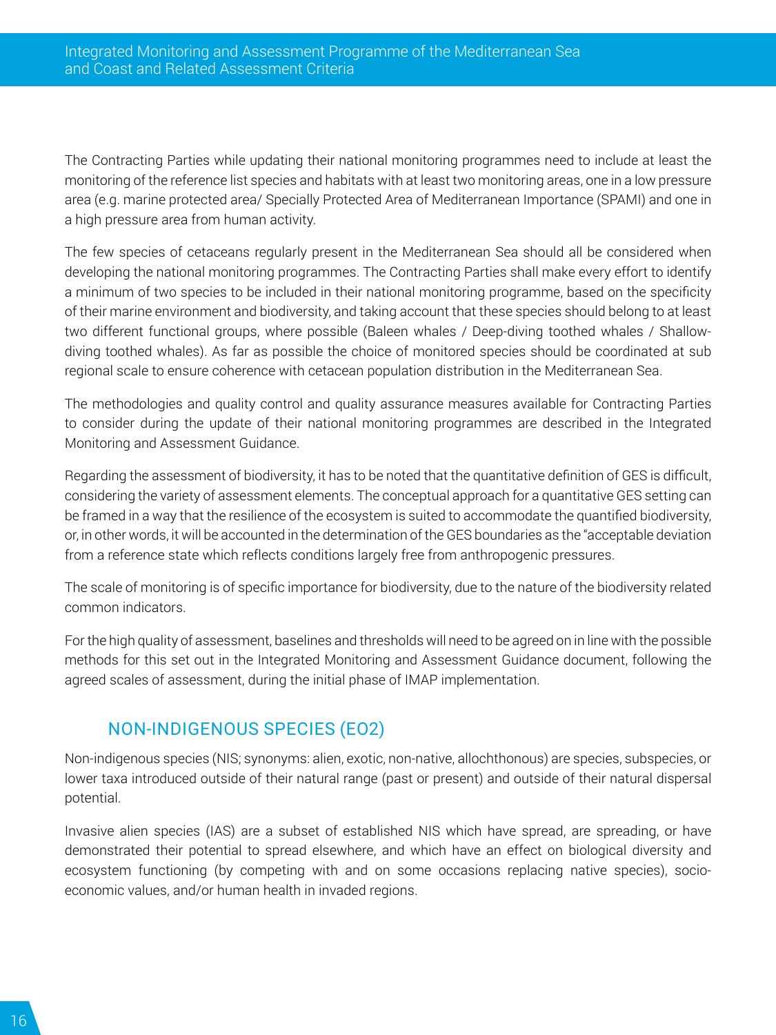The Contracting Parties while updating their national monitoring programmes need to include at least the monitoring of the reference list species and habitats with at least two monitoring areas, one in a low pressure area (e.g. marine protected area/ Specially Protected Area of Mediterranean Importance (SPAMI) and one in a high pressure area from human activity.

The few species of cetaceans regularly present in the Mediterranean Sea should all be considered when developing the national monitoring programmes. The Contracting Parties shall make every effort to identify a minimum of two species to be included in their national monitoring programme, based on the specificity of their marine environment and biodiversity, and taking account that these species should belong to at least two different functional groups, where possible (Baleen whales / Deep-diving toothed whales / Shallow-diving toothed whales). As far as possible the choice of monitored species should be coordinated at sub regional scale to ensure coherence with cetacean population distribution in the Mediterranean Sea.

The methodologies and quality control and quality assurance measures available for Contracting Parties to consider during the update of their national monitoring programmes are described in the Integrated Monitoring and Assessment Guidance.

Regarding the assessment of biodiversity, it has to be noted that the quantitative definition of GES is difficult, considering the variety of assessment elements. The conceptual approach for a quantitative GES setting can be framed in a way that the resilience of the ecosystem is suited to accommodate the quantified biodiversity, or, in other words, it will be accounted in the determination of the GES boundaries as the "acceptable deviation from a reference state which reflects conditions largely free from anthropogenic pressures.

The scale of monitoring is of specific importance for biodiversity, due to the nature of the biodiversity related common indicators.

For the high quality of assessment, baselines and thresholds will need to be agreed on in line with the possible methods for this set out in the Integrated Monitoring and Assessment Guidance document, following the agreed scales of assessment, during the initial phase of IMAP implementation.

## NON-INDIGENOUS SPECIES (EO2)

Non-indigenous species (NIS; synonyms: alien, exotic, non-native, allochthonous) are species, subspecies, or lower taxa introduced outside of their natural range (past or present) and outside of their natural dispersal potential.

Invasive alien species (IAS) are a subset of established NIS which have spread, are spreading, or have demonstrated their potential to spread elsewhere, and which have an effect on biological diversity and ecosystem functioning (by competing with and on some occasions replacing native species), socio-economic values, and/or human health in invaded regions.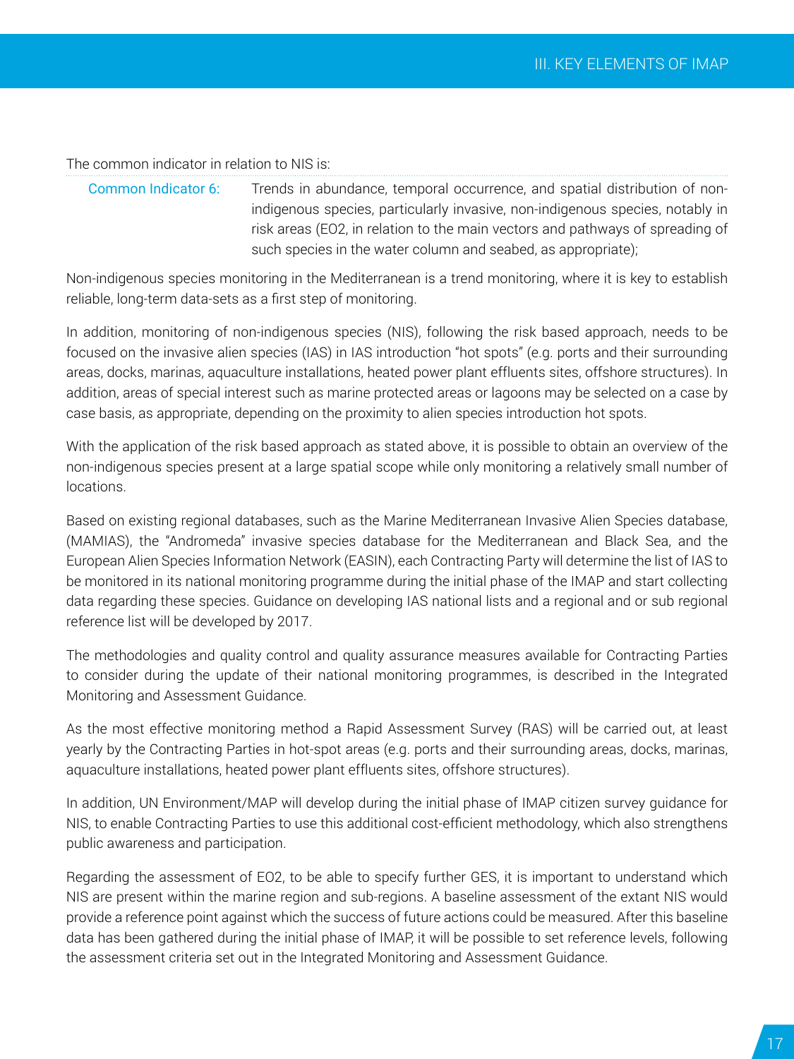The common indicator in relation to NIS is:

**Common Indicator 6:** Trends in abundance, temporal occurrence, and spatial distribution of non-indigenous species, particularly invasive, non-indigenous species, notably in risk areas (EO2, in relation to the main vectors and pathways of spreading of such species in the water column and seabed, as appropriate);

Non-indigenous species monitoring in the Mediterranean is a trend monitoring, where it is key to establish reliable, long-term data-sets as a first step of monitoring.

In addition, monitoring of non-indigenous species (NIS), following the risk based approach, needs to be focused on the invasive alien species (IAS) in IAS introduction "hot spots" (e.g. ports and their surrounding areas, docks, marinas, aquaculture installations, heated power plant effluents sites, offshore structures). In addition, areas of special interest such as marine protected areas or lagoons may be selected on a case by case basis, as appropriate, depending on the proximity to alien species introduction hot spots.

With the application of the risk based approach as stated above, it is possible to obtain an overview of the non-indigenous species present at a large spatial scope while only monitoring a relatively small number of locations.

Based on existing regional databases, such as the Marine Mediterranean Invasive Alien Species database, (MAMIAS), the "Andromeda" invasive species database for the Mediterranean and Black Sea, and the European Alien Species Information Network (EASIN), each Contracting Party will determine the list of IAS to be monitored in its national monitoring programme during the initial phase of the IMAP and start collecting data regarding these species. Guidance on developing IAS national lists and a regional and or sub regional reference list will be developed by 2017.

The methodologies and quality control and quality assurance measures available for Contracting Parties to consider during the update of their national monitoring programmes, is described in the Integrated Monitoring and Assessment Guidance.

As the most effective monitoring method a Rapid Assessment Survey (RAS) will be carried out, at least yearly by the Contracting Parties in hot-spot areas (e.g. ports and their surrounding areas, docks, marinas, aquaculture installations, heated power plant effluents sites, offshore structures).

In addition, UN Environment/MAP will develop during the initial phase of IMAP citizen survey guidance for NIS, to enable Contracting Parties to use this additional cost-efficient methodology, which also strengthens public awareness and participation.

Regarding the assessment of EO2, to be able to specify further GES, it is important to understand which NIS are present within the marine region and sub-regions. A baseline assessment of the extant NIS would provide a reference point against which the success of future actions could be measured. After this baseline data has been gathered during the initial phase of IMAP, it will be possible to set reference levels, following the assessment criteria set out in the Integrated Monitoring and Assessment Guidance.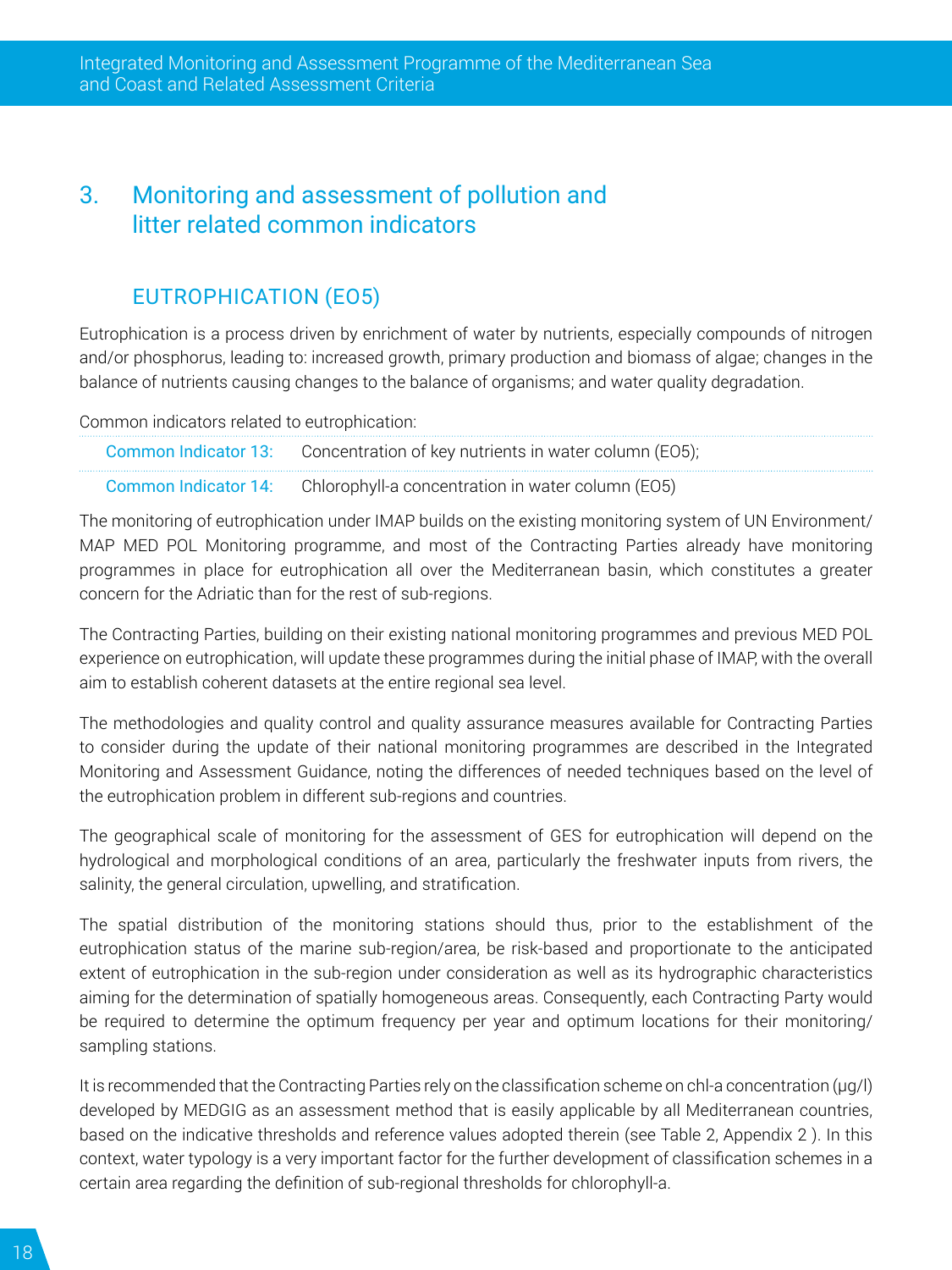## 3. Monitoring and assessment of pollution and litter related common indicators

### EUTROPHICATION (EO5)

Eutrophication is a process driven by enrichment of water by nutrients, especially compounds of nitrogen and/or phosphorus, leading to: increased growth, primary production and biomass of algae; changes in the balance of nutrients causing changes to the balance of organisms; and water quality degradation.

Common indicators related to eutrophication:

| | |
|---|---|
| Common Indicator 13: | Concentration of key nutrients in water column (EO5); |
| Common Indicator 14: | Chlorophyll-a concentration in water column (EO5) |

The monitoring of eutrophication under IMAP builds on the existing monitoring system of UN Environment/ MAP MED POL Monitoring programme, and most of the Contracting Parties already have monitoring programmes in place for eutrophication all over the Mediterranean basin, which constitutes a greater concern for the Adriatic than for the rest of sub-regions.

The Contracting Parties, building on their existing national monitoring programmes and previous MED POL experience on eutrophication, will update these programmes during the initial phase of IMAP, with the overall aim to establish coherent datasets at the entire regional sea level.

The methodologies and quality control and quality assurance measures available for Contracting Parties to consider during the update of their national monitoring programmes are described in the Integrated Monitoring and Assessment Guidance, noting the differences of needed techniques based on the level of the eutrophication problem in different sub-regions and countries.

The geographical scale of monitoring for the assessment of GES for eutrophication will depend on the hydrological and morphological conditions of an area, particularly the freshwater inputs from rivers, the salinity, the general circulation, upwelling, and stratification.

The spatial distribution of the monitoring stations should thus, prior to the establishment of the eutrophication status of the marine sub-region/area, be risk-based and proportionate to the anticipated extent of eutrophication in the sub-region under consideration as well as its hydrographic characteristics aiming for the determination of spatially homogeneous areas. Consequently, each Contracting Party would be required to determine the optimum frequency per year and optimum locations for their monitoring/ sampling stations.

It is recommended that the Contracting Parties rely on the classification scheme on chl-a concentration (μg/l) developed by MEDGIG as an assessment method that is easily applicable by all Mediterranean countries, based on the indicative thresholds and reference values adopted therein (see Table 2, Appendix 2 ). In this context, water typology is a very important factor for the further development of classification schemes in a certain area regarding the definition of sub-regional thresholds for chlorophyll-a.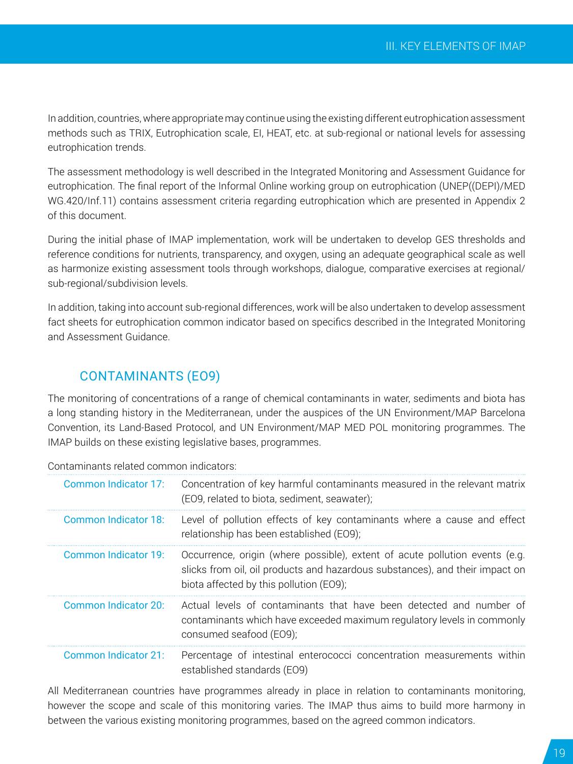In addition, countries, where appropriate may continue using the existing different eutrophication assessment methods such as TRIX, Eutrophication scale, EI, HEAT, etc. at sub-regional or national levels for assessing eutrophication trends.

The assessment methodology is well described in the Integrated Monitoring and Assessment Guidance for eutrophication. The final report of the Informal Online working group on eutrophication (UNEP((DEPI)/MED WG.420/Inf.11) contains assessment criteria regarding eutrophication which are presented in Appendix 2 of this document.

During the initial phase of IMAP implementation, work will be undertaken to develop GES thresholds and reference conditions for nutrients, transparency, and oxygen, using an adequate geographical scale as well as harmonize existing assessment tools through workshops, dialogue, comparative exercises at regional/ sub-regional/subdivision levels.

In addition, taking into account sub-regional differences, work will be also undertaken to develop assessment fact sheets for eutrophication common indicator based on specifics described in the Integrated Monitoring and Assessment Guidance.

## CONTAMINANTS (EO9)

The monitoring of concentrations of a range of chemical contaminants in water, sediments and biota has a long standing history in the Mediterranean, under the auspices of the UN Environment/MAP Barcelona Convention, its Land-Based Protocol, and UN Environment/MAP MED POL monitoring programmes. The IMAP builds on these existing legislative bases, programmes.

Contaminants related common indicators:

| | |
|---|---|
| Common Indicator 17: | Concentration of key harmful contaminants measured in the relevant matrix (EO9, related to biota, sediment, seawater); |
| Common Indicator 18: | Level of pollution effects of key contaminants where a cause and effect relationship has been established (EO9); |
| Common Indicator 19: | Occurrence, origin (where possible), extent of acute pollution events (e.g. slicks from oil, oil products and hazardous substances), and their impact on biota affected by this pollution (EO9); |
| Common Indicator 20: | Actual levels of contaminants that have been detected and number of contaminants which have exceeded maximum regulatory levels in commonly consumed seafood (EO9); |
| Common Indicator 21: | Percentage of intestinal enterococci concentration measurements within established standards (EO9) |

All Mediterranean countries have programmes already in place in relation to contaminants monitoring, however the scope and scale of this monitoring varies. The IMAP thus aims to build more harmony in between the various existing monitoring programmes, based on the agreed common indicators.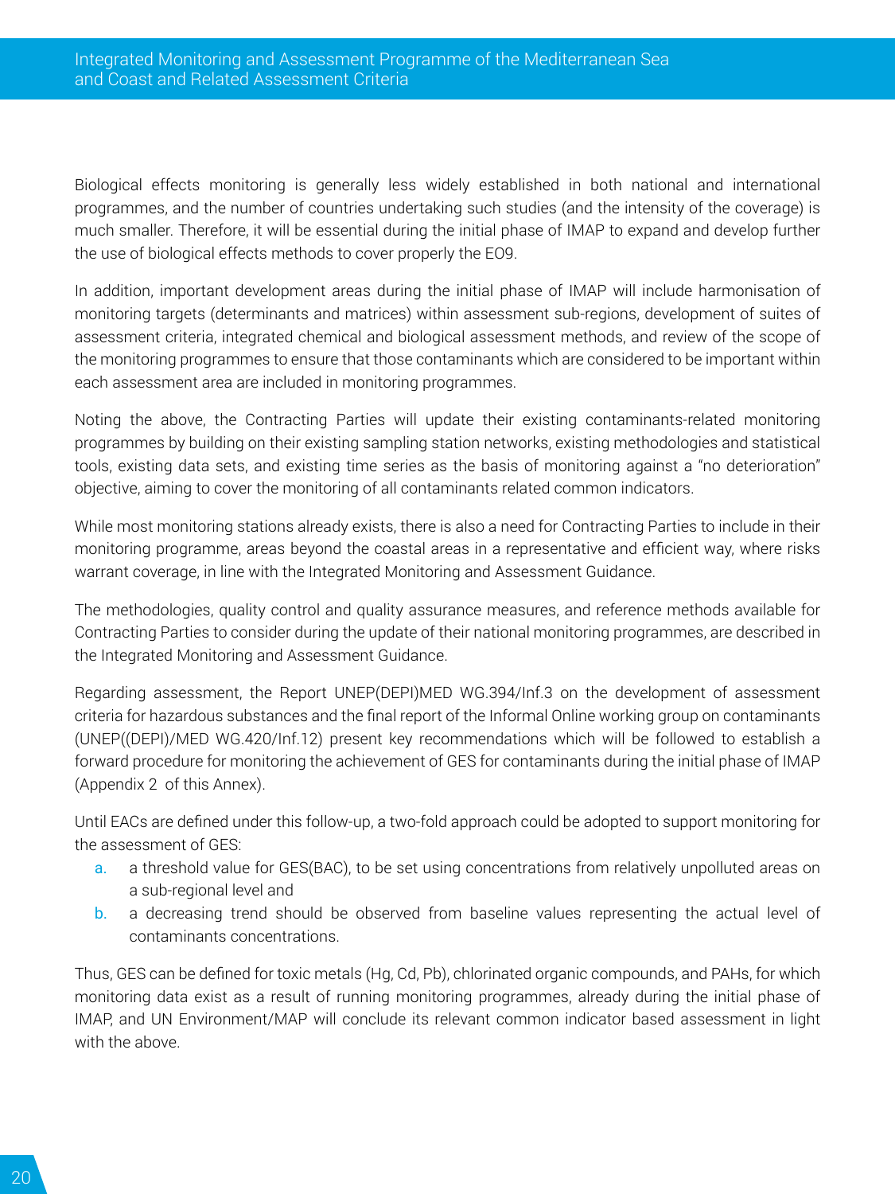Biological effects monitoring is generally less widely established in both national and international programmes, and the number of countries undertaking such studies (and the intensity of the coverage) is much smaller. Therefore, it will be essential during the initial phase of IMAP to expand and develop further the use of biological effects methods to cover properly the EO9.

In addition, important development areas during the initial phase of IMAP will include harmonisation of monitoring targets (determinants and matrices) within assessment sub-regions, development of suites of assessment criteria, integrated chemical and biological assessment methods, and review of the scope of the monitoring programmes to ensure that those contaminants which are considered to be important within each assessment area are included in monitoring programmes.

Noting the above, the Contracting Parties will update their existing contaminants-related monitoring programmes by building on their existing sampling station networks, existing methodologies and statistical tools, existing data sets, and existing time series as the basis of monitoring against a "no deterioration" objective, aiming to cover the monitoring of all contaminants related common indicators.

While most monitoring stations already exists, there is also a need for Contracting Parties to include in their monitoring programme, areas beyond the coastal areas in a representative and efficient way, where risks warrant coverage, in line with the Integrated Monitoring and Assessment Guidance.

The methodologies, quality control and quality assurance measures, and reference methods available for Contracting Parties to consider during the update of their national monitoring programmes, are described in the Integrated Monitoring and Assessment Guidance.

Regarding assessment, the Report UNEP(DEPI)MED WG.394/Inf.3 on the development of assessment criteria for hazardous substances and the final report of the Informal Online working group on contaminants (UNEP((DEPI)/MED WG.420/Inf.12) present key recommendations which will be followed to establish a forward procedure for monitoring the achievement of GES for contaminants during the initial phase of IMAP (Appendix 2 of this Annex).

Until EACs are defined under this follow-up, a two-fold approach could be adopted to support monitoring for the assessment of GES:

a. a threshold value for GES(BAC), to be set using concentrations from relatively unpolluted areas on a sub-regional level and
b. a decreasing trend should be observed from baseline values representing the actual level of contaminants concentrations.

Thus, GES can be defined for toxic metals (Hg, Cd, Pb), chlorinated organic compounds, and PAHs, for which monitoring data exist as a result of running monitoring programmes, already during the initial phase of IMAP, and UN Environment/MAP will conclude its relevant common indicator based assessment in light with the above.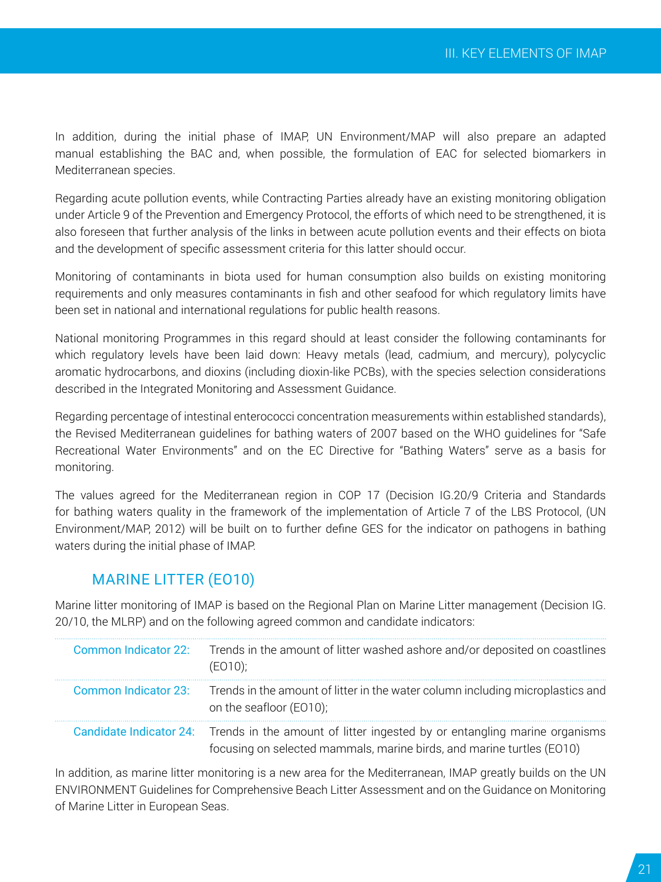In addition, during the initial phase of IMAP, UN Environment/MAP will also prepare an adapted manual establishing the BAC and, when possible, the formulation of EAC for selected biomarkers in Mediterranean species.

Regarding acute pollution events, while Contracting Parties already have an existing monitoring obligation under Article 9 of the Prevention and Emergency Protocol, the efforts of which need to be strengthened, it is also foreseen that further analysis of the links in between acute pollution events and their effects on biota and the development of specific assessment criteria for this latter should occur.

Monitoring of contaminants in biota used for human consumption also builds on existing monitoring requirements and only measures contaminants in fish and other seafood for which regulatory limits have been set in national and international regulations for public health reasons.

National monitoring Programmes in this regard should at least consider the following contaminants for which regulatory levels have been laid down: Heavy metals (lead, cadmium, and mercury), polycyclic aromatic hydrocarbons, and dioxins (including dioxin-like PCBs), with the species selection considerations described in the Integrated Monitoring and Assessment Guidance.

Regarding percentage of intestinal enterococci concentration measurements within established standards), the Revised Mediterranean guidelines for bathing waters of 2007 based on the WHO guidelines for "Safe Recreational Water Environments" and on the EC Directive for "Bathing Waters" serve as a basis for monitoring.

The values agreed for the Mediterranean region in COP 17 (Decision IG.20/9 Criteria and Standards for bathing waters quality in the framework of the implementation of Article 7 of the LBS Protocol, (UN Environment/MAP, 2012) will be built on to further define GES for the indicator on pathogens in bathing waters during the initial phase of IMAP.

## MARINE LITTER (EO10)

Marine litter monitoring of IMAP is based on the Regional Plan on Marine Litter management (Decision IG. 20/10, the MLRP) and on the following agreed common and candidate indicators:

| | |
|---|---|
| Common Indicator 22: | Trends in the amount of litter washed ashore and/or deposited on coastlines (EO10); |
| Common Indicator 23: | Trends in the amount of litter in the water column including microplastics and on the seafloor (EO10); |
| Candidate Indicator 24: | Trends in the amount of litter ingested by or entangling marine organisms focusing on selected mammals, marine birds, and marine turtles (EO10) |

In addition, as marine litter monitoring is a new area for the Mediterranean, IMAP greatly builds on the UN ENVIRONMENT Guidelines for Comprehensive Beach Litter Assessment and on the Guidance on Monitoring of Marine Litter in European Seas.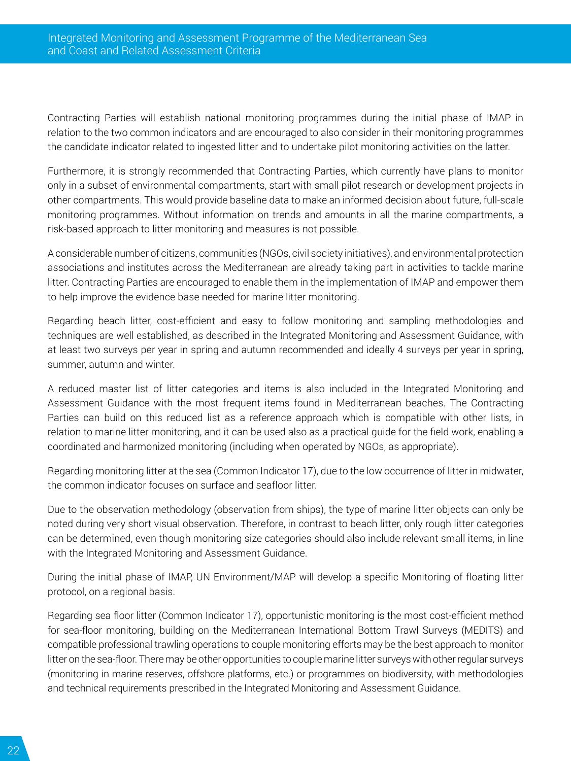Contracting Parties will establish national monitoring programmes during the initial phase of IMAP in relation to the two common indicators and are encouraged to also consider in their monitoring programmes the candidate indicator related to ingested litter and to undertake pilot monitoring activities on the latter.

Furthermore, it is strongly recommended that Contracting Parties, which currently have plans to monitor only in a subset of environmental compartments, start with small pilot research or development projects in other compartments. This would provide baseline data to make an informed decision about future, full-scale monitoring programmes. Without information on trends and amounts in all the marine compartments, a risk-based approach to litter monitoring and measures is not possible.

A considerable number of citizens, communities (NGOs, civil society initiatives), and environmental protection associations and institutes across the Mediterranean are already taking part in activities to tackle marine litter. Contracting Parties are encouraged to enable them in the implementation of IMAP and empower them to help improve the evidence base needed for marine litter monitoring.

Regarding beach litter, cost-efficient and easy to follow monitoring and sampling methodologies and techniques are well established, as described in the Integrated Monitoring and Assessment Guidance, with at least two surveys per year in spring and autumn recommended and ideally 4 surveys per year in spring, summer, autumn and winter.

A reduced master list of litter categories and items is also included in the Integrated Monitoring and Assessment Guidance with the most frequent items found in Mediterranean beaches. The Contracting Parties can build on this reduced list as a reference approach which is compatible with other lists, in relation to marine litter monitoring, and it can be used also as a practical guide for the field work, enabling a coordinated and harmonized monitoring (including when operated by NGOs, as appropriate).

Regarding monitoring litter at the sea (Common Indicator 17), due to the low occurrence of litter in midwater, the common indicator focuses on surface and seafloor litter.

Due to the observation methodology (observation from ships), the type of marine litter objects can only be noted during very short visual observation. Therefore, in contrast to beach litter, only rough litter categories can be determined, even though monitoring size categories should also include relevant small items, in line with the Integrated Monitoring and Assessment Guidance.

During the initial phase of IMAP, UN Environment/MAP will develop a specific Monitoring of floating litter protocol, on a regional basis.

Regarding sea floor litter (Common Indicator 17), opportunistic monitoring is the most cost-efficient method for sea-floor monitoring, building on the Mediterranean International Bottom Trawl Surveys (MEDITS) and compatible professional trawling operations to couple monitoring efforts may be the best approach to monitor litter on the sea-floor. There may be other opportunities to couple marine litter surveys with other regular surveys (monitoring in marine reserves, offshore platforms, etc.) or programmes on biodiversity, with methodologies and technical requirements prescribed in the Integrated Monitoring and Assessment Guidance.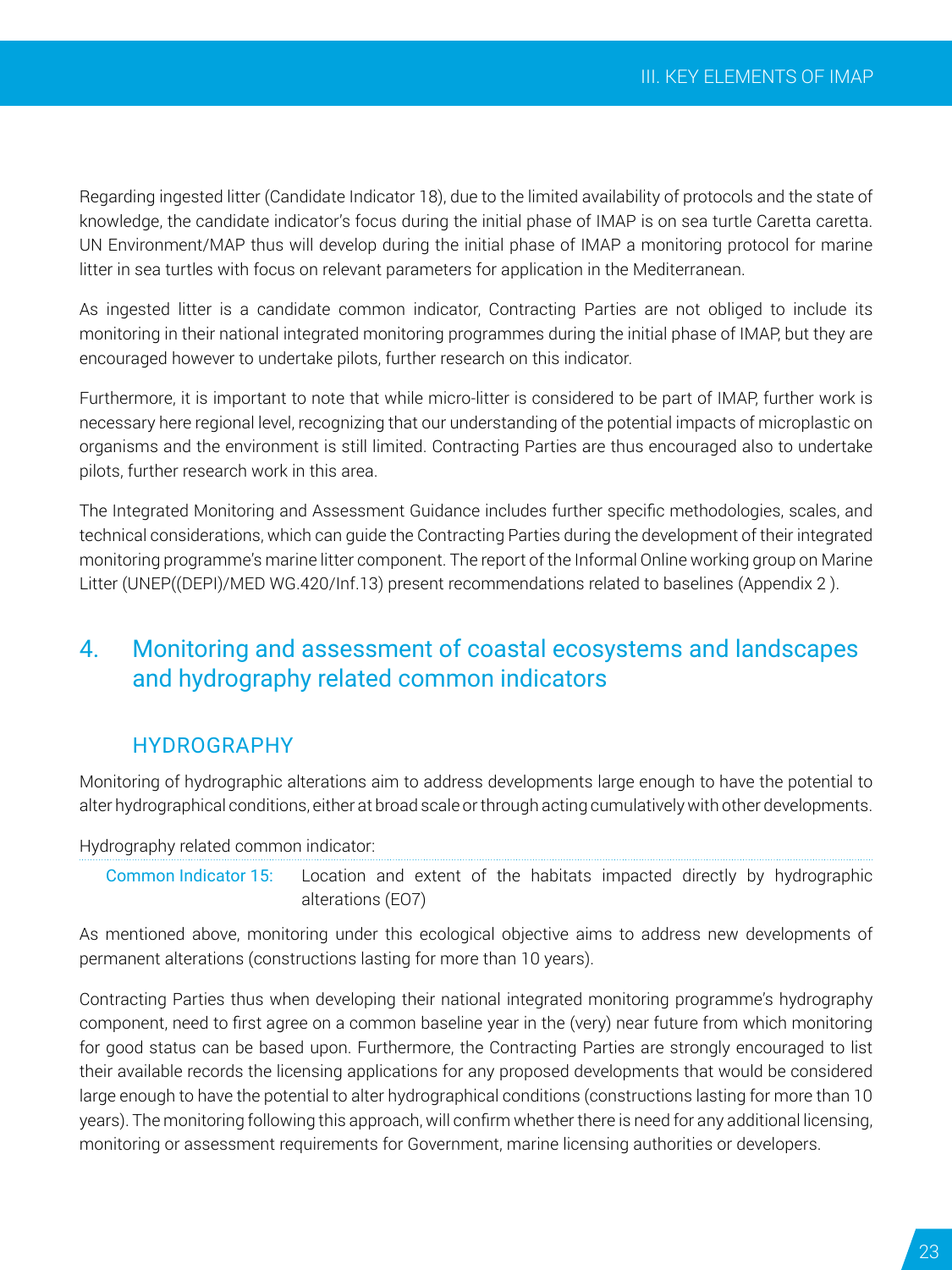Regarding ingested litter (Candidate Indicator 18), due to the limited availability of protocols and the state of knowledge, the candidate indicator's focus during the initial phase of IMAP is on sea turtle Caretta caretta. UN Environment/MAP thus will develop during the initial phase of IMAP a monitoring protocol for marine litter in sea turtles with focus on relevant parameters for application in the Mediterranean.

As ingested litter is a candidate common indicator, Contracting Parties are not obliged to include its monitoring in their national integrated monitoring programmes during the initial phase of IMAP, but they are encouraged however to undertake pilots, further research on this indicator.

Furthermore, it is important to note that while micro-litter is considered to be part of IMAP, further work is necessary here regional level, recognizing that our understanding of the potential impacts of microplastic on organisms and the environment is still limited. Contracting Parties are thus encouraged also to undertake pilots, further research work in this area.

The Integrated Monitoring and Assessment Guidance includes further specific methodologies, scales, and technical considerations, which can guide the Contracting Parties during the development of their integrated monitoring programme's marine litter component. The report of the Informal Online working group on Marine Litter (UNEP((DEPI)/MED WG.420/Inf.13) present recommendations related to baselines (Appendix 2 ).

## 4. Monitoring and assessment of coastal ecosystems and landscapes and hydrography related common indicators

### HYDROGRAPHY

Monitoring of hydrographic alterations aim to address developments large enough to have the potential to alter hydrographical conditions, either at broad scale or through acting cumulatively with other developments.

Hydrography related common indicator:

Common Indicator 15: Location and extent of the habitats impacted directly by hydrographic alterations (EO7)

As mentioned above, monitoring under this ecological objective aims to address new developments of permanent alterations (constructions lasting for more than 10 years).

Contracting Parties thus when developing their national integrated monitoring programme's hydrography component, need to first agree on a common baseline year in the (very) near future from which monitoring for good status can be based upon. Furthermore, the Contracting Parties are strongly encouraged to list their available records the licensing applications for any proposed developments that would be considered large enough to have the potential to alter hydrographical conditions (constructions lasting for more than 10 years). The monitoring following this approach, will confirm whether there is need for any additional licensing, monitoring or assessment requirements for Government, marine licensing authorities or developers.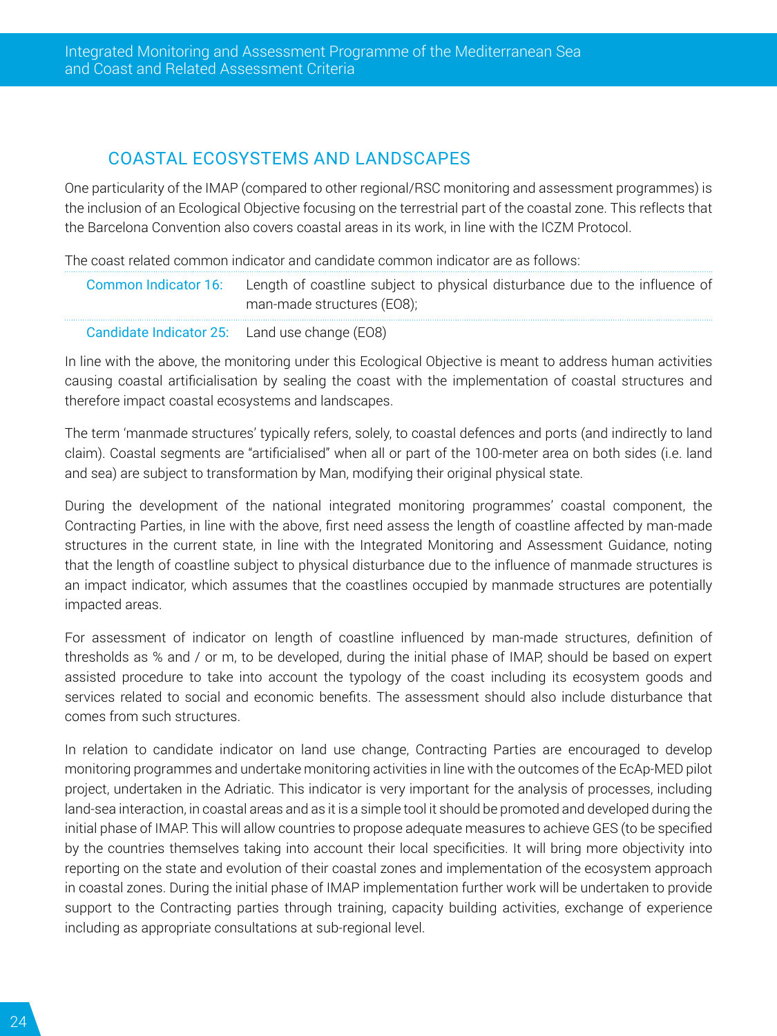## COASTAL ECOSYSTEMS AND LANDSCAPES

One particularity of the IMAP (compared to other regional/RSC monitoring and assessment programmes) is the inclusion of an Ecological Objective focusing on the terrestrial part of the coastal zone. This reflects that the Barcelona Convention also covers coastal areas in its work, in line with the ICZM Protocol.

The coast related common indicator and candidate common indicator are as follows:

| | |
|---|---|
| Common Indicator 16: | Length of coastline subject to physical disturbance due to the influence of man-made structures (EO8); |
| Candidate Indicator 25: | Land use change (EO8) |

In line with the above, the monitoring under this Ecological Objective is meant to address human activities causing coastal artificialisation by sealing the coast with the implementation of coastal structures and therefore impact coastal ecosystems and landscapes.

The term 'manmade structures' typically refers, solely, to coastal defences and ports (and indirectly to land claim). Coastal segments are "artificialised" when all or part of the 100-meter area on both sides (i.e. land and sea) are subject to transformation by Man, modifying their original physical state.

During the development of the national integrated monitoring programmes' coastal component, the Contracting Parties, in line with the above, first need assess the length of coastline affected by man-made structures in the current state, in line with the Integrated Monitoring and Assessment Guidance, noting that the length of coastline subject to physical disturbance due to the influence of manmade structures is an impact indicator, which assumes that the coastlines occupied by manmade structures are potentially impacted areas.

For assessment of indicator on length of coastline influenced by man-made structures, definition of thresholds as % and / or m, to be developed, during the initial phase of IMAP, should be based on expert assisted procedure to take into account the typology of the coast including its ecosystem goods and services related to social and economic benefits. The assessment should also include disturbance that comes from such structures.

In relation to candidate indicator on land use change, Contracting Parties are encouraged to develop monitoring programmes and undertake monitoring activities in line with the outcomes of the EcAp-MED pilot project, undertaken in the Adriatic. This indicator is very important for the analysis of processes, including land-sea interaction, in coastal areas and as it is a simple tool it should be promoted and developed during the initial phase of IMAP. This will allow countries to propose adequate measures to achieve GES (to be specified by the countries themselves taking into account their local specificities. It will bring more objectivity into reporting on the state and evolution of their coastal zones and implementation of the ecosystem approach in coastal zones. During the initial phase of IMAP implementation further work will be undertaken to provide support to the Contracting parties through training, capacity building activities, exchange of experience including as appropriate consultations at sub-regional level.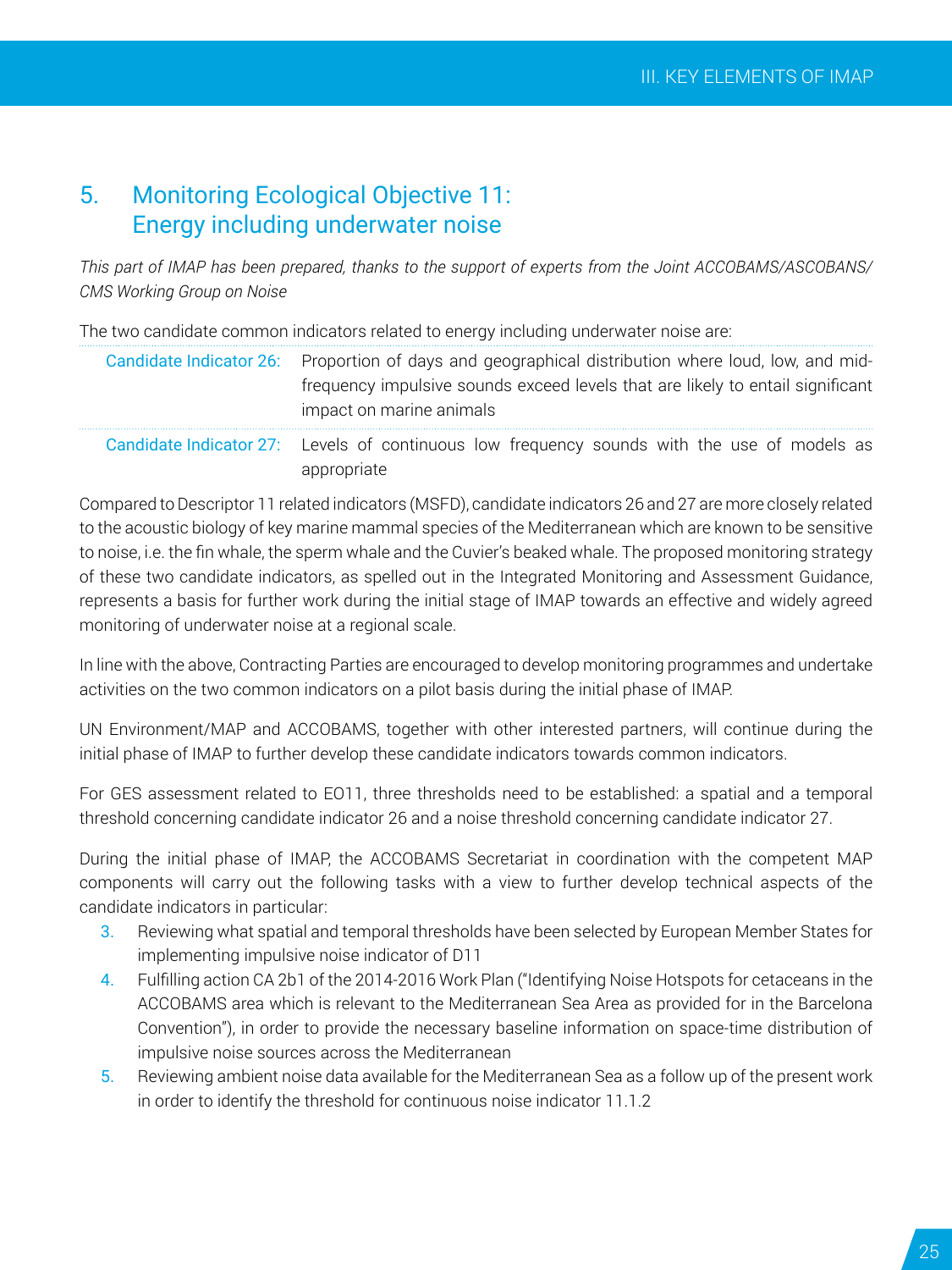## 5. Monitoring Ecological Objective 11: Energy including underwater noise

*This part of IMAP has been prepared, thanks to the support of experts from the Joint ACCOBAMS/ASCOBANS/CMS Working Group on Noise*

The two candidate common indicators related to energy including underwater noise are:

| | |
|---|---|
| Candidate Indicator 26: | Proportion of days and geographical distribution where loud, low, and mid-frequency impulsive sounds exceed levels that are likely to entail significant impact on marine animals |
| Candidate Indicator 27: | Levels of continuous low frequency sounds with the use of models as appropriate |

Compared to Descriptor 11 related indicators (MSFD), candidate indicators 26 and 27 are more closely related to the acoustic biology of key marine mammal species of the Mediterranean which are known to be sensitive to noise, i.e. the fin whale, the sperm whale and the Cuvier's beaked whale. The proposed monitoring strategy of these two candidate indicators, as spelled out in the Integrated Monitoring and Assessment Guidance, represents a basis for further work during the initial stage of IMAP towards an effective and widely agreed monitoring of underwater noise at a regional scale.

In line with the above, Contracting Parties are encouraged to develop monitoring programmes and undertake activities on the two common indicators on a pilot basis during the initial phase of IMAP.

UN Environment/MAP and ACCOBAMS, together with other interested partners, will continue during the initial phase of IMAP to further develop these candidate indicators towards common indicators.

For GES assessment related to EO11, three thresholds need to be established: a spatial and a temporal threshold concerning candidate indicator 26 and a noise threshold concerning candidate indicator 27.

During the initial phase of IMAP, the ACCOBAMS Secretariat in coordination with the competent MAP components will carry out the following tasks with a view to further develop technical aspects of the candidate indicators in particular:

3. Reviewing what spatial and temporal thresholds have been selected by European Member States for implementing impulsive noise indicator of D11
4. Fulfilling action CA 2b1 of the 2014-2016 Work Plan ("Identifying Noise Hotspots for cetaceans in the ACCOBAMS area which is relevant to the Mediterranean Sea Area as provided for in the Barcelona Convention"), in order to provide the necessary baseline information on space-time distribution of impulsive noise sources across the Mediterranean
5. Reviewing ambient noise data available for the Mediterranean Sea as a follow up of the present work in order to identify the threshold for continuous noise indicator 11.1.2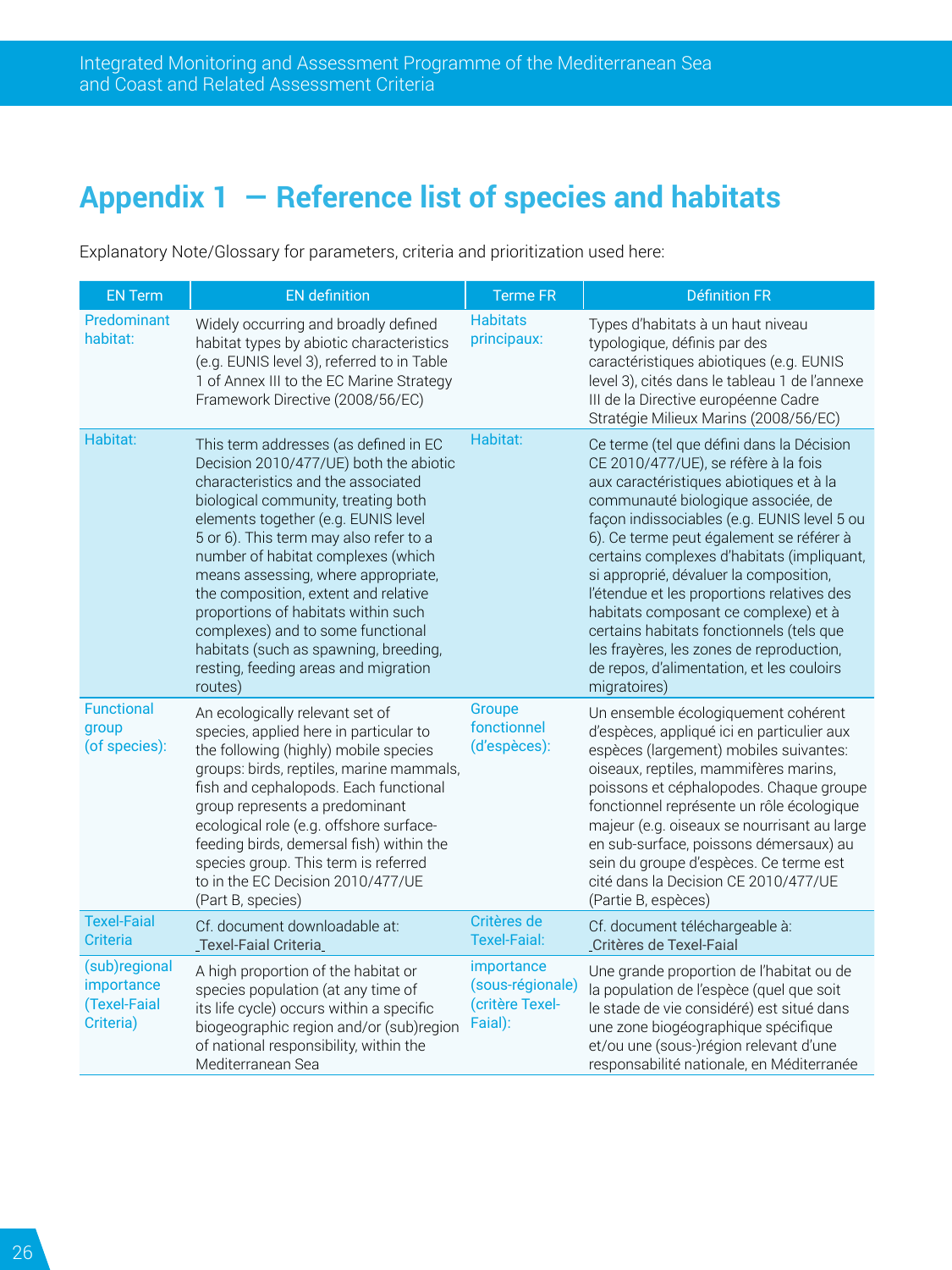# Appendix 1 — Reference list of species and habitats

Explanatory Note/Glossary for parameters, criteria and prioritization used here:

| EN Term | EN definition | Terme FR | Définition FR |
|---|---|---|---|
| Predominant habitat: | Widely occurring and broadly defined habitat types by abiotic characteristics (e.g. EUNIS level 3), referred to in Table 1 of Annex III to the EC Marine Strategy Framework Directive (2008/56/EC) | Habitats principaux: | Types d'habitats à un haut niveau typologique, définis par des caractéristiques abiotiques (e.g. EUNIS level 3), cités dans le tableau 1 de l'annexe III de la Directive européenne Cadre Stratégie Milieux Marins (2008/56/EC) |
| Habitat: | This term addresses (as defined in EC Decision 2010/477/UE) both the abiotic characteristics and the associated biological community, treating both elements together (e.g. EUNIS level 5 or 6). This term may also refer to a number of habitat complexes (which means assessing, where appropriate, the composition, extent and relative proportions of habitats within such complexes) and to some functional habitats (such as spawning, breeding, resting, feeding areas and migration routes) | Habitat: | Ce terme (tel que défini dans la Décision CE 2010/477/UE), se réfère à la fois aux caractéristiques abiotiques et à la communauté biologique associée, de façon indissociables (e.g. EUNIS level 5 ou 6). Ce terme peut également se référer à certains complexes d'habitats (impliquant, si approprié, dévaluer la composition, l'étendue et les proportions relatives des habitats composant ce complexe) et à certains habitats fonctionnels (tels que les frayères, les zones de reproduction, de repos, d'alimentation, et les couloirs migratoires) |
| Functional group (of species): | An ecologically relevant set of species, applied here in particular to the following (highly) mobile species groups: birds, reptiles, marine mammals, fish and cephalopods. Each functional group represents a predominant ecological role (e.g. offshore surface-feeding birds, demersal fish) within the species group. This term is referred to in the EC Decision 2010/477/UE (Part B, species) | Groupe fonctionnel (d'espèces): | Un ensemble écologiquement cohérent d'espèces, appliqué ici en particulier aux espèces (largement) mobiles suivantes: oiseaux, reptiles, mammifères marins, poissons et céphalopodes. Chaque groupe fonctionnel représente un rôle écologique majeur (e.g. oiseaux se nourrisant au large en sub-surface, poissons démersaux) au sein du groupe d'espèces. Ce terme est cité dans la Decision CE 2010/477/UE (Partie B, espèces) |
| Texel-Faial Criteria | Cf. document downloadable at: Texel-Faial Criteria | Critères de Texel-Faial: | Cf. document téléchargeable à: Critères de Texel-Faial |
| (sub)regional importance (Texel-Faial Criteria) | A high proportion of the habitat or species population (at any time of its life cycle) occurs within a specific biogeographic region and/or (sub)region of national responsibility, within the Mediterranean Sea | importance (sous-régionale) (critère Texel-Faial): | Une grande proportion de l'habitat ou de la population de l'espèce (quel que soit le stade de vie considéré) est situé dans une zone biogéographique spécifique et/ou une (sous-)région relevant d'une responsabilité nationale, en Méditerranée |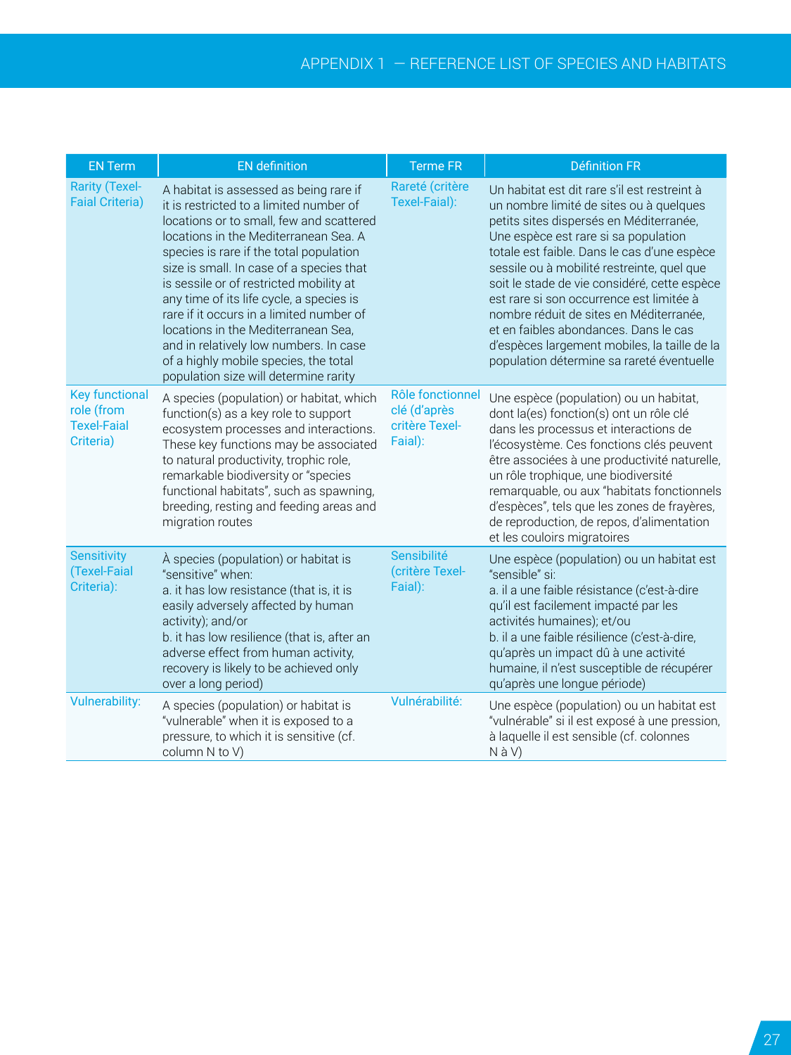| EN Term | EN definition | Terme FR | Définition FR |
|---|---|---|---|
| Rarity (Texel-Faial Criteria) | A habitat is assessed as being rare if it is restricted to a limited number of locations or to small, few and scattered locations in the Mediterranean Sea. A species is rare if the total population size is small. In case of a species that is sessile or of restricted mobility at any time of its life cycle, a species is rare if it occurs in a limited number of locations in the Mediterranean Sea, and in relatively low numbers. In case of a highly mobile species, the total population size will determine rarity | Rareté (critère Texel-Faial): | Un habitat est dit rare s'il est restreint à un nombre limité de sites ou à quelques petits sites dispersés en Méditerranée, Une espèce est rare si sa population totale est faible. Dans le cas d'une espèce sessile ou à mobilité restreinte, quel que soit le stade de vie considéré, cette espèce est rare si son occurrence est limitée à nombre réduit de sites en Méditerranée, et en faibles abondances. Dans le cas d'espèces largement mobiles, la taille de la population détermine sa rareté éventuelle |
| Key functional role (from Texel-Faial Criteria) | A species (population) or habitat, which function(s) as a key role to support ecosystem processes and interactions. These key functions may be associated to natural productivity, trophic role, remarkable biodiversity or "species functional habitats", such as spawning, breeding, resting and feeding areas and migration routes | Rôle fonctionnel clé (d'après critère Texel-Faial): | Une espèce (population) ou un habitat, dont la(es) fonction(s) ont un rôle clé dans les processus et interactions de l'écosystème. Ces fonctions clés peuvent être associées à une productivité naturelle, un rôle trophique, une biodiversité remarquable, ou aux "habitats fonctionnels d'espèces", tels que les zones de frayères, de reproduction, de repos, d'alimentation et les couloirs migratoires |
| Sensitivity (Texel-Faial Criteria): | À species (population) or habitat is "sensitive" when:<br>a. it has low resistance (that is, it is easily adversely affected by human activity); and/or<br>b. it has low resilience (that is, after an adverse effect from human activity, recovery is likely to be achieved only over a long period) | Sensibilité (critère Texel-Faial): | Une espèce (population) ou un habitat est "sensible" si:<br>a. il a une faible résistance (c'est-à-dire qu'il est facilement impacté par les activités humaines); et/ou<br>b. il a une faible résilience (c'est-à-dire, qu'après un impact dû à une activité humaine, il n'est susceptible de récupérer qu'après une longue période) |
| Vulnerability: | A species (population) or habitat is "vulnerable" when it is exposed to a pressure, to which it is sensitive (cf. column N to V) | Vulnérabilité: | Une espèce (population) ou un habitat est "vulnérable" si il est exposé à une pression, à laquelle il est sensible (cf. colonnes N à V) |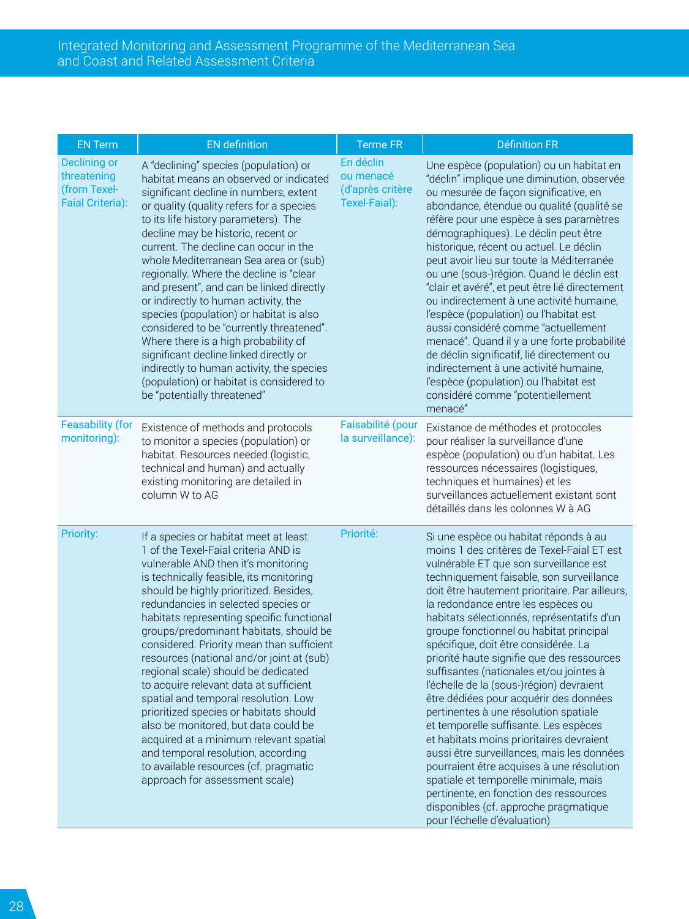| EN Term | EN definition | Terme FR | Définition FR |
| --- | --- | --- | --- |
| Declining or threatening (from Texel-Faial Criteria): | A "declining" species (population) or habitat means an observed or indicated significant decline in numbers, extent or quality (quality refers for a species to its life history parameters). The decline may be historic, recent or current. The decline can occur in the whole Mediterranean Sea area or (sub) regionally. Where the decline is "clear and present", and can be linked directly or indirectly to human activity, the species (population) or habitat is also considered to be "currently threatened". Where there is a high probability of significant decline linked directly or indirectly to human activity, the species (population) or habitat is considered to be "potentially threatened" | En déclin ou menacé (d'après critère Texel-Faial): | Une espèce (population) ou un habitat en "déclin" implique une diminution, observée ou mesurée de façon significative, en abondance, étendue ou qualité (qualité se réfère pour une espèce à ses paramètres démographiques). Le déclin peut être historique, récent ou actuel. Le déclin peut avoir lieu sur toute la Méditerranée ou une (sous-)région. Quand le déclin est "clair et avéré", et peut être lié directement ou indirectement à une activité humaine, l'espèce (population) ou l'habitat est aussi considéré comme "actuellement menacé". Quand il y a une forte probabilité de déclin significatif, lié directement ou indirectement à une activité humaine, l'espèce (population) ou l'habitat est considéré comme "potentiellement menacé" |
| Feasability (for monitoring): | Existence of methods and protocols to monitor a species (population) or habitat. Resources needed (logistic, technical and human) and actually existing monitoring are detailed in column W to AG | Faisabilité (pour la surveillance): | Existance de méthodes et protocoles pour réaliser la surveillance d'une espèce (population) ou d'un habitat. Les ressources nécessaires (logistiques, techniques et humaines) et les surveillances actuellement existant sont détaillés dans les colonnes W à AG |
| Priority: | If a species or habitat meet at least 1 of the Texel-Faial criteria AND is vulnerable AND then it's monitoring is technically feasible, its monitoring should be highly prioritized. Besides, redundancies in selected species or habitats representing specific functional groups/predominant habitats, should be considered. Priority mean than sufficient resources (national and/or joint at (sub) regional scale) should be dedicated to acquire relevant data at sufficient spatial and temporal resolution. Low prioritized species or habitats should also be monitored, but data could be acquired at a minimum relevant spatial and temporal resolution, according to available resources (cf. pragmatic approach for assessment scale) | Priorité: | Si une espèce ou habitat réponds à au moins 1 des critères de Texel-Faial ET est vulnérable ET que son surveillance est techniquement faisable, son surveillance doit être hautement prioritaire. Par ailleurs, la redondance entre les espèces ou habitats sélectionnés, représentatifs d'un groupe fonctionnel ou habitat principal spécifique, doit être considérée. La priorité haute signifie que des ressources suffisantes (nationales et/ou jointes à l'échelle de la (sous-)région) devraient être dédiées pour acquérir des données pertinentes à une résolution spatiale et temporelle suffisante. Les espèces et habitats moins prioritaires devraient aussi être surveillances, mais les données pourraient être acquises à une résolution spatiale et temporelle minimale, mais pertinente, en fonction des ressources disponibles (cf. approche pragmatique pour l'échelle d'évaluation) |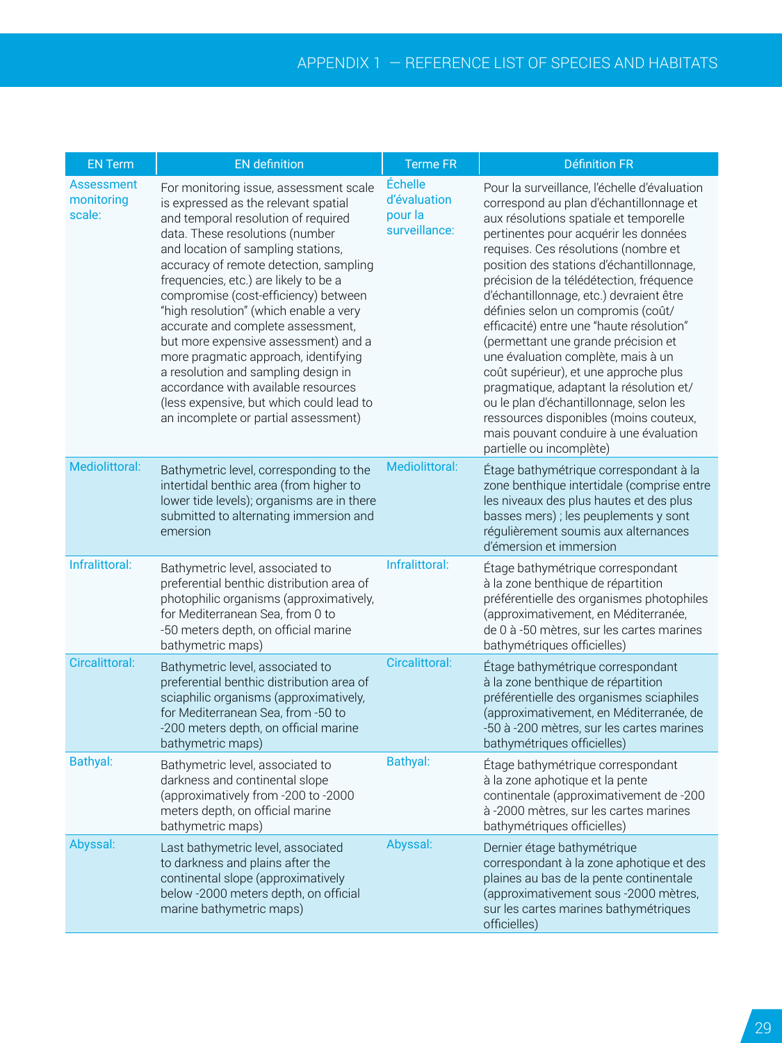| EN Term | EN definition | Terme FR | Définition FR |
|---|---|---|---|
| Assessment monitoring scale: | For monitoring issue, assessment scale is expressed as the relevant spatial and temporal resolution of required data. These resolutions (number and location of sampling stations, accuracy of remote detection, sampling frequencies, etc.) are likely to be a compromise (cost-efficiency) between "high resolution" (which enable a very accurate and complete assessment, but more expensive assessment) and a more pragmatic approach, identifying a resolution and sampling design in accordance with available resources (less expensive, but which could lead to an incomplete or partial assessment) | Échelle d'évaluation pour la surveillance: | Pour la surveillance, l'échelle d'évaluation correspond au plan d'échantillonnage et aux résolutions spatiale et temporelle pertinentes pour acquérir les données requises. Ces résolutions (nombre et position des stations d'échantillonnage, précision de la télédétection, fréquence d'échantillonnage, etc.) devraient être définies selon un compromis (coût/efficacité) entre une "haute résolution" (permettant une grande précision et une évaluation complète, mais à un coût supérieur), et une approche plus pragmatique, adaptant la résolution et/ou le plan d'échantillonnage, selon les ressources disponibles (moins couteux, mais pouvant conduire à une évaluation partielle ou incomplète) |
| Mediolittoral: | Bathymetric level, corresponding to the intertidal benthic area (from higher to lower tide levels); organisms are in there submitted to alternating immersion and emersion | Mediolittoral: | Étage bathymétrique correspondant à la zone benthique intertidale (comprise entre les niveaux des plus hautes et des plus basses mers) ; les peuplements y sont régulièrement soumis aux alternances d'émersion et immersion |
| Infralittoral: | Bathymetric level, associated to preferential benthic distribution area of photophilic organisms (approximatively, for Mediterranean Sea, from 0 to -50 meters depth, on official marine bathymetric maps) | Infralittoral: | Étage bathymétrique correspondant à la zone benthique de répartition préférentielle des organismes photophiles (approximativement, en Méditerranée, de 0 à -50 mètres, sur les cartes marines bathymétriques officielles) |
| Circalittoral: | Bathymetric level, associated to preferential benthic distribution area of sciaphilic organisms (approximatively, for Mediterranean Sea, from -50 to -200 meters depth, on official marine bathymetric maps) | Circalittoral: | Étage bathymétrique correspondant à la zone benthique de répartition préférentielle des organismes sciaphiles (approximativement, en Méditerranée, de -50 à -200 mètres, sur les cartes marines bathymétriques officielles) |
| Bathyal: | Bathymetric level, associated to darkness and continental slope (approximatively from -200 to -2000 meters depth, on official marine bathymetric maps) | Bathyal: | Étage bathymétrique correspondant à la zone aphotique et la pente continentale (approximativement de -200 à -2000 mètres, sur les cartes marines bathymétriques officielles) |
| Abyssal: | Last bathymetric level, associated to darkness and plains after the continental slope (approximatively below -2000 meters depth, on official marine bathymetric maps) | Abyssal: | Dernier étage bathymétrique correspondant à la zone aphotique et des plaines au bas de la pente continentale (approximativement sous -2000 mètres, sur les cartes marines bathymétriques officielles) |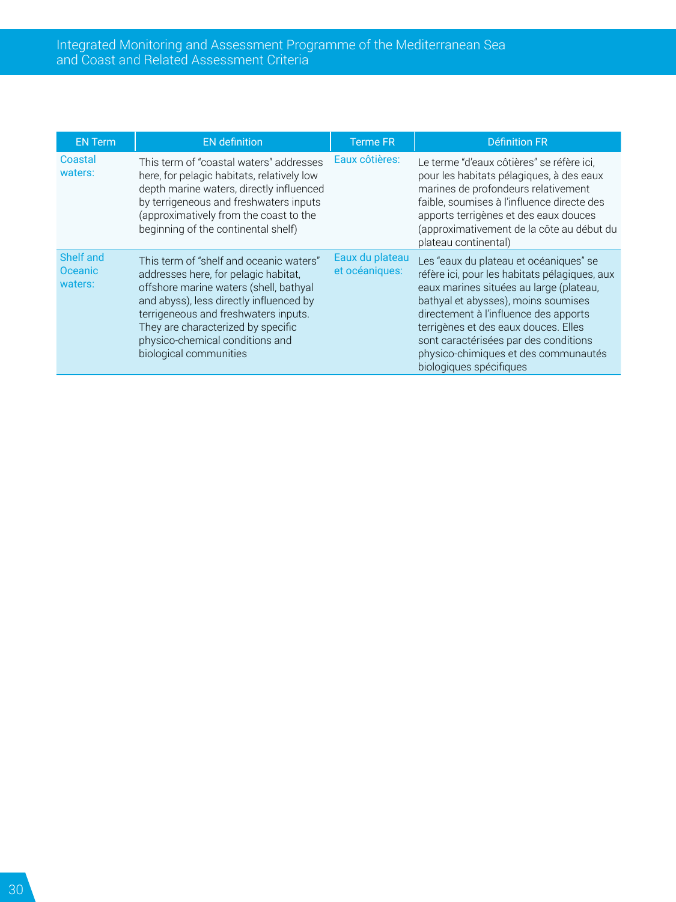| EN Term | EN definition | Terme FR | Définition FR |
|---|---|---|---|
| Coastal waters: | This term of "coastal waters" addresses here, for pelagic habitats, relatively low depth marine waters, directly influenced by terrigeneous and freshwaters inputs (approximatively from the coast to the beginning of the continental shelf) | Eaux côtières: | Le terme "d'eaux côtières" se réfère ici, pour les habitats pélagiques, à des eaux marines de profondeurs relativement faible, soumises à l'influence directe des apports terrigènes et des eaux douces (approximativement de la côte au début du plateau continental) |
| Shelf and Oceanic waters: | This term of "shelf and oceanic waters" addresses here, for pelagic habitat, offshore marine waters (shell, bathyal and abyss), less directly influenced by terrigeneous and freshwaters inputs. They are characterized by specific physico-chemical conditions and biological communities | Eaux du plateau et océaniques: | Les "eaux du plateau et océaniques" se réfère ici, pour les habitats pélagiques, aux eaux marines situées au large (plateau, bathyal et abysses), moins soumises directement à l'influence des apports terrigènes et des eaux douces. Elles sont caractérisées par des conditions physico-chimiques et des communautés biologiques spécifiques |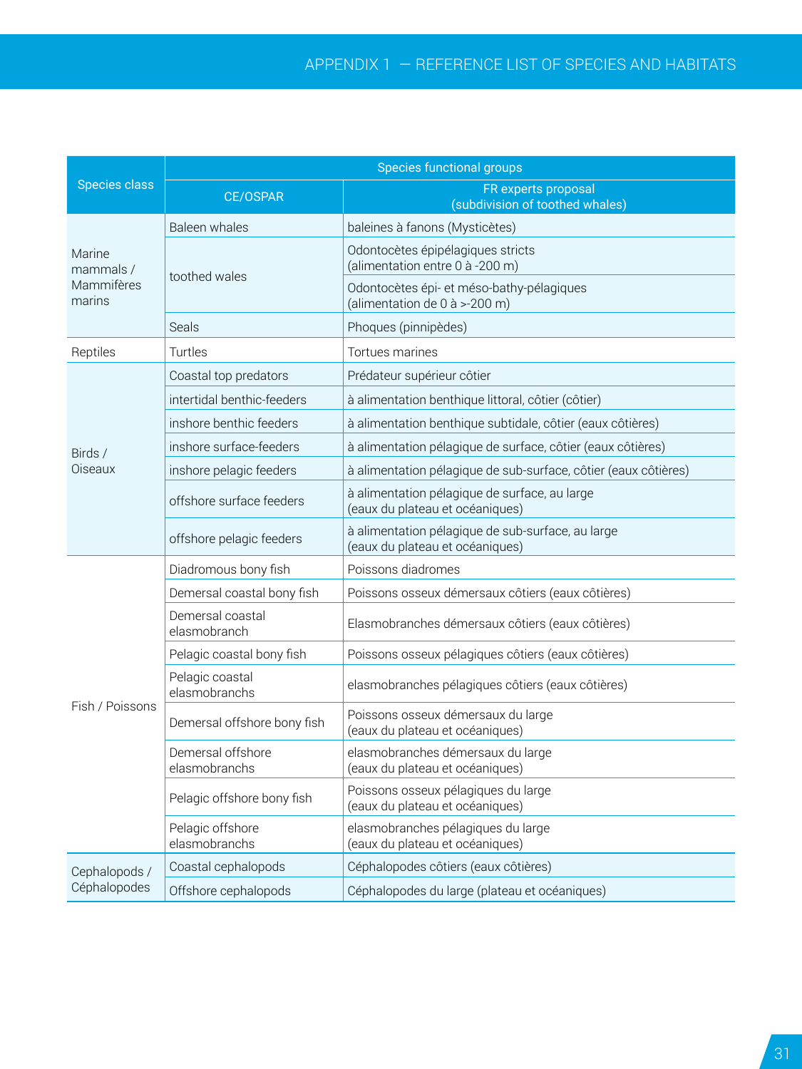| Species class | Species functional groups | |
|---|---|---|
| | CE/OSPAR | FR experts proposal (subdivision of toothed whales) |
| Marine mammals / Mammifères marins | Baleen whales | baleines à fanons (Mysticètes) |
| | toothed wales | Odontocètes épipélagiques stricts (alimentation entre 0 à -200 m) |
| | | Odontocètes épi- et méso-bathy-pélagiques (alimentation de 0 à >-200 m) |
| | Seals | Phoques (pinnipèdes) |
| Reptiles | Turtles | Tortues marines |
| Birds / Oiseaux | Coastal top predators | Prédateur supérieur côtier |
| | intertidal benthic-feeders | à alimentation benthique littoral, côtier (côtier) |
| | inshore benthic feeders | à alimentation benthique subtidale, côtier (eaux côtières) |
| | inshore surface-feeders | à alimentation pélagique de surface, côtier (eaux côtières) |
| | inshore pelagic feeders | à alimentation pélagique de sub-surface, côtier (eaux côtières) |
| | offshore surface feeders | à alimentation pélagique de surface, au large (eaux du plateau et océaniques) |
| | offshore pelagic feeders | à alimentation pélagique de sub-surface, au large (eaux du plateau et océaniques) |
| Fish / Poissons | Diadromous bony fish | Poissons diadromes |
| | Demersal coastal bony fish | Poissons osseux démersaux côtiers (eaux côtières) |
| | Demersal coastal elasmobranch | Elasmobranches démersaux côtiers (eaux côtières) |
| | Pelagic coastal bony fish | Poissons osseux pélagiques côtiers (eaux côtières) |
| | Pelagic coastal elasmobranchs | elasmobranches pélagiques côtiers (eaux côtières) |
| | Demersal offshore bony fish | Poissons osseux démersaux du large (eaux du plateau et océaniques) |
| | Demersal offshore elasmobranchs | elasmobranches démersaux du large (eaux du plateau et océaniques) |
| | Pelagic offshore bony fish | Poissons osseux pélagiques du large (eaux du plateau et océaniques) |
| | Pelagic offshore elasmobranchs | elasmobranches pélagiques du large (eaux du plateau et océaniques) |
| Cephalopods / Céphalopodes | Coastal cephalopods | Céphalopodes côtiers (eaux côtières) |
| | Offshore cephalopods | Céphalopodes du large (plateau et océaniques) |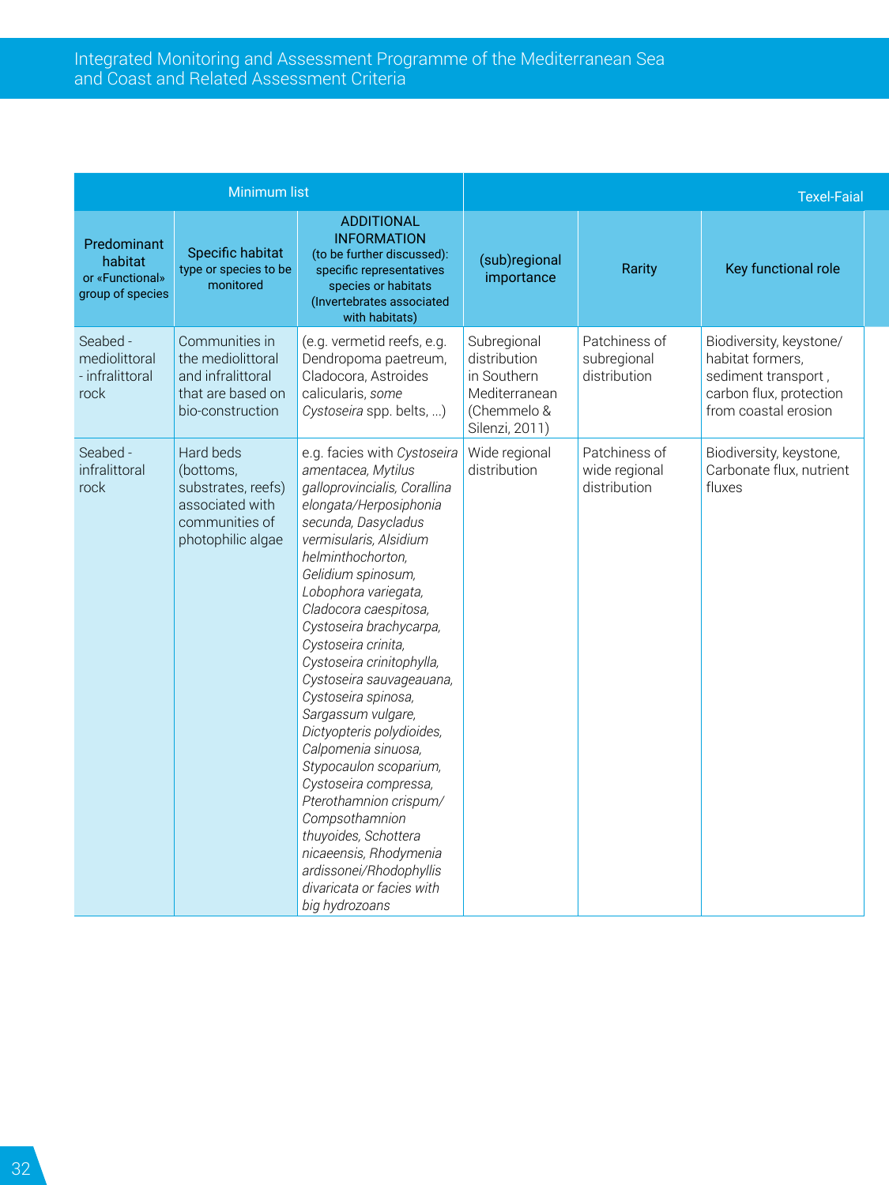| Minimum list | | | Texel-Faial | | |
|---|---|---|---|---|---|
| Predominant habitat or «Functional» group of species | Specific habitat type or species to be monitored | ADDITIONAL INFORMATION (to be further discussed): specific representatives species or habitats (Invertebrates associated with habitats) | (sub)regional importance | Rarity | Key functional role |
| Seabed - mediolittoral - infralittoral rock | Communities in the mediolittoral and infralittoral that are based on bio-construction | (e.g. vermetid reefs, e.g. Dendropoma paetreum, Cladocora, Astroides calicularis, *some Cystoseira* spp. belts, ...) | Subregional distribution in Southern Mediterranean (Chemmelo & Silenzi, 2011) | Patchiness of subregional distribution | Biodiversity, keystone/ habitat formers, sediment transport , carbon flux, protection from coastal erosion |
| Seabed - infralittoral rock | Hard beds (bottoms, substrates, reefs) associated with communities of photophilic algae | e.g. facies with *Cystoseira amentacea, Mytilus galloprovincialis, Corallina elongata/Herposiphonia secunda, Dasycladus vermisularis, Alsidium helminthochorton, Gelidium spinosum, Lobophora variegata, Cladocora caespitosa, Cystoseira brachycarpa, Cystoseira crinita, Cystoseira crinitophylla, Cystoseira sauvageauana, Cystoseira spinosa, Sargassum vulgare, Dictyopteris polydioides, Calpomenia sinuosa, Stypocaulon scoparium, Cystoseira compressa, Pterothamnion crispum/ Compsothamnion thuyoides, Schottera nicaeensis, Rhodymenia ardissonei/Rhodophyllis divaricata or facies with big hydrozoans* | Wide regional distribution | Patchiness of wide regional distribution | Biodiversity, keystone, Carbonate flux, nutrient fluxes |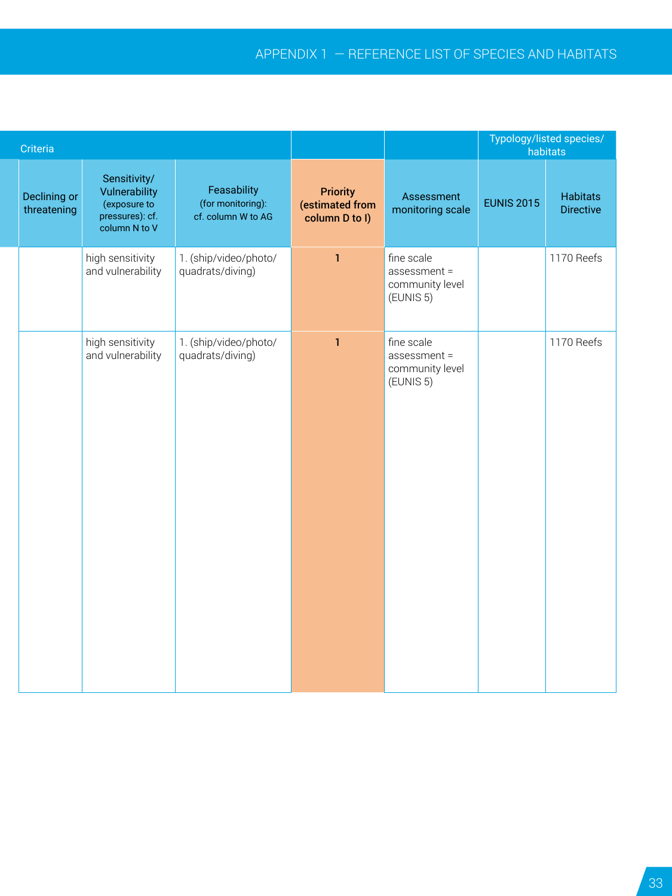| Criteria | | | | | Typology/listed species/ habitats | |
|---|---|---|---|---|---|---|
| Declining or threatening | Sensitivity/ Vulnerability (exposure to pressures): cf. column N to V | Feasability (for monitoring): cf. column W to AG | Priority (estimated from column D to I) | Assessment monitoring scale | EUNIS 2015 | Habitats Directive |
| | high sensitivity and vulnerability | 1. (ship/video/photo/ quadrats/diving) | 1 | fine scale assessment = community level (EUNIS 5) | | 1170 Reefs |
| | high sensitivity and vulnerability | 1. (ship/video/photo/ quadrats/diving) | 1 | fine scale assessment = community level (EUNIS 5) | | 1170 Reefs |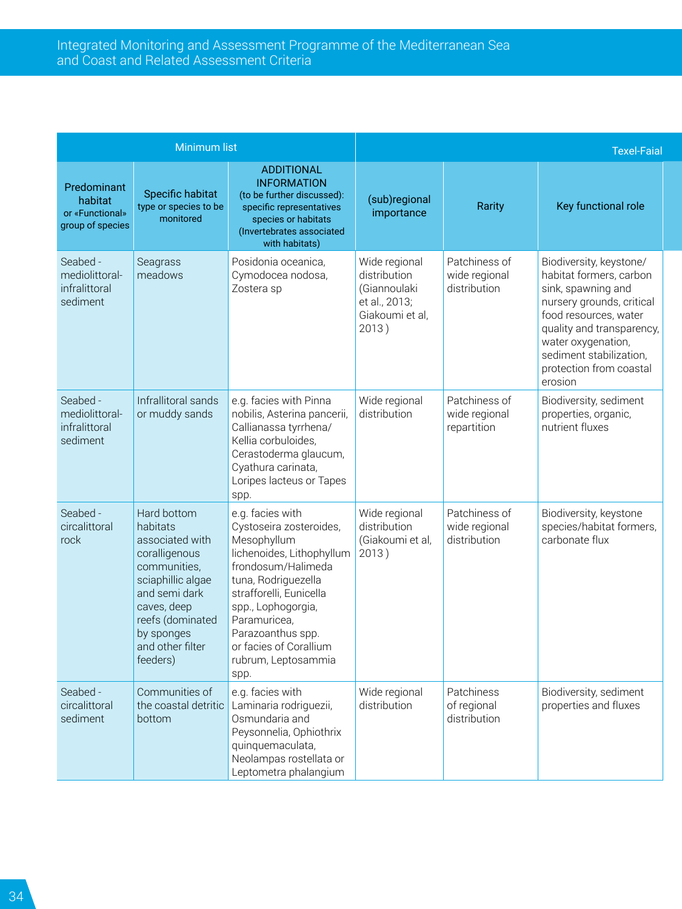| Minimum list | | | Texel-Faial | | |
|---|---|---|---|---|---|
| Predominant habitat or «Functional» group of species | Specific habitat type or species to be monitored | ADDITIONAL INFORMATION (to be further discussed): specific representatives species or habitats (Invertebrates associated with habitats) | (sub)regional importance | Rarity | Key functional role |
| Seabed - mediolittoral-infralittoral sediment | Seagrass meadows | Posidonia oceanica, Cymodocea nodosa, Zostera sp | Wide regional distribution (Giannoulaki et al., 2013; Giakoumi et al, 2013 ) | Patchiness of wide regional distribution | Biodiversity, keystone/ habitat formers, carbon sink, spawning and nursery grounds, critical food resources, water quality and transparency, water oxygenation, sediment stabilization, protection from coastal erosion |
| Seabed - mediolittoral-infralittoral sediment | Infrallitoral sands or muddy sands | e.g. facies with Pinna nobilis, Asterina pancerii, Callianassa tyrrhena/ Kellia corbuloides, Cerastoderma glaucum, Cyathura carinata, Loripes lacteus or Tapes spp. | Wide regional distribution | Patchiness of wide regional repartition | Biodiversity, sediment properties, organic, nutrient fluxes |
| Seabed - circalittoral rock | Hard bottom habitats associated with coralligenous communities, sciaphillic algae and semi dark caves, deep reefs (dominated by sponges and other filter feeders) | e.g. facies with Cystoseira zosteroides, Mesophyllum lichenoides, Lithophyllum frondosum/Halimeda tuna, Rodriguezella strafforelli, Eunicella spp., Lophogorgia, Paramuricea, Parazoanthus spp. or facies of Corallium rubrum, Leptosammia spp. | Wide regional distribution (Giakoumi et al, 2013 ) | Patchiness of wide regional distribution | Biodiversity, keystone species/habitat formers, carbonate flux |
| Seabed - circalittoral sediment | Communities of the coastal detritic bottom | e.g. facies with Laminaria rodriguezii, Osmundaria and Peysonnelia, Ophiothrix quinquemaculata, Neolampas rostellata or Leptometra phalangium | Wide regional distribution | Patchiness of regional distribution | Biodiversity, sediment properties and fluxes |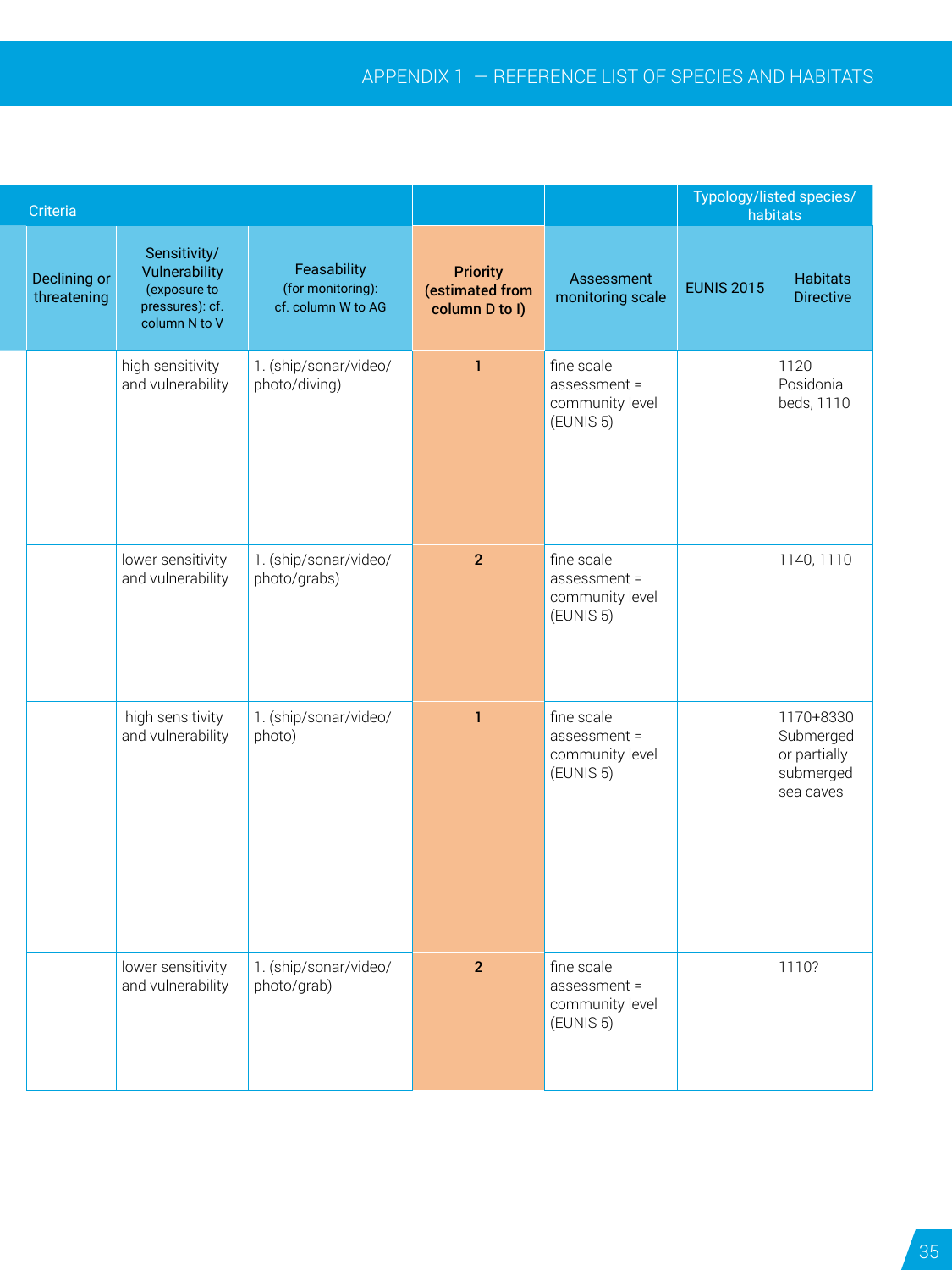| Criteria | | | | | Typology/listed species/ habitats | |
|---|---|---|---|---|---|---|
| Declining or threatening | Sensitivity/ Vulnerability (exposure to pressures): cf. column N to V | Feasability (for monitoring): cf. column W to AG | **Priority (estimated from column D to I)** | Assessment monitoring scale | EUNIS 2015 | Habitats Directive |
| | high sensitivity and vulnerability | 1. (ship/sonar/video/ photo/diving) | **1** | fine scale assessment = community level (EUNIS 5) | | 1120 Posidonia beds, 1110 |
| | lower sensitivity and vulnerability | 1. (ship/sonar/video/ photo/grabs) | **2** | fine scale assessment = community level (EUNIS 5) | | 1140, 1110 |
| | high sensitivity and vulnerability | 1. (ship/sonar/video/ photo) | **1** | fine scale assessment = community level (EUNIS 5) | | 1170+8330 Submerged or partially submerged sea caves |
| | lower sensitivity and vulnerability | 1. (ship/sonar/video/ photo/grab) | **2** | fine scale assessment = community level (EUNIS 5) | | 1110? |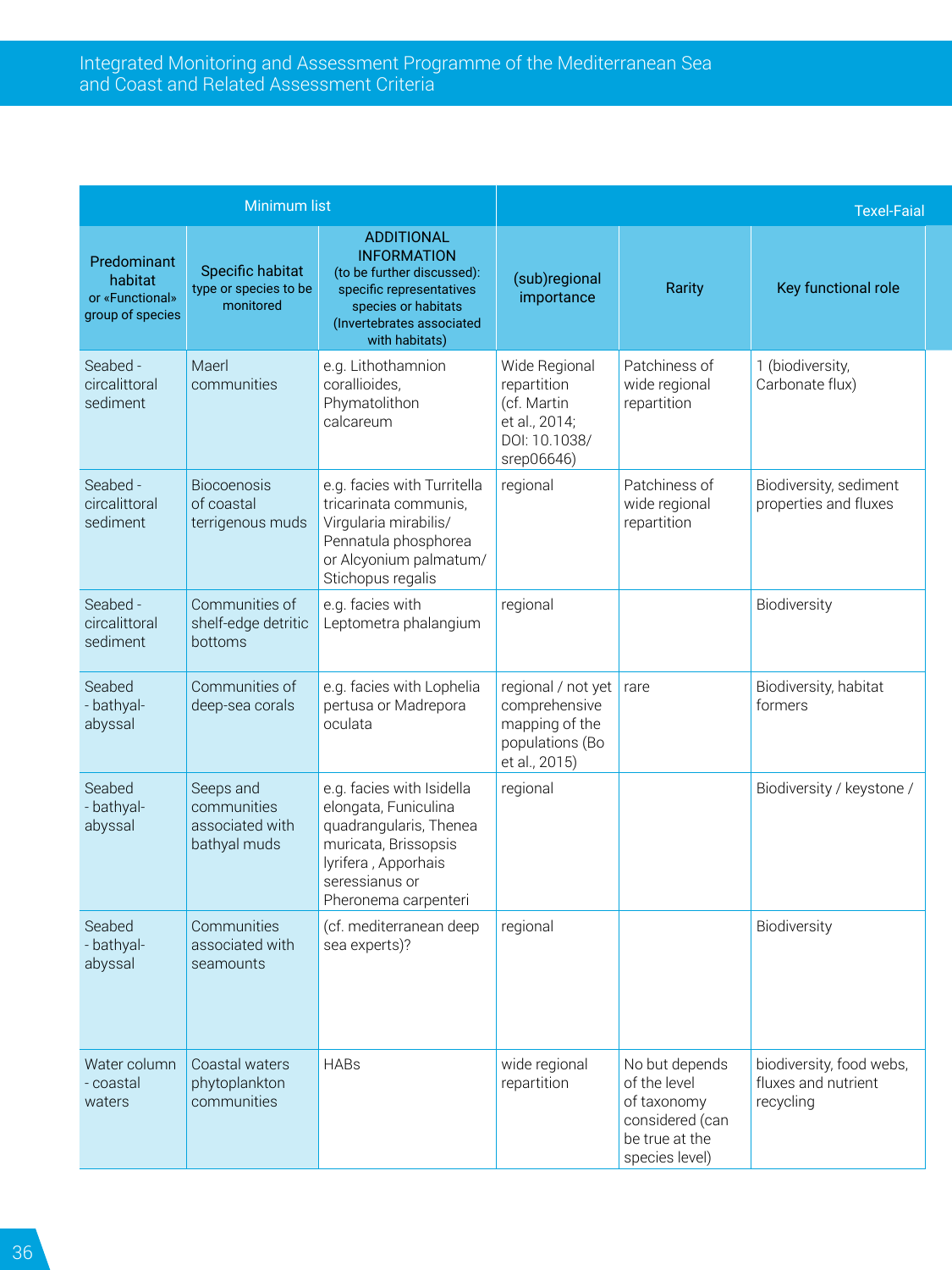| Minimum list | | | Texel-Faial | | |
|---|---|---|---|---|---|
| Predominant habitat or «Functional» group of species | Specific habitat type or species to be monitored | ADDITIONAL INFORMATION (to be further discussed): specific representatives species or habitats (Invertebrates associated with habitats) | (sub)regional importance | Rarity | Key functional role |
| Seabed - circalittoral sediment | Maerl communities | e.g. Lithothamnion corallioides, Phymatolithon calcareum | Wide Regional repartition (cf. Martin et al., 2014; DOI: 10.1038/srep06646) | Patchiness of wide regional repartition | 1 (biodiversity, Carbonate flux) |
| Seabed - circalittoral sediment | Biocoenosis of coastal terrigenous muds | e.g. facies with Turritella tricarinata communis, Virgularia mirabilis/ Pennatula phosphorea or Alcyonium palmatum/ Stichopus regalis | regional | Patchiness of wide regional repartition | Biodiversity, sediment properties and fluxes |
| Seabed - circalittoral sediment | Communities of shelf-edge detritic bottoms | e.g. facies with Leptometra phalangium | regional | | Biodiversity |
| Seabed - bathyal-abyssal | Communities of deep-sea corals | e.g. facies with Lophelia pertusa or Madrepora oculata | regional / not yet comprehensive mapping of the populations (Bo et al., 2015) | rare | Biodiversity, habitat formers |
| Seabed - bathyal-abyssal | Seeps and communities associated with bathyal muds | e.g. facies with Isidella elongata, Funiculina quadrangularis, Thenea muricata, Brissopsis lyrifera , Apporhais seressianus or Pheronema carpenteri | regional | | Biodiversity / keystone / |
| Seabed - bathyal-abyssal | Communities associated with seamounts | (cf. mediterranean deep sea experts)? | regional | | Biodiversity |
| Water column - coastal waters | Coastal waters phytoplankton communities | HABs | wide regional repartition | No but depends of the level of taxonomy considered (can be true at the species level) | biodiversity, food webs, fluxes and nutrient recycling |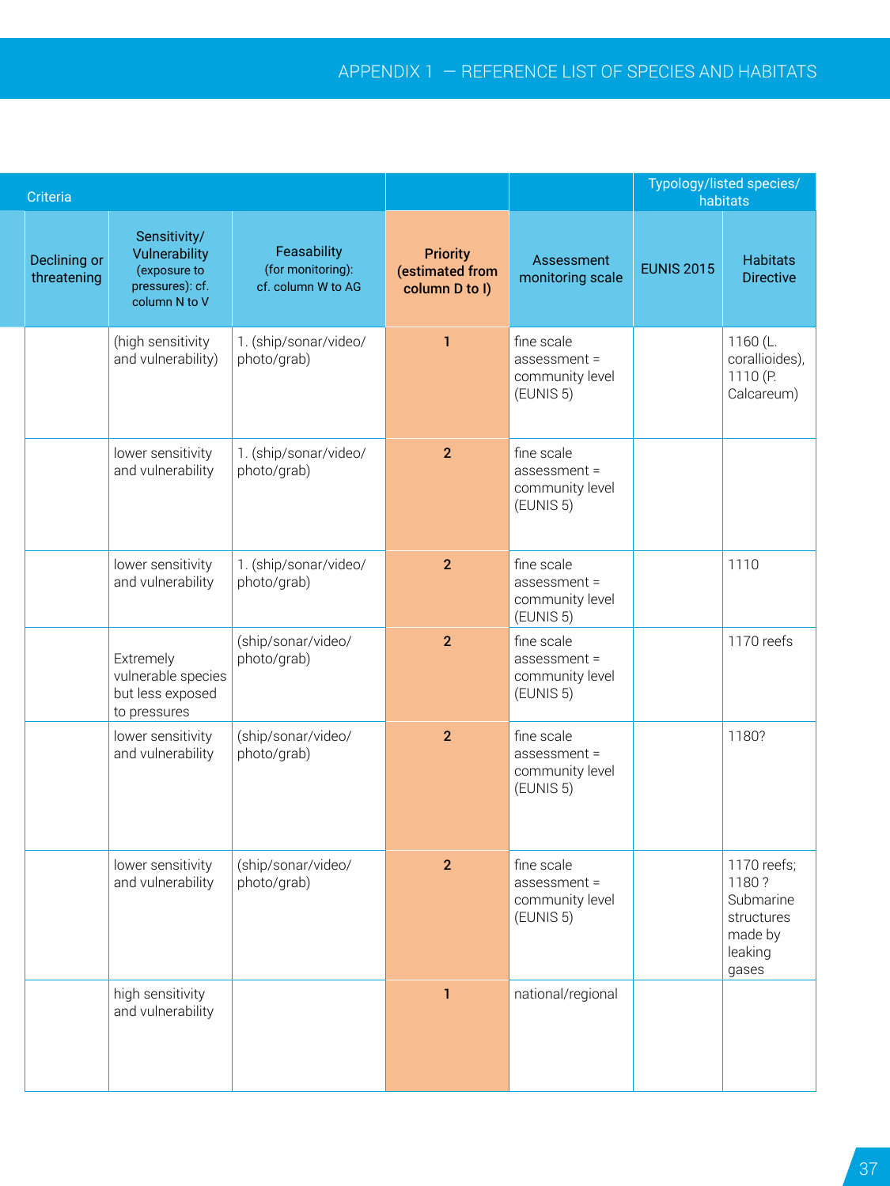| Criteria | | | | | Typology/listed species/ habitats | |
|---|---|---|---|---|---|---|
| Declining or threatening | Sensitivity/ Vulnerability (exposure to pressures): cf. column N to V | Feasability (for monitoring): cf. column W to AG | **Priority (estimated from column D to I)** | Assessment monitoring scale | EUNIS 2015 | Habitats Directive |
| | (high sensitivity and vulnerability) | 1. (ship/sonar/video/ photo/grab) | **1** | fine scale assessment = community level (EUNIS 5) | | 1160 (L. corallioides), 1110 (P. Calcareum) |
| | lower sensitivity and vulnerability | 1. (ship/sonar/video/ photo/grab) | **2** | fine scale assessment = community level (EUNIS 5) | | |
| | lower sensitivity and vulnerability | 1. (ship/sonar/video/ photo/grab) | **2** | fine scale assessment = community level (EUNIS 5) | | 1110 |
| | Extremely vulnerable species but less exposed to pressures | (ship/sonar/video/ photo/grab) | **2** | fine scale assessment = community level (EUNIS 5) | | 1170 reefs |
| | lower sensitivity and vulnerability | (ship/sonar/video/ photo/grab) | **2** | fine scale assessment = community level (EUNIS 5) | | 1180? |
| | lower sensitivity and vulnerability | (ship/sonar/video/ photo/grab) | **2** | fine scale assessment = community level (EUNIS 5) | | 1170 reefs; 1180 ? Submarine structures made by leaking gases |
| | high sensitivity and vulnerability | | **1** | national/regional | | |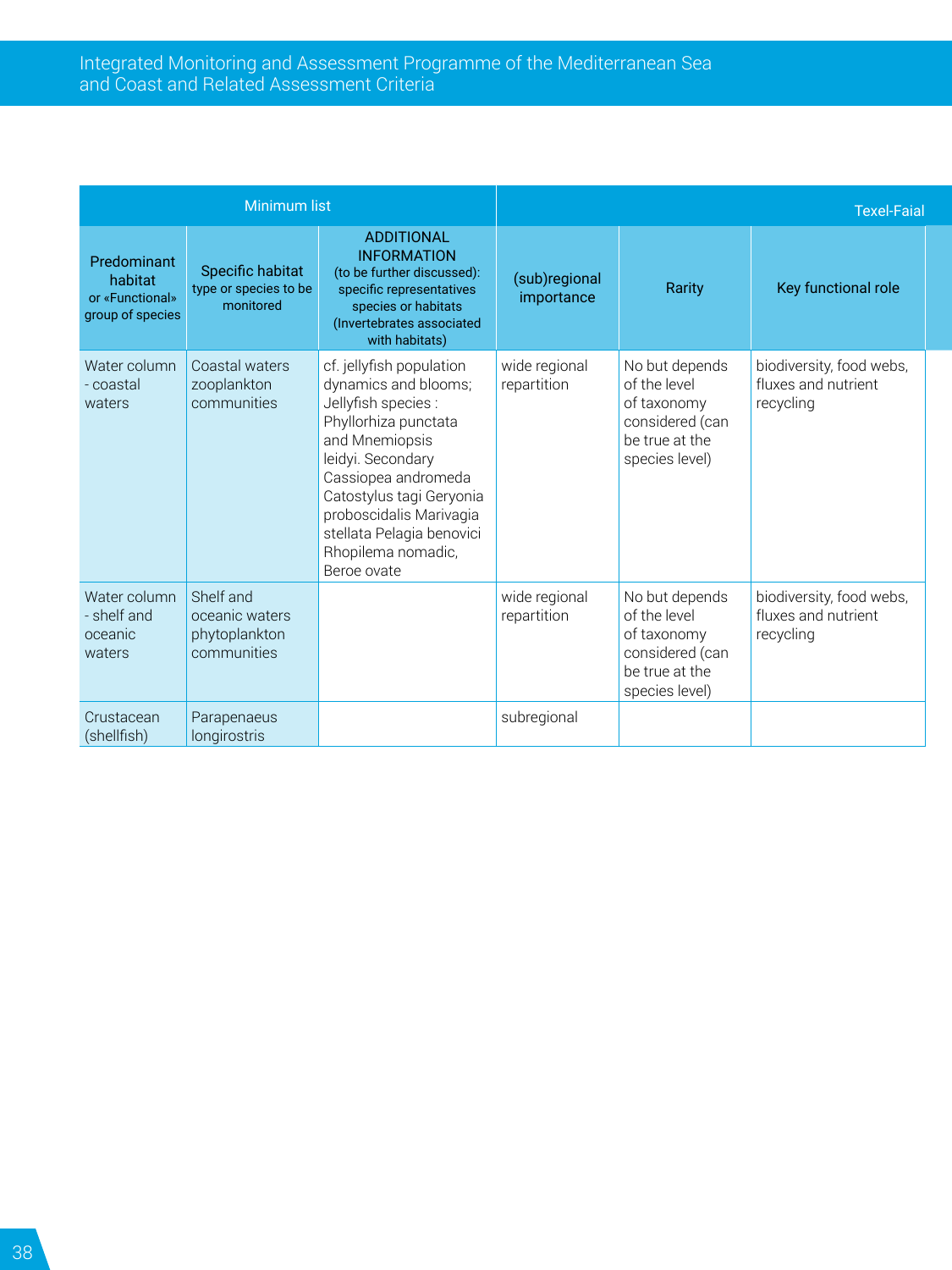| Minimum list | | | Texel-Faial | | |
|---|---|---|---|---|---|
| Predominant habitat or «Functional» group of species | Specific habitat type or species to be monitored | ADDITIONAL INFORMATION (to be further discussed): specific representatives species or habitats (Invertebrates associated with habitats) | (sub)regional importance | Rarity | Key functional role |
| Water column - coastal waters | Coastal waters zooplankton communities | cf. jellyfish population dynamics and blooms; Jellyfish species : Phyllorhiza punctata and Mnemiopsis leidyi. Secondary Cassiopea andromeda Catostylus tagi Geryonia proboscidalis Marivagia stellata Pelagia benovici Rhopilema nomadic, Beroe ovate | wide regional repartition | No but depends of the level of taxonomy considered (can be true at the species level) | biodiversity, food webs, fluxes and nutrient recycling |
| Water column - shelf and oceanic waters | Shelf and oceanic waters phytoplankton communities | | wide regional repartition | No but depends of the level of taxonomy considered (can be true at the species level) | biodiversity, food webs, fluxes and nutrient recycling |
| Crustacean (shellfish) | Parapenaeus longirostris | | subregional | | |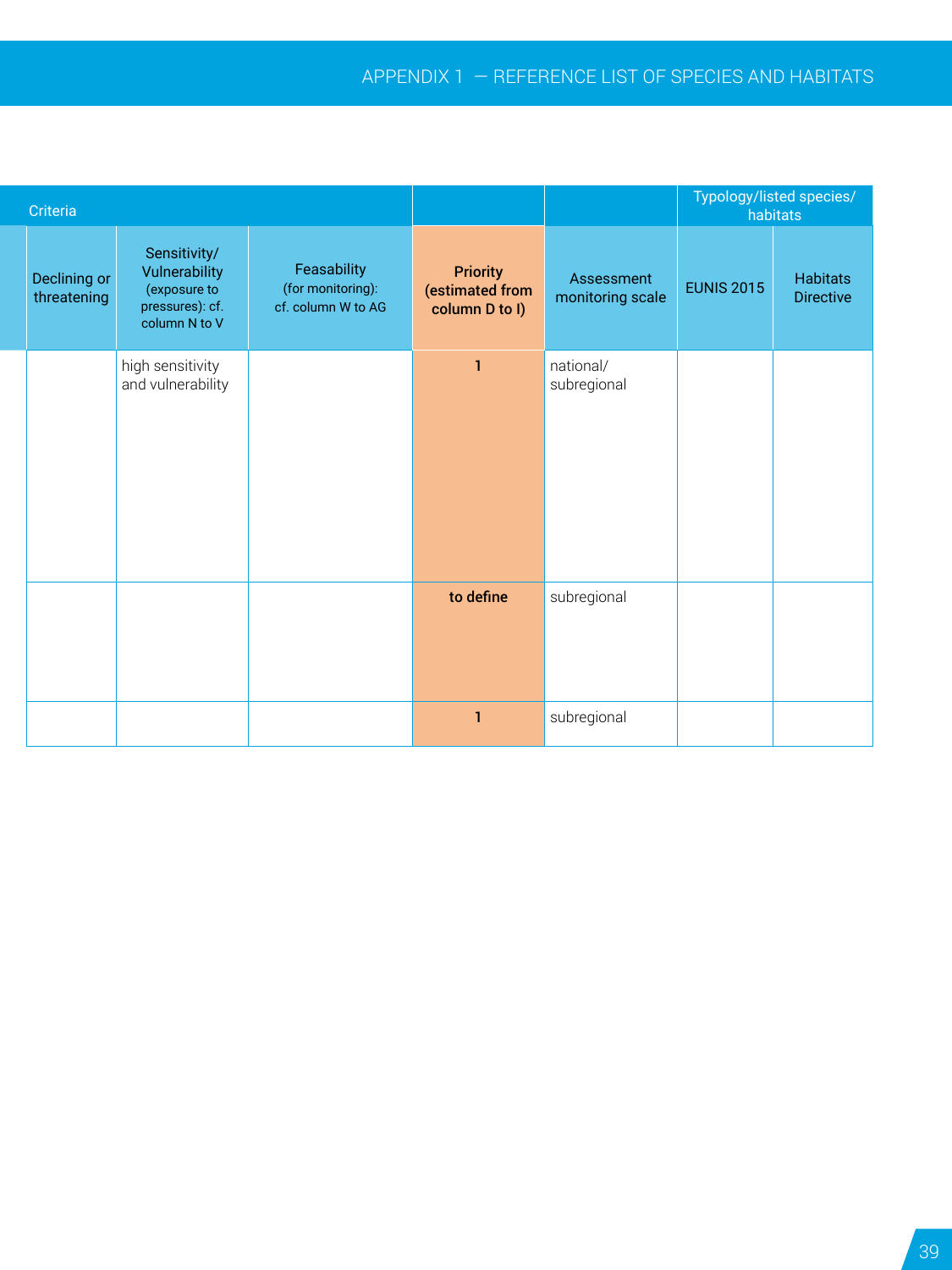| Criteria | | | | | Typology/listed species/ habitats | |
|---|---|---|---|---|---|---|
| Declining or threatening | Sensitivity/ Vulnerability (exposure to pressures): cf. column N to V | Feasability (for monitoring): cf. column W to AG | **Priority (estimated from column D to I)** | Assessment monitoring scale | EUNIS 2015 | Habitats Directive |
| | high sensitivity and vulnerability | | **1** | national/ subregional | | |
| | | | **to define** | subregional | | |
| | | | **1** | subregional | | |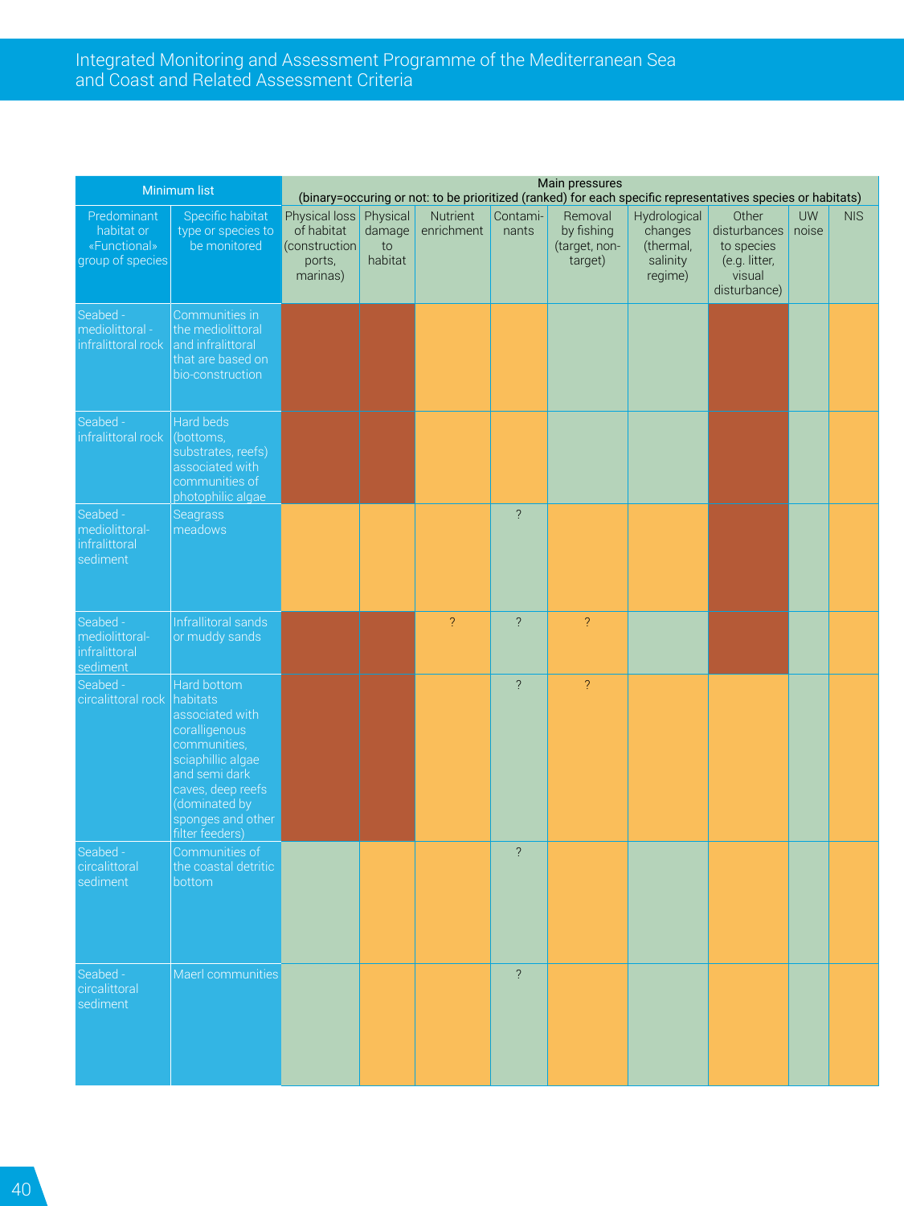| Minimum list | | Main pressures (binary=occuring or not: to be prioritized (ranked) for each specific representatives species or habitats) | | | | | | | | |
|---|---|---|---|---|---|---|---|---|---|---|
| Predominant habitat or «Functional» group of species | Specific habitat type or species to be monitored | Physical loss of habitat (construction ports, marinas) | Physical damage to habitat | Nutrient enrichment | Contami-nants | Removal by fishing (target, non-target) | Hydrological changes (thermal, salinity regime) | Other disturbances to species (e.g. litter, visual disturbance) | UW noise | NIS |
| Seabed - mediolittoral - infralittoral rock | Communities in the mediolittoral and infralittoral that are based on bio-construction | | | | | | | | | |
| Seabed - infralittoral rock | Hard beds (bottoms, substrates, reefs) associated with communities of photophilic algae | | | | | | | | | |
| Seabed - mediolittoral-infralittoral sediment | Seagrass meadows | | | | ? | | | | | |
| Seabed - mediolittoral-infralittoral sediment | Infralittoral sands or muddy sands | | | ? | ? | ? | | | | |
| Seabed - circalittoral rock | Hard bottom habitats associated with coralligenous communities, sciaphillic algae and semi dark caves, deep reefs (dominated by sponges and other filter feeders) | | | | ? | ? | | | | |
| Seabed - circalittoral sediment | Communities of the coastal detritic bottom | | | | ? | | | | | |
| Seabed - circalittoral sediment | Maerl communities | | | | ? | | | | | |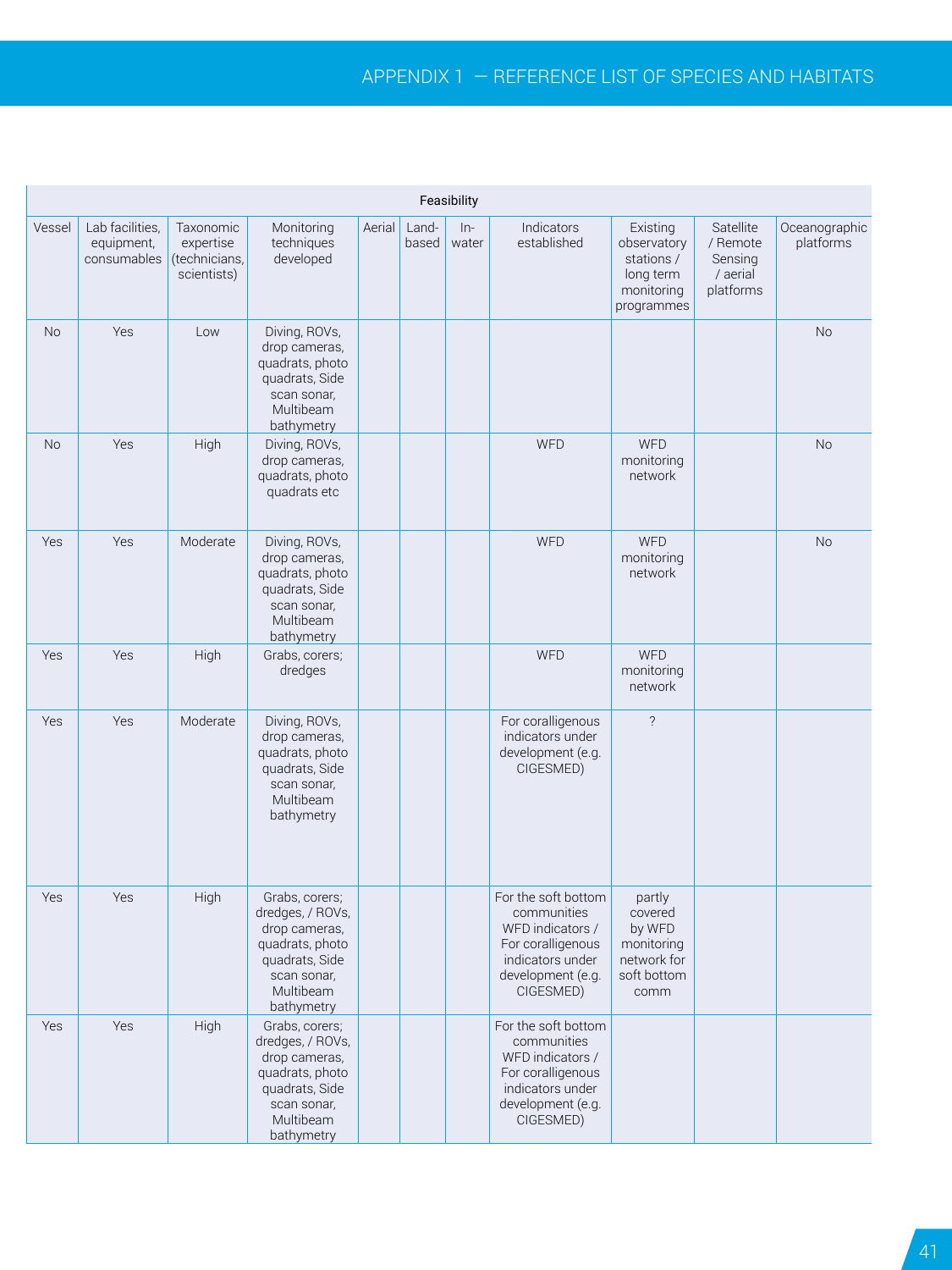| Feasibility | | | | | | | | | | |
|---|---|---|---|---|---|---|---|---|---|---|
| Vessel | Lab facilities, equipment, consumables | Taxonomic expertise (technicians, scientists) | Monitoring techniques developed | Aerial | Land-based | In-water | Indicators established | Existing observatory stations / long term monitoring programmes | Satellite / Remote Sensing / aerial platforms | Oceanographic platforms |
| No | Yes | Low | Diving, ROVs, drop cameras, quadrats, photo quadrats, Side scan sonar, Multibeam bathymetry | | | | | | | No |
| No | Yes | High | Diving, ROVs, drop cameras, quadrats, photo quadrats etc | | | | WFD | WFD monitoring network | | No |
| Yes | Yes | Moderate | Diving, ROVs, drop cameras, quadrats, photo quadrats, Side scan sonar, Multibeam bathymetry | | | | WFD | WFD monitoring network | | No |
| Yes | Yes | High | Grabs, corers; dredges | | | | WFD | WFD monitoring network | | |
| Yes | Yes | Moderate | Diving, ROVs, drop cameras, quadrats, photo quadrats, Side scan sonar, Multibeam bathymetry | | | | For coralligenous indicators under development (e.g. CIGESMED) | ? | | |
| Yes | Yes | High | Grabs, corers; dredges, / ROVs, drop cameras, quadrats, photo quadrats, Side scan sonar, Multibeam bathymetry | | | | For the soft bottom communities WFD indicators / For coralligenous indicators under development (e.g. CIGESMED) | partly covered by WFD monitoring network for soft bottom comm | | |
| Yes | Yes | High | Grabs, corers; dredges, / ROVs, drop cameras, quadrats, photo quadrats, Side scan sonar, Multibeam bathymetry | | | | For the soft bottom communities WFD indicators / For coralligenous indicators under development (e.g. CIGESMED) | | | |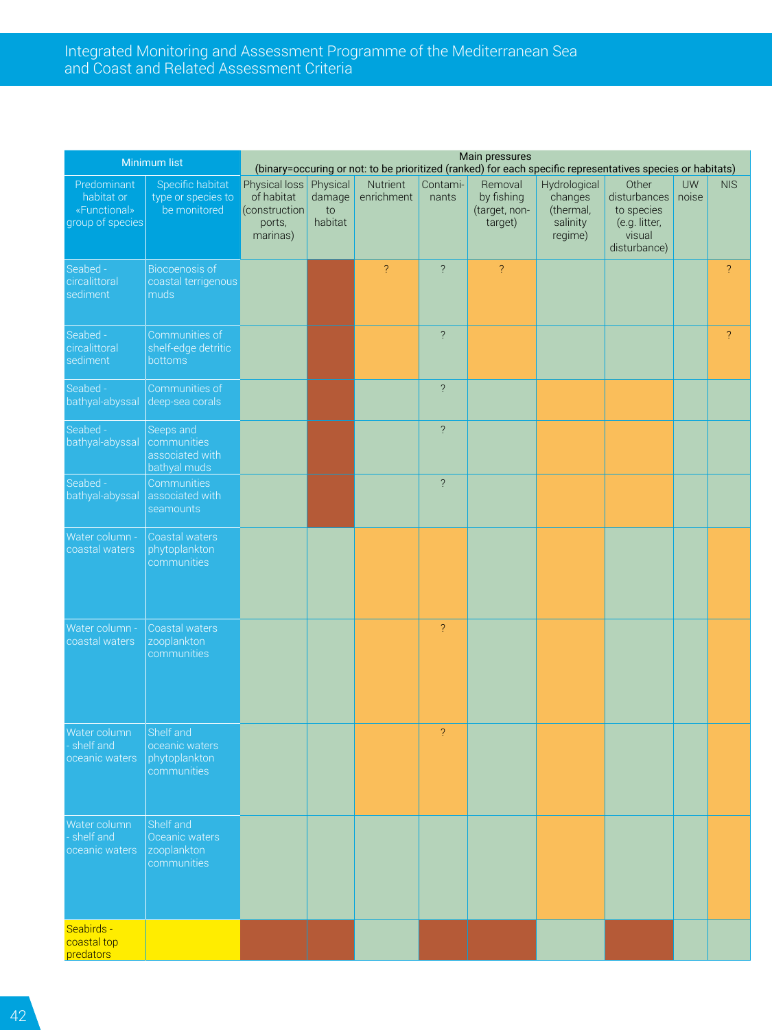| Minimum list | | Main pressures (binary=occuring or not: to be prioritized (ranked) for each specific representatives species or habitats) | | | | | | | | |
|---|---|---|---|---|---|---|---|---|---|---|
| Predominant habitat or «Functional» group of species | Specific habitat type or species to be monitored | Physical loss of habitat (construction ports, marinas) | Physical damage to habitat | Nutrient enrichment | Contami-nants | Removal by fishing (target, non-target) | Hydrological changes (thermal, salinity regime) | Other disturbances to species (e.g. litter, visual disturbance) | UW noise | NIS |
| Seabed - circalittoral sediment | Biocoenosis of coastal terrigenous muds | | | ? | ? | ? | | | | ? |
| Seabed - circalittoral sediment | Communities of shelf-edge detritic bottoms | | | | ? | | | | | ? |
| Seabed - bathyal-abyssal | Communities of deep-sea corals | | | | ? | | | | | |
| Seabed - bathyal-abyssal | Seeps and communities associated with bathyal muds | | | | ? | | | | | |
| Seabed - bathyal-abyssal | Communities associated with seamounts | | | | ? | | | | | |
| Water column - coastal waters | Coastal waters phytoplankton communities | | | | | | | | | |
| Water column - coastal waters | Coastal waters zooplankton communities | | | | ? | | | | | |
| Water column - shelf and oceanic waters | Shelf and oceanic waters phytoplankton communities | | | | ? | | | | | |
| Water column - shelf and oceanic waters | Shelf and Oceanic waters zooplankton communities | | | | | | | | | |
| Seabirds - coastal top predators | | | | | | | | | | |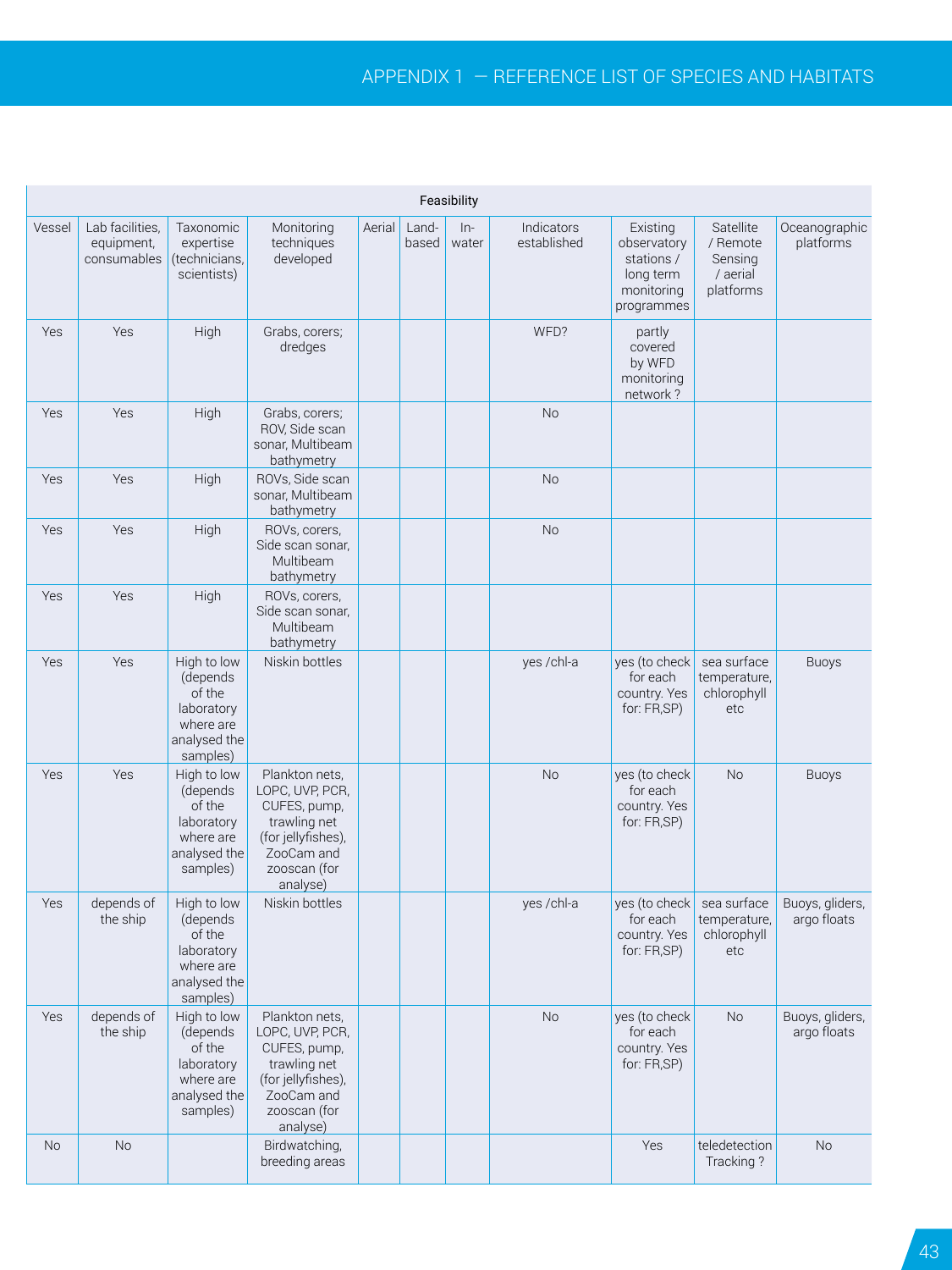| Feasibility | | | | | | | | | | |
|---|---|---|---|---|---|---|---|---|---|---|
| Vessel | Lab facilities, equipment, consumables | Taxonomic expertise (technicians, scientists) | Monitoring techniques developed | Aerial | Land-based | In-water | Indicators established | Existing observatory stations / long term monitoring programmes | Satellite / Remote Sensing / aerial platforms | Oceanographic platforms |
| Yes | Yes | High | Grabs, corers; dredges | | | | WFD? | partly covered by WFD monitoring network ? | | |
| Yes | Yes | High | Grabs, corers; ROV, Side scan sonar, Multibeam bathymetry | | | | No | | | |
| Yes | Yes | High | ROVs, Side scan sonar, Multibeam bathymetry | | | | No | | | |
| Yes | Yes | High | ROVs, corers, Side scan sonar, Multibeam bathymetry | | | | No | | | |
| Yes | Yes | High | ROVs, corers, Side scan sonar, Multibeam bathymetry | | | | | | | |
| Yes | Yes | High to low (depends of the laboratory where are analysed the samples) | Niskin bottles | | | | yes /chl-a | yes (to check for each country. Yes for: FR,SP) | sea surface temperature, chlorophyll etc | Buoys |
| Yes | Yes | High to low (depends of the laboratory where are analysed the samples) | Plankton nets, LOPC, UVP, PCR, CUFES, pump, trawling net (for jellyfishes), ZooCam and zooscan (for analyse) | | | | No | yes (to check for each country. Yes for: FR,SP) | No | Buoys |
| Yes | depends of the ship | High to low (depends of the laboratory where are analysed the samples) | Niskin bottles | | | | yes /chl-a | yes (to check for each country. Yes for: FR,SP) | sea surface temperature, chlorophyll etc | Buoys, gliders, argo floats |
| Yes | depends of the ship | High to low (depends of the laboratory where are analysed the samples) | Plankton nets, LOPC, UVP, PCR, CUFES, pump, trawling net (for jellyfishes), ZooCam and zooscan (for analyse) | | | | No | yes (to check for each country. Yes for: FR,SP) | No | Buoys, gliders, argo floats |
| No | No | | Birdwatching, breeding areas | | | | | Yes | teledetection Tracking ? | No |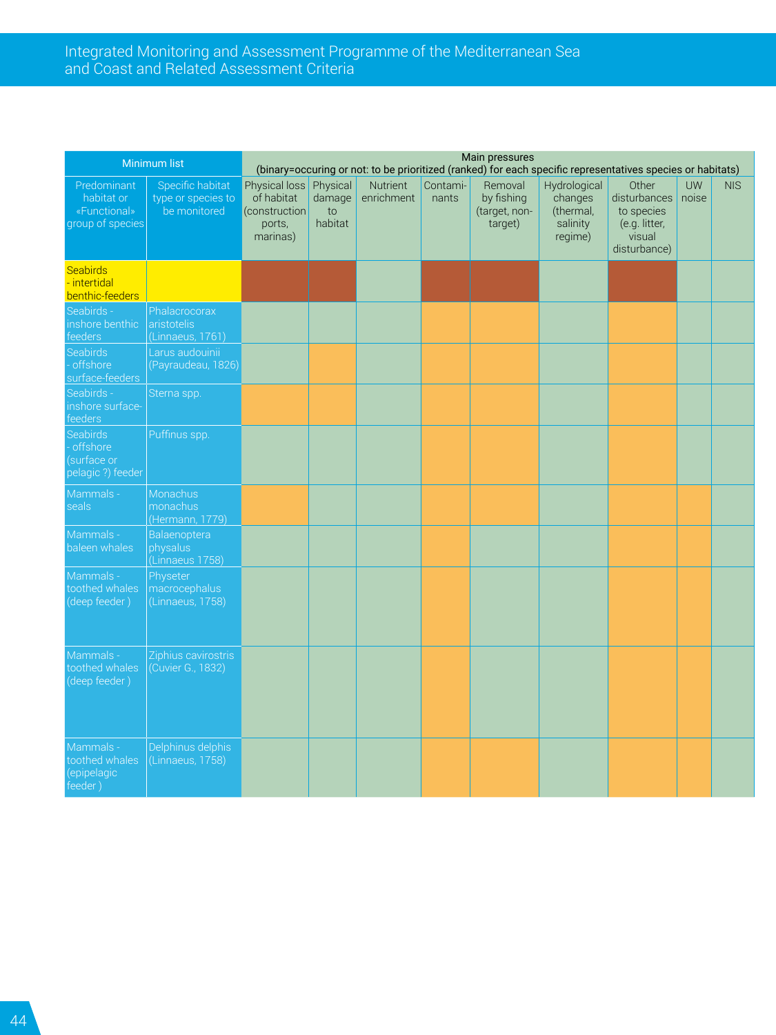| Minimum list | | Main pressures (binary=occuring or not: to be prioritized (ranked) for each specific representatives species or habitats) | | | | | | | | |
|---|---|---|---|---|---|---|---|---|---|---|
| Predominant habitat or «Functional» group of species | Specific habitat type or species to be monitored | Physical loss of habitat (construction ports, marinas) | Physical damage to habitat | Nutrient enrichment | Contami-nants | Removal by fishing (target, non-target) | Hydrological changes (thermal, salinity regime) | Other disturbances to species (e.g. litter, visual disturbance) | UW noise | NIS |
| Seabirds - intertidal benthic-feeders | | | | | | | | | | |
| Seabirds - inshore benthic feeders | Phalacrocorax aristotelis (Linnaeus, 1761) | | | | | | | | | |
| Seabirds - offshore surface-feeders | Larus audouinii (Payraudeau, 1826) | | | | | | | | | |
| Seabirds - inshore surface-feeders | Sterna spp. | | | | | | | | | |
| Seabirds - offshore (surface or pelagic ?) feeder | Puffinus spp. | | | | | | | | | |
| Mammals - seals | Monachus monachus (Hermann, 1779) | | | | | | | | | |
| Mammals - baleen whales | Balaenoptera physalus (Linnaeus 1758) | | | | | | | | | |
| Mammals - toothed whales (deep feeder ) | Physeter macrocephalus (Linnaeus, 1758) | | | | | | | | | |
| Mammals - toothed whales (deep feeder ) | Ziphius cavirostris (Cuvier G., 1832) | | | | | | | | | |
| Mammals - toothed whales (epipelagic feeder ) | Delphinus delphis (Linnaeus, 1758) | | | | | | | | | |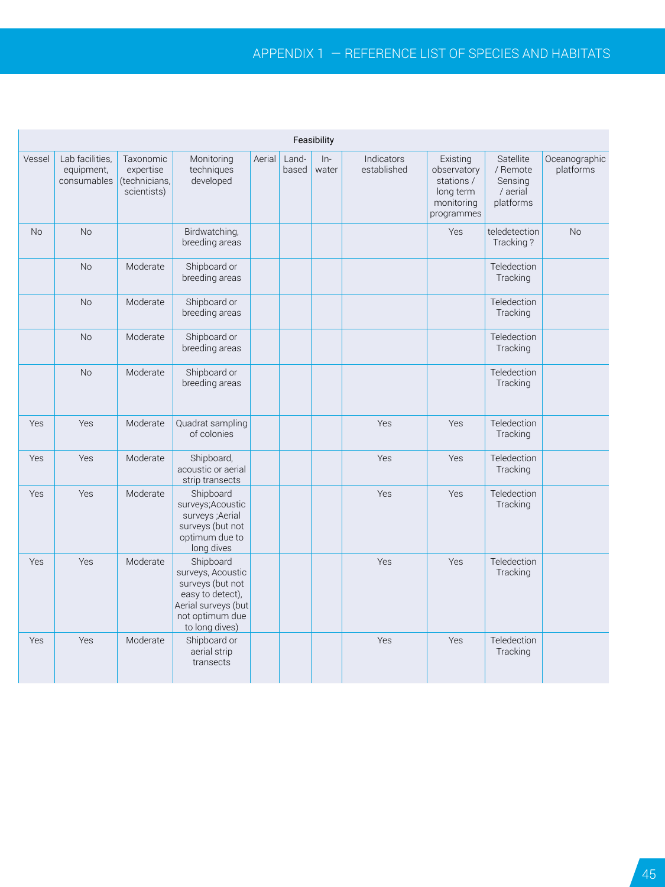| Feasibility | | | | | | | | | | |
|---|---|---|---|---|---|---|---|---|---|---|
| Vessel | Lab facilities, equipment, consumables | Taxonomic expertise (technicians, scientists) | Monitoring techniques developed | Aerial | Land-based | In-water | Indicators established | Existing observatory stations / long term monitoring programmes | Satellite / Remote Sensing / aerial platforms | Oceanographic platforms |
| No | No | | Birdwatching, breeding areas | | | | | Yes | teledetection Tracking ? | No |
| | No | Moderate | Shipboard or breeding areas | | | | | | Teledection Tracking | |
| | No | Moderate | Shipboard or breeding areas | | | | | | Teledection Tracking | |
| | No | Moderate | Shipboard or breeding areas | | | | | | Teledection Tracking | |
| | No | Moderate | Shipboard or breeding areas | | | | | | Teledection Tracking | |
| Yes | Yes | Moderate | Quadrat sampling of colonies | | | | Yes | Yes | Teledection Tracking | |
| Yes | Yes | Moderate | Shipboard, acoustic or aerial strip transects | | | | Yes | Yes | Teledection Tracking | |
| Yes | Yes | Moderate | Shipboard surveys;Acoustic surveys ;Aerial surveys (but not optimum due to long dives | | | | Yes | Yes | Teledection Tracking | |
| Yes | Yes | Moderate | Shipboard surveys, Acoustic surveys (but not easy to detect), Aerial surveys (but not optimum due to long dives) | | | | Yes | Yes | Teledection Tracking | |
| Yes | Yes | Moderate | Shipboard or aerial strip transects | | | | Yes | Yes | Teledection Tracking | |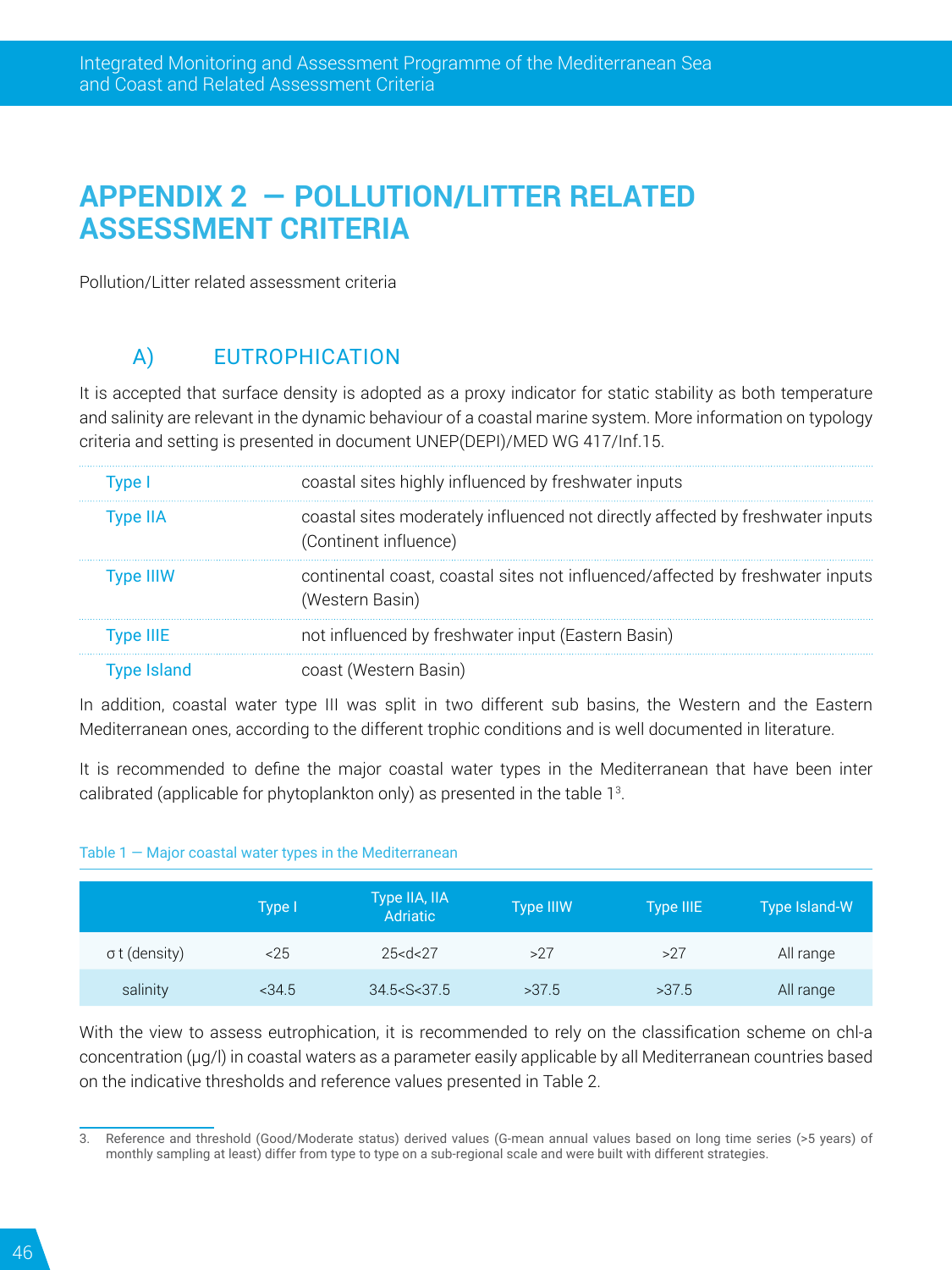# APPENDIX 2 — POLLUTION/LITTER RELATED ASSESSMENT CRITERIA

Pollution/Litter related assessment criteria

## A) EUTROPHICATION

It is accepted that surface density is adopted as a proxy indicator for static stability as both temperature and salinity are relevant in the dynamic behaviour of a coastal marine system. More information on typology criteria and setting is presented in document UNEP(DEPI)/MED WG 417/Inf.15.

| | |
|---|---|
| Type I | coastal sites highly influenced by freshwater inputs |
| Type IIA | coastal sites moderately influenced not directly affected by freshwater inputs (Continent influence) |
| Type IIIW | continental coast, coastal sites not influenced/affected by freshwater inputs (Western Basin) |
| Type IIIE | not influenced by freshwater input (Eastern Basin) |
| Type Island | coast (Western Basin) |

In addition, coastal water type III was split in two different sub basins, the Western and the Eastern Mediterranean ones, according to the different trophic conditions and is well documented in literature.

It is recommended to define the major coastal water types in the Mediterranean that have been inter calibrated (applicable for phytoplankton only) as presented in the table 1[3].

Table 1 — Major coastal water types in the Mediterranean

| | Type I | Type IIA, IIA Adriatic | Type IIIW | Type IIIE | Type Island-W |
|---|---|---|---|---|---|
| σ t (density) | <25 | 25<d<27 | >27 | >27 | All range |
| salinity | <34.5 | 34.5<S<37.5 | >37.5 | >37.5 | All range |

With the view to assess eutrophication, it is recommended to rely on the classification scheme on chl-a concentration (µg/l) in coastal waters as a parameter easily applicable by all Mediterranean countries based on the indicative thresholds and reference values presented in Table 2.

3. Reference and threshold (Good/Moderate status) derived values (G-mean annual values based on long time series (>5 years) of monthly sampling at least) differ from type to type on a sub-regional scale and were built with different strategies.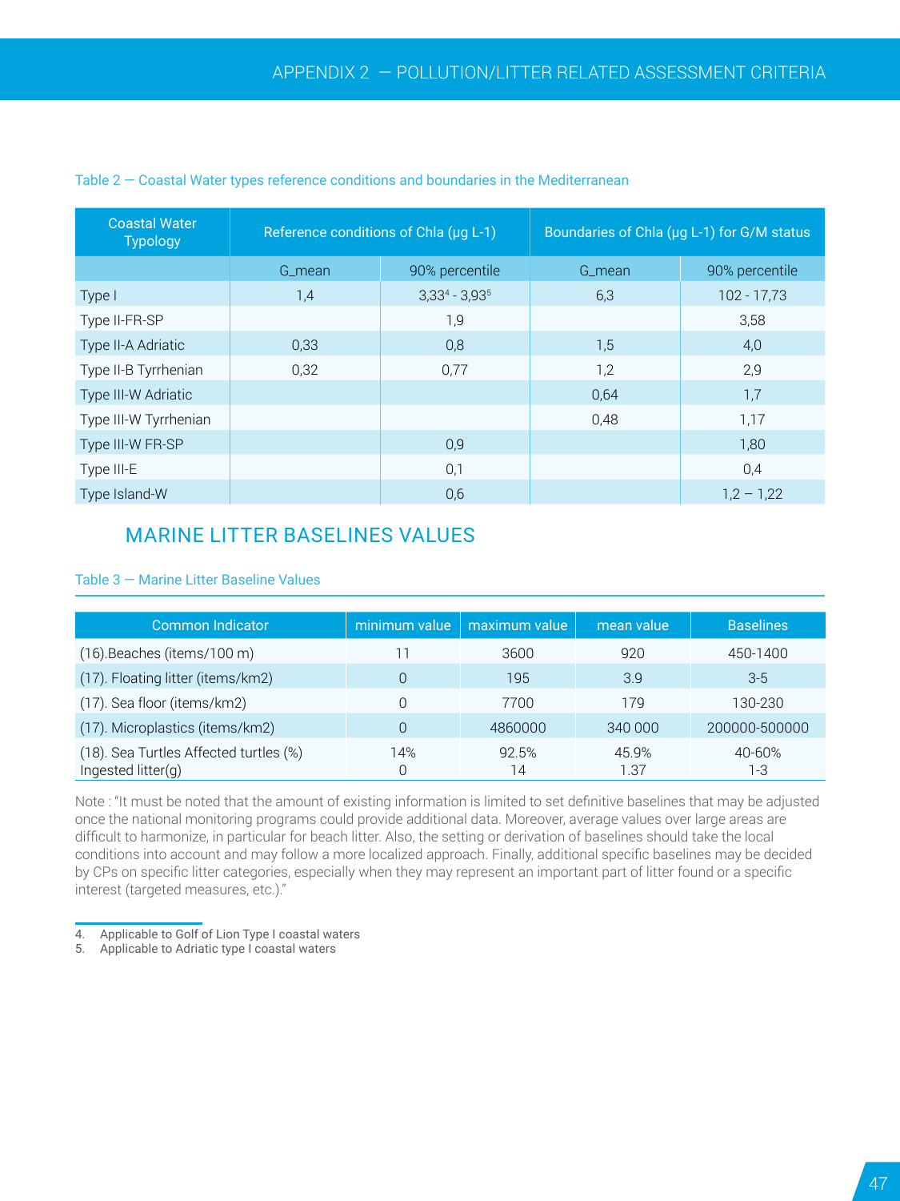Table 2 — Coastal Water types reference conditions and boundaries in the Mediterranean

| Coastal Water Typology | Reference conditions of Chla (µg L-1) | | Boundaries of Chla (µg L-1) for G/M status | |
|---|---|---|---|---|
| | G_mean | 90% percentile | G_mean | 90% percentile |
| Type I | 1,4 | 3,33[4] - 3,93[5] | 6,3 | 102 - 17,73 |
| Type II-FR-SP | | 1,9 | | 3,58 |
| Type II-A Adriatic | 0,33 | 0,8 | 1,5 | 4,0 |
| Type II-B Tyrrhenian | 0,32 | 0,77 | 1,2 | 2,9 |
| Type III-W Adriatic | | | 0,64 | 1,7 |
| Type III-W Tyrrhenian | | | 0,48 | 1,17 |
| Type III-W FR-SP | | 0,9 | | 1,80 |
| Type III-E | | 0,1 | | 0,4 |
| Type Island-W | | 0,6 | | 1,2 – 1,22 |

## MARINE LITTER BASELINES VALUES

Table 3 — Marine Litter Baseline Values

| Common Indicator | minimum value | maximum value | mean value | Baselines |
|---|---|---|---|---|
| (16).Beaches (items/100 m) | 11 | 3600 | 920 | 450-1400 |
| (17). Floating litter (items/km2) | 0 | 195 | 3.9 | 3-5 |
| (17). Sea floor (items/km2) | 0 | 7700 | 179 | 130-230 |
| (17). Microplastics (items/km2) | 0 | 4860000 | 340 000 | 200000-500000 |
| (18). Sea Turtles Affected turtles (%)<br>Ingested litter(g) | 14%<br>0 | 92.5%<br>14 | 45.9%<br>1.37 | 40-60%<br>1-3 |

Note : "It must be noted that the amount of existing information is limited to set definitive baselines that may be adjusted once the national monitoring programs could provide additional data. Moreover, average values over large areas are difficult to harmonize, in particular for beach litter. Also, the setting or derivation of baselines should take the local conditions into account and may follow a more localized approach. Finally, additional specific baselines may be decided by CPs on specific litter categories, especially when they may represent an important part of litter found or a specific interest (targeted measures, etc.)."

4. Applicable to Golf of Lion Type I coastal waters
5. Applicable to Adriatic type I coastal waters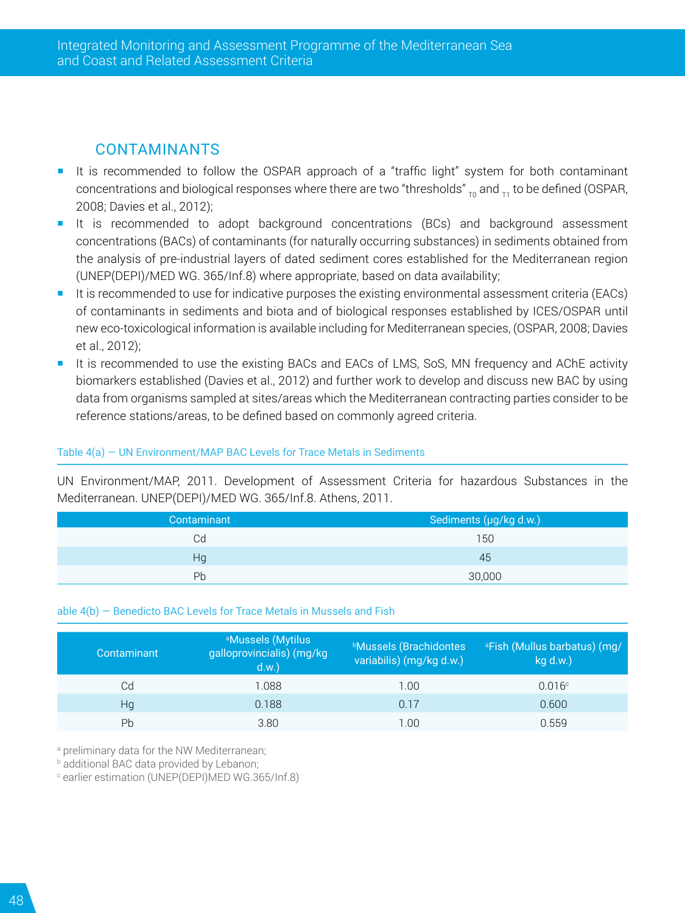## CONTAMINANTS

- It is recommended to follow the OSPAR approach of a "traffic light" system for both contaminant concentrations and biological responses where there are two "thresholds" $_{T0}$ and $_{T1}$ to be defined (OSPAR, 2008; Davies et al., 2012);
- It is recommended to adopt background concentrations (BCs) and background assessment concentrations (BACs) of contaminants (for naturally occurring substances) in sediments obtained from the analysis of pre-industrial layers of dated sediment cores established for the Mediterranean region (UNEP(DEPI)/MED WG. 365/Inf.8) where appropriate, based on data availability;
- It is recommended to use for indicative purposes the existing environmental assessment criteria (EACs) of contaminants in sediments and biota and of biological responses established by ICES/OSPAR until new eco-toxicological information is available including for Mediterranean species, (OSPAR, 2008; Davies et al., 2012);
- It is recommended to use the existing BACs and EACs of LMS, SoS, MN frequency and AChE activity biomarkers established (Davies et al., 2012) and further work to develop and discuss new BAC by using data from organisms sampled at sites/areas which the Mediterranean contracting parties consider to be reference stations/areas, to be defined based on commonly agreed criteria.

Table 4(a) — UN Environment/MAP BAC Levels for Trace Metals in Sediments

UN Environment/MAP, 2011. Development of Assessment Criteria for hazardous Substances in the Mediterranean. UNEP(DEPI)/MED WG. 365/Inf.8. Athens, 2011.

| Contaminant | Sediments (μg/kg d.w.) |
|---|---|
| Cd | 150 |
| Hg | 45 |
| Pb | 30,000 |

able 4(b) — Benedicto BAC Levels for Trace Metals in Mussels and Fish

| Contaminant | [a]Mussels (Mytilus galloprovincialis) (mg/kg d.w.) | [b]Mussels (Brachidontes variabilis) (mg/kg d.w.) | [a]Fish (Mullus barbatus) (mg/kg d.w.) |
|---|---|---|---|
| Cd | 1.088 | 1.00 | 0.016[c] |
| Hg | 0.188 | 0.17 | 0.600 |
| Pb | 3.80 | 1.00 | 0.559 |

[a] preliminary data for the NW Mediterranean;
[b] additional BAC data provided by Lebanon;
[c] earlier estimation (UNEP(DEPI)MED WG.365/Inf.8)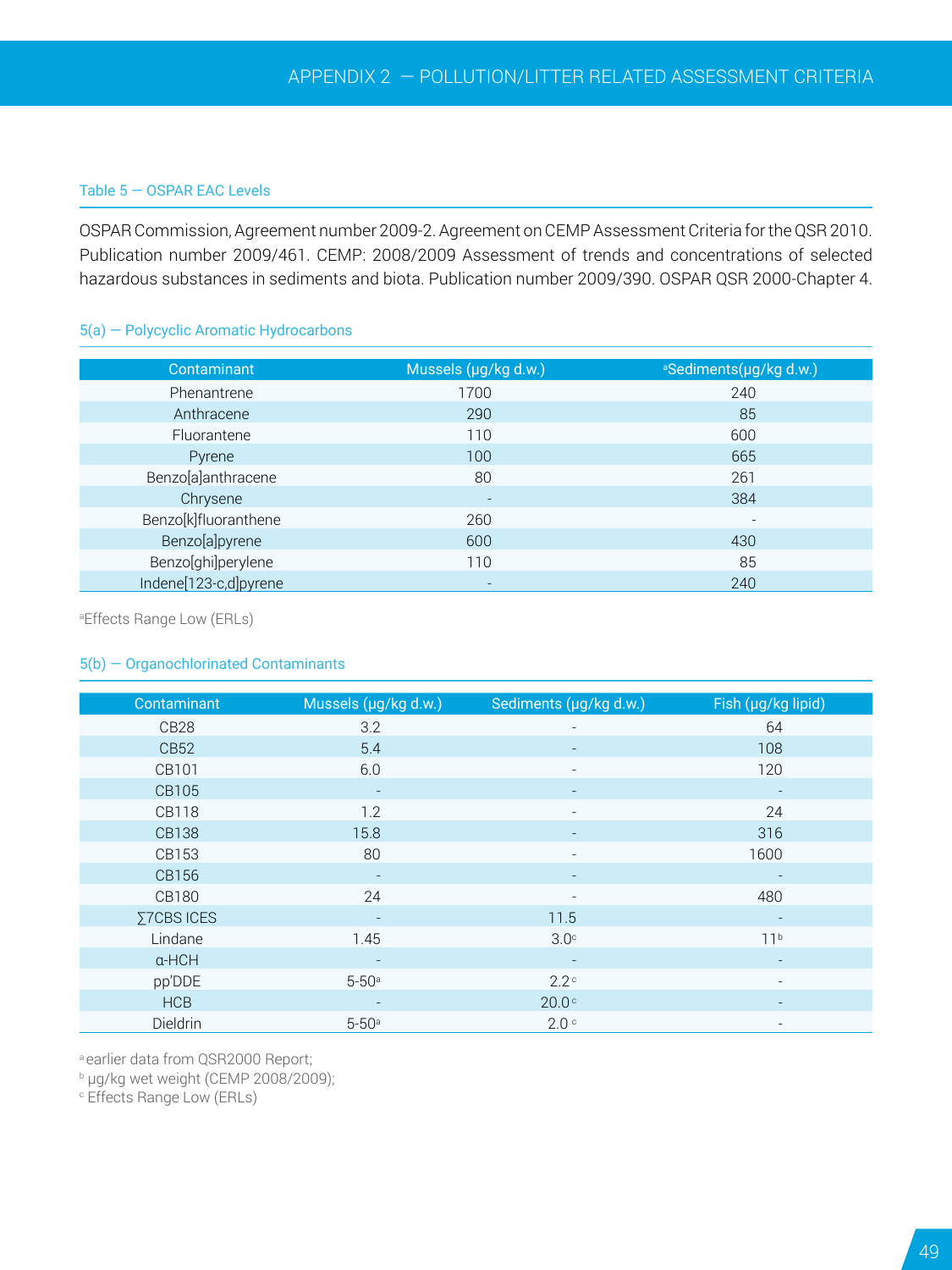## Table 5 — OSPAR EAC Levels

OSPAR Commission, Agreement number 2009-2. Agreement on CEMP Assessment Criteria for the QSR 2010. Publication number 2009/461. CEMP: 2008/2009 Assessment of trends and concentrations of selected hazardous substances in sediments and biota. Publication number 2009/390. OSPAR QSR 2000-Chapter 4.

### 5(a) — Polycyclic Aromatic Hydrocarbons

| Contaminant | Mussels (µg/kg d.w.) | [a]Sediments(µg/kg d.w.) |
|---|---|---|
| Phenantrene | 1700 | 240 |
| Anthracene | 290 | 85 |
| Fluorantene | 110 | 600 |
| Pyrene | 100 | 665 |
| Benzo[a]anthracene | 80 | 261 |
| Chrysene | - | 384 |
| Benzo[k]fluoranthene | 260 | - |
| Benzo[a]pyrene | 600 | 430 |
| Benzo[ghi]perylene | 110 | 85 |
| Indene[123-c,d]pyrene | - | 240 |

[a]Effects Range Low (ERLs)

### 5(b) — Organochlorinated Contaminants

| Contaminant | Mussels (µg/kg d.w.) | Sediments (µg/kg d.w.) | Fish (µg/kg lipid) |
|---|---|---|---|
| CB28 | 3.2 | - | 64 |
| CB52 | 5.4 | - | 108 |
| CB101 | 6.0 | - | 120 |
| CB105 | - | - | - |
| CB118 | 1.2 | - | 24 |
| CB138 | 15.8 | - | 316 |
| CB153 | 80 | - | 1600 |
| CB156 | - | - | - |
| CB180 | 24 | - | 480 |
| ∑7CBS ICES | - | 11.5 | - |
| Lindane | 1.45 | 3.0[c] | 11[b] |
| α-HCH | - | - | - |
| pp'DDE | 5-50[a] | 2.2[c] | - |
| HCB | - | 20.0[c] | - |
| Dieldrin | 5-50[a] | 2.0[c] | - |

[a] earlier data from QSR2000 Report;
[b] µg/kg wet weight (CEMP 2008/2009);
[c] Effects Range Low (ERLs)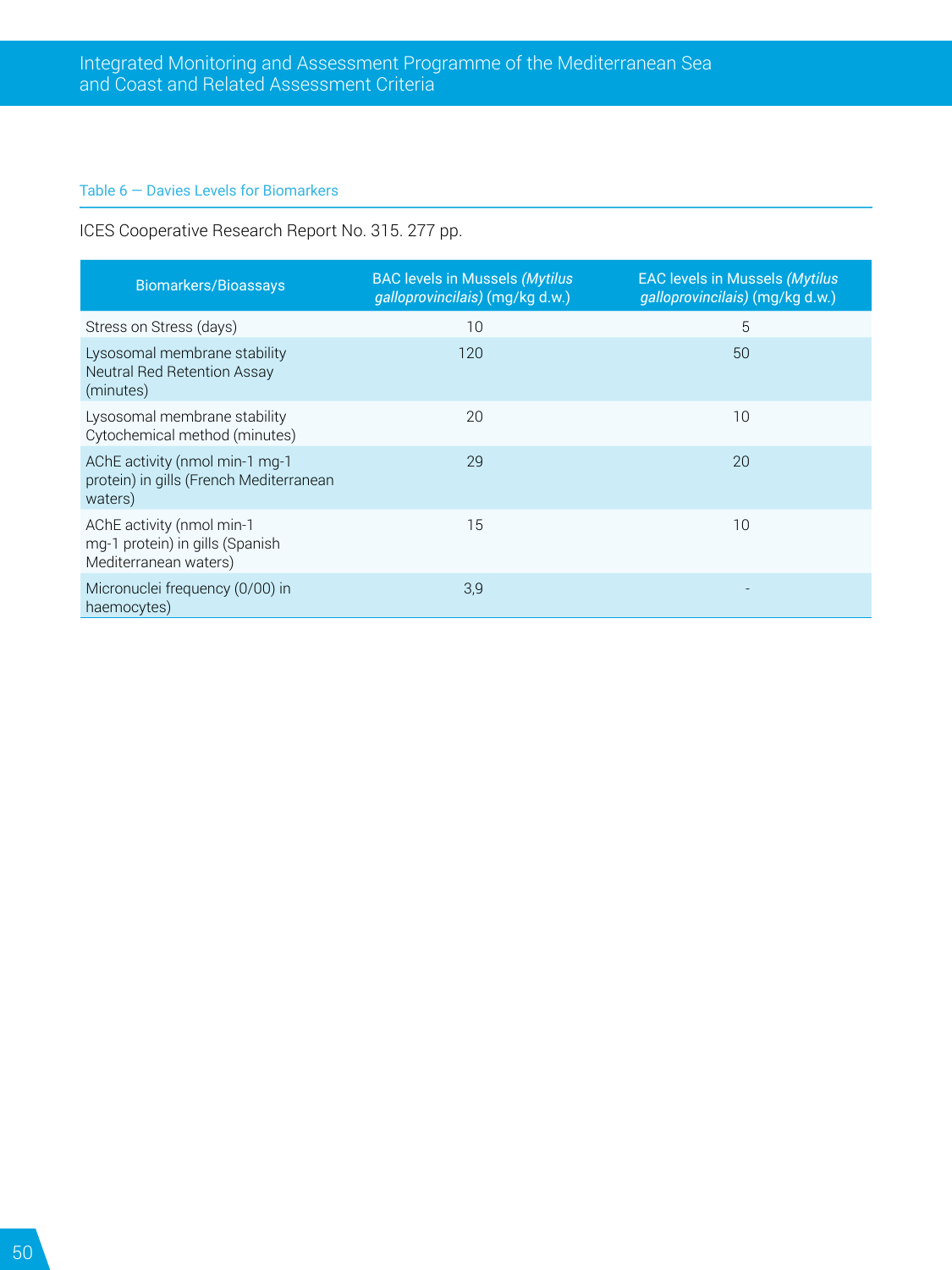Table 6 — Davies Levels for Biomarkers

ICES Cooperative Research Report No. 315. 277 pp.

| Biomarkers/Bioassays | BAC levels in Mussels *(Mytilus galloprovincilais)* (mg/kg d.w.) | EAC levels in Mussels *(Mytilus galloprovincilais)* (mg/kg d.w.) |
|---|---|---|
| Stress on Stress (days) | 10 | 5 |
| Lysosomal membrane stability Neutral Red Retention Assay (minutes) | 120 | 50 |
| Lysosomal membrane stability Cytochemical method (minutes) | 20 | 10 |
| AChE activity (nmol min-1 mg-1 protein) in gills (French Mediterranean waters) | 29 | 20 |
| AChE activity (nmol min-1 mg-1 protein) in gills (Spanish Mediterranean waters) | 15 | 10 |
| Micronuclei frequency (0/00) in haemocytes) | 3,9 | - |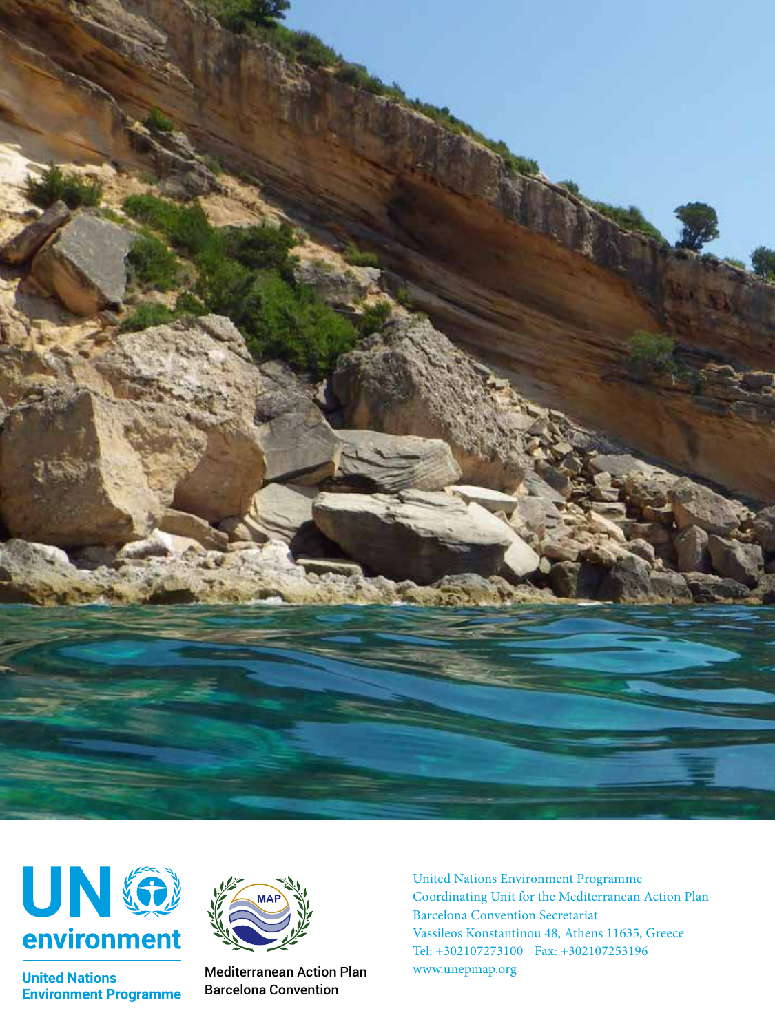UN environment

United Nations Environment Programme

Mediterranean Action Plan
Barcelona Convention

United Nations Environment Programme
Coordinating Unit for the Mediterranean Action Plan
Barcelona Convention Secretariat
Vassileos Konstantinou 48, Athens 11635, Greece
Tel: +302107273100 - Fax: +302107253196
www.unepmap.org